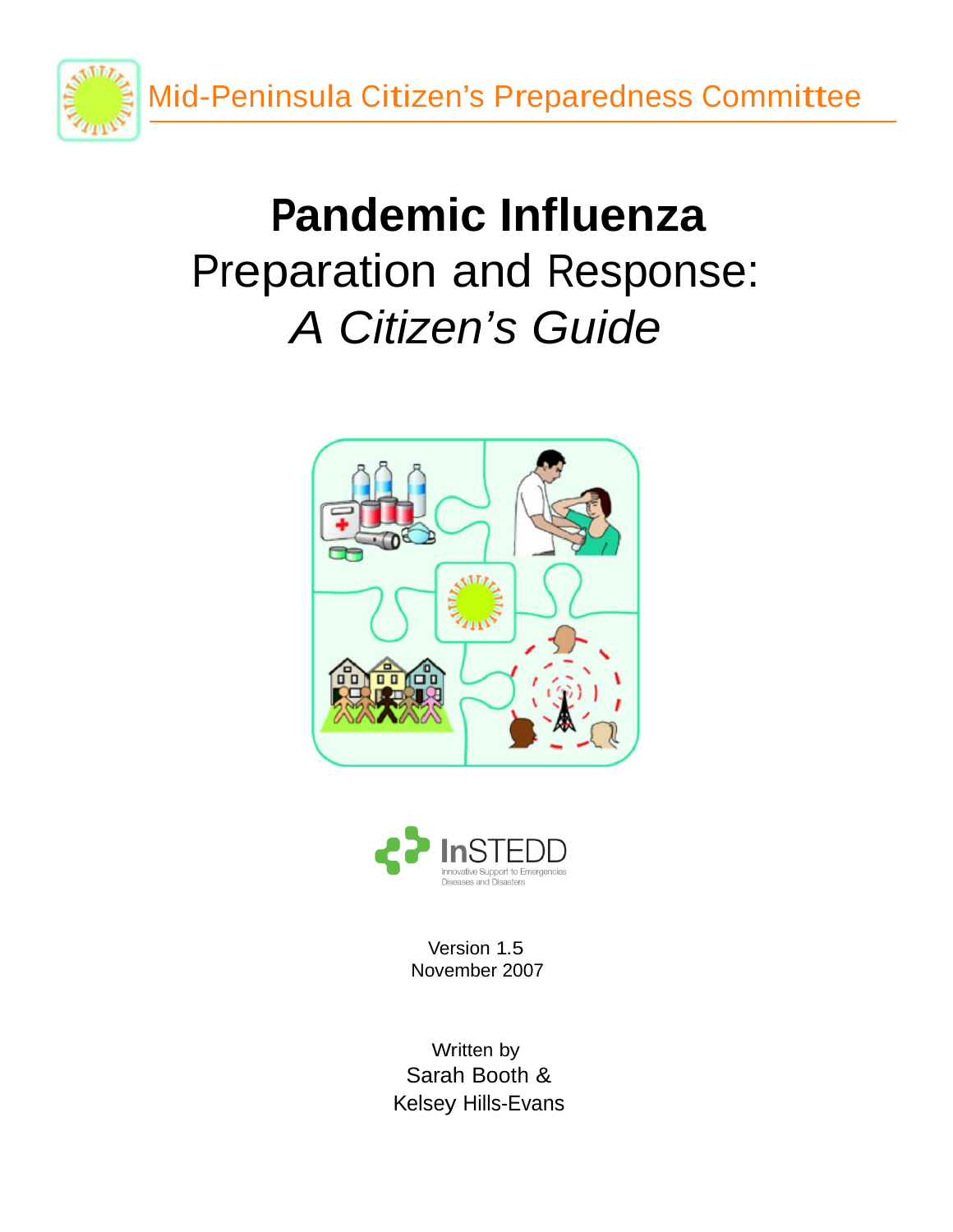Mid-Peninsula Citizen's Preparedness Committee

# Pandemic Influenza

## Preparation and Response:

## *A Citizen's Guide*

InSTEDD

Innovative Support to Emergencies Diseases and Disasters

Version 1.5
November 2007

Written by
Sarah Booth &
Kelsey Hills-Evans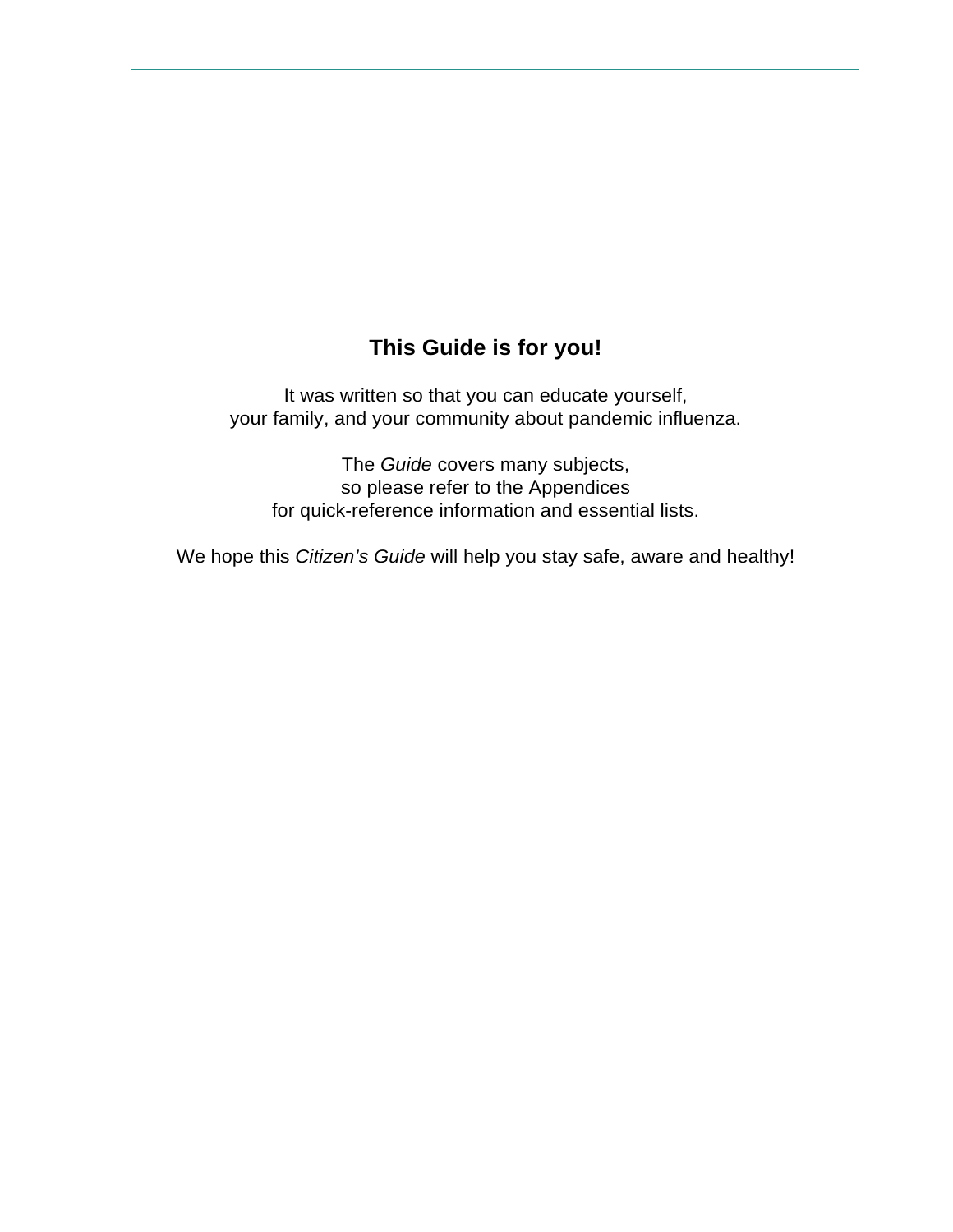**This Guide is for you!**

It was written so that you can educate yourself,
your family, and your community about pandemic influenza.

The *Guide* covers many subjects,
so please refer to the Appendices
for quick-reference information and essential lists.

We hope this *Citizen's Guide* will help you stay safe, aware and healthy!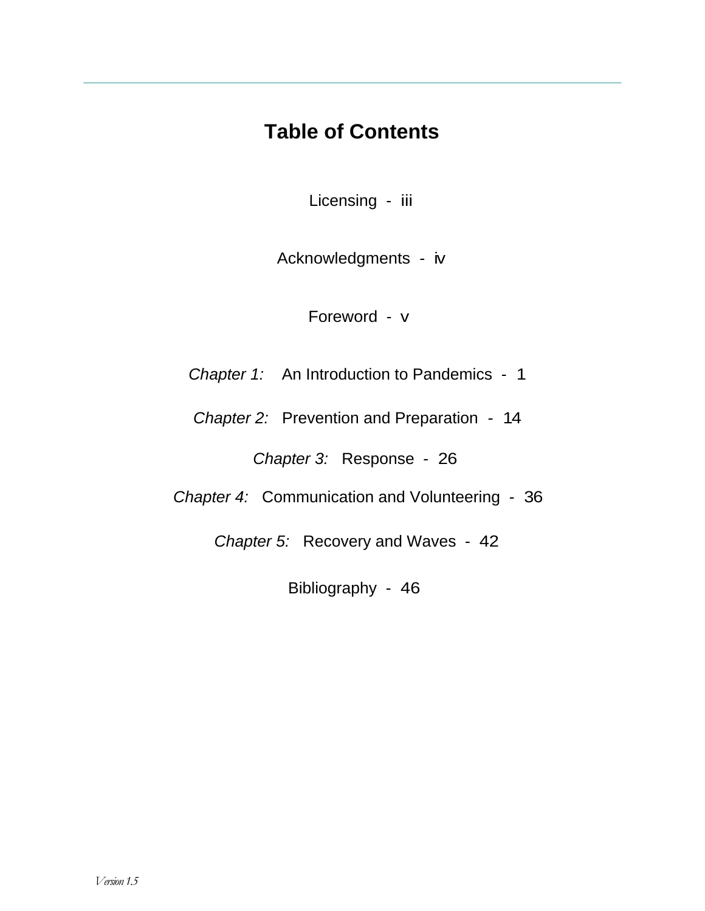# Table of Contents

Licensing - iii

Acknowledgments - iv

Foreword - v

*Chapter 1:* An Introduction to Pandemics - 1

*Chapter 2:* Prevention and Preparation - 14

*Chapter 3:* Response - 26

*Chapter 4:* Communication and Volunteering - 36

*Chapter 5:* Recovery and Waves - 42

Bibliography - 46

*Version 1.5*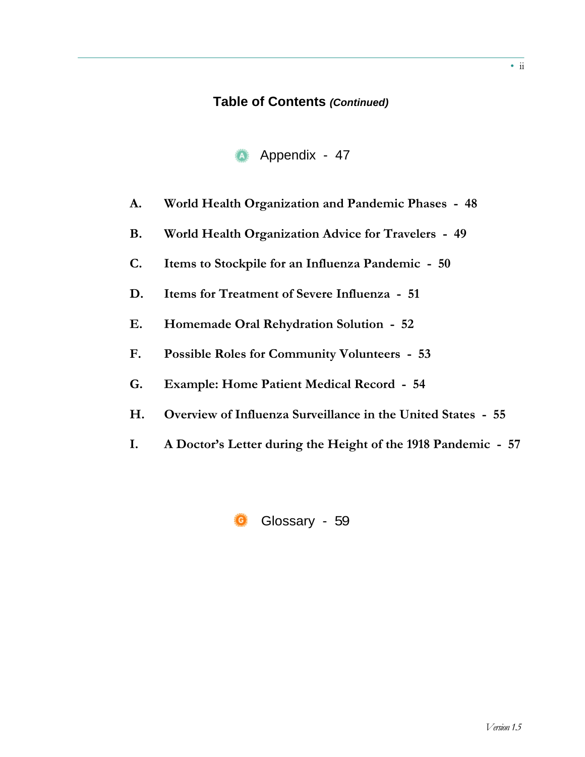## Table of Contents *(Continued)*

### Appendix - 47

**A.** **World Health Organization and Pandemic Phases - 48**

**B.** **World Health Organization Advice for Travelers - 49**

**C.** **Items to Stockpile for an Influenza Pandemic - 50**

**D.** **Items for Treatment of Severe Influenza - 51**

**E.** **Homemade Oral Rehydration Solution - 52**

**F.** **Possible Roles for Community Volunteers - 53**

**G.** **Example: Home Patient Medical Record - 54**

**H.** **Overview of Influenza Surveillance in the United States - 55**

**I.** **A Doctor's Letter during the Height of the 1918 Pandemic - 57**

### Glossary - 59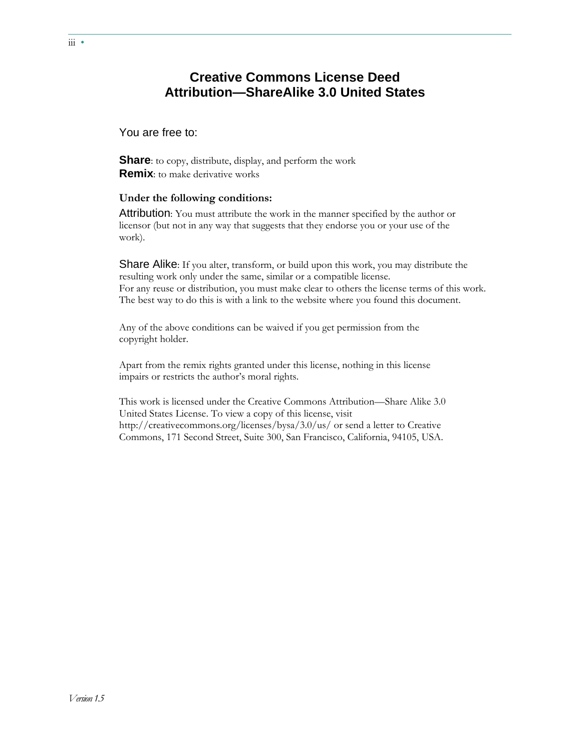# Creative Commons License Deed
# Attribution—ShareAlike 3.0 United States

You are free to:

**Share**: to copy, distribute, display, and perform the work
**Remix**: to make derivative works

**Under the following conditions:**

Attribution: You must attribute the work in the manner specified by the author or licensor (but not in any way that suggests that they endorse you or your use of the work).

Share Alike: If you alter, transform, or build upon this work, you may distribute the resulting work only under the same, similar or a compatible license.
For any reuse or distribution, you must make clear to others the license terms of this work. The best way to do this is with a link to the website where you found this document.

Any of the above conditions can be waived if you get permission from the copyright holder.

Apart from the remix rights granted under this license, nothing in this license impairs or restricts the author's moral rights.

This work is licensed under the Creative Commons Attribution—Share Alike 3.0 United States License. To view a copy of this license, visit http://creativecommons.org/licenses/bysa/3.0/us/ or send a letter to Creative Commons, 171 Second Street, Suite 300, San Francisco, California, 94105, USA.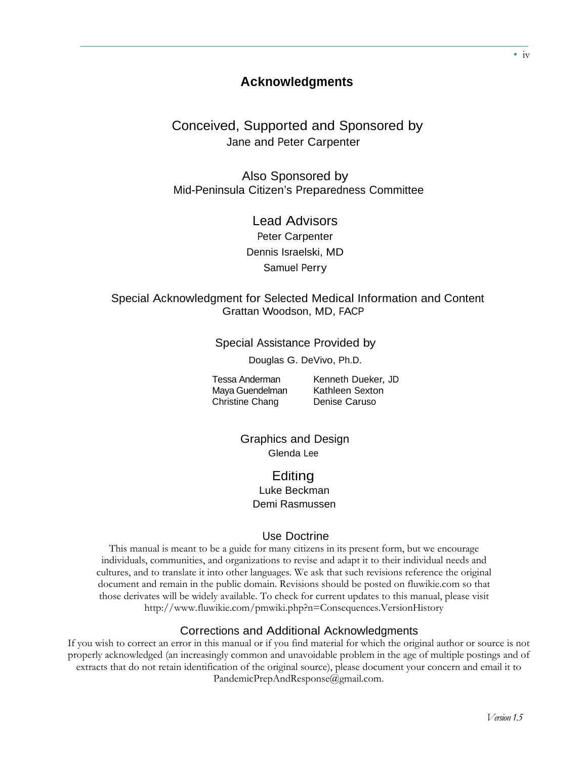# Acknowledgments

## Conceived, Supported and Sponsored by

Jane and Peter Carpenter

## Also Sponsored by

Mid-Peninsula Citizen's Preparedness Committee

## Lead Advisors

Peter Carpenter

Dennis Israelski, MD

Samuel Perry

## Special Acknowledgment for Selected Medical Information and Content

Grattan Woodson, MD, FACP

## Special Assistance Provided by

Douglas G. DeVivo, Ph.D.

Tessa Anderman
Maya Guendelman
Christine Chang
Kenneth Dueker, JD
Kathleen Sexton
Denise Caruso

## Graphics and Design

Glenda Lee

## Editing

Luke Beckman

Demi Rasmussen

## Use Doctrine

This manual is meant to be a guide for many citizens in its present form, but we encourage individuals, communities, and organizations to revise and adapt it to their individual needs and cultures, and to translate it into other languages. We ask that such revisions reference the original document and remain in the public domain. Revisions should be posted on fluwikie.com so that those derivates will be widely available. To check for current updates to this manual, please visit http://www.fluwikie.com/pmwiki.php?n=Consequences.VersionHistory

## Corrections and Additional Acknowledgments

If you wish to correct an error in this manual or if you find material for which the original author or source is not properly acknowledged (an increasingly common and unavoidable problem in the age of multiple postings and of extracts that do not retain identification of the original source), please document your concern and email it to PandemicPrepAndResponse@gmail.com.

*Version 1.5*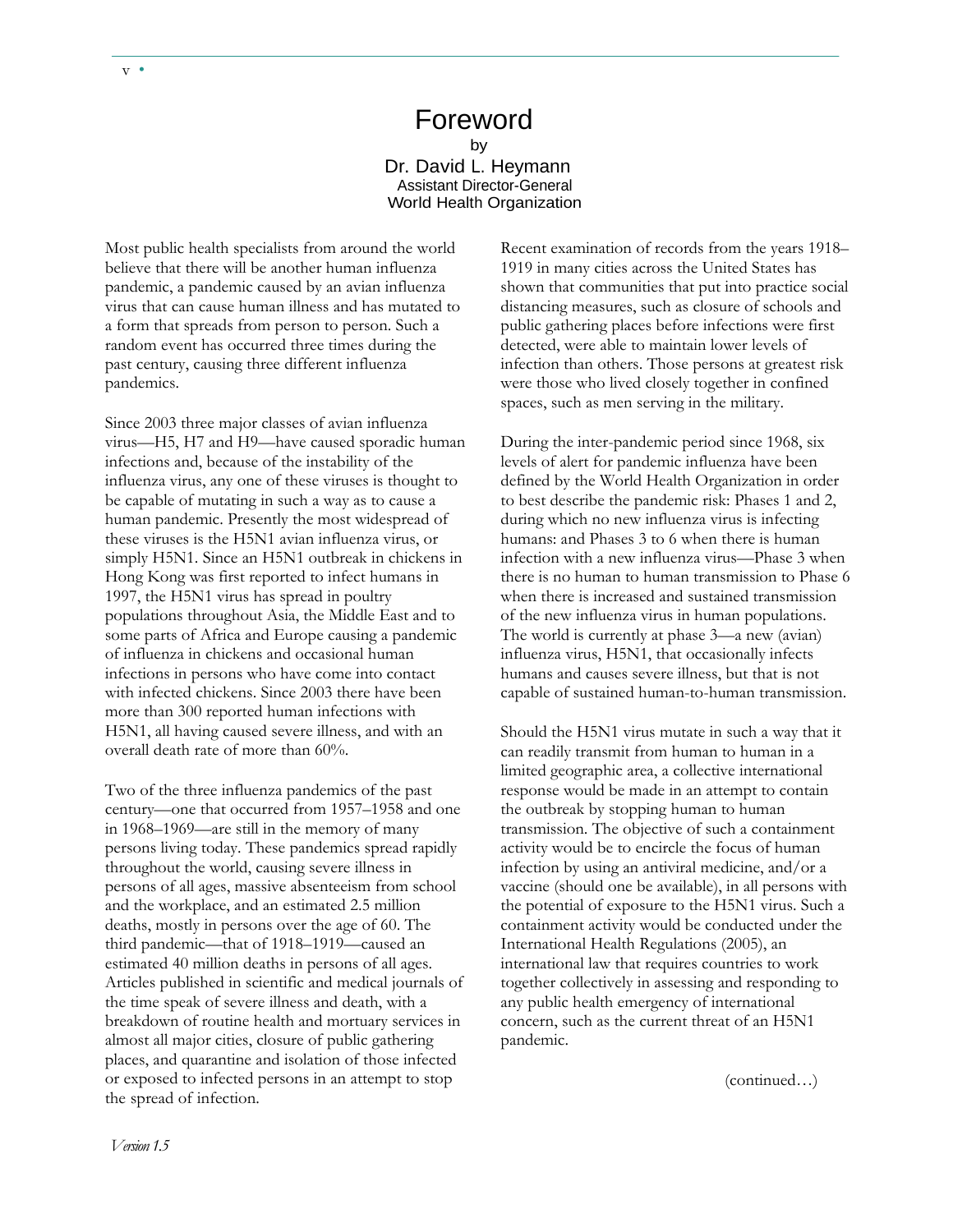# Foreword

by

Dr. David L. Heymann
Assistant Director-General
World Health Organization

Most public health specialists from around the world believe that there will be another human influenza pandemic, a pandemic caused by an avian influenza virus that can cause human illness and has mutated to a form that spreads from person to person. Such a random event has occurred three times during the past century, causing three different influenza pandemics.

Since 2003 three major classes of avian influenza virus—H5, H7 and H9—have caused sporadic human infections and, because of the instability of the influenza virus, any one of these viruses is thought to be capable of mutating in such a way as to cause a human pandemic. Presently the most widespread of these viruses is the H5N1 avian influenza virus, or simply H5N1. Since an H5N1 outbreak in chickens in Hong Kong was first reported to infect humans in 1997, the H5N1 virus has spread in poultry populations throughout Asia, the Middle East and to some parts of Africa and Europe causing a pandemic of influenza in chickens and occasional human infections in persons who have come into contact with infected chickens. Since 2003 there have been more than 300 reported human infections with H5N1, all having caused severe illness, and with an overall death rate of more than 60%.

Two of the three influenza pandemics of the past century—one that occurred from 1957–1958 and one in 1968–1969—are still in the memory of many persons living today. These pandemics spread rapidly throughout the world, causing severe illness in persons of all ages, massive absenteeism from school and the workplace, and an estimated 2.5 million deaths, mostly in persons over the age of 60. The third pandemic—that of 1918–1919—caused an estimated 40 million deaths in persons of all ages. Articles published in scientific and medical journals of the time speak of severe illness and death, with a breakdown of routine health and mortuary services in almost all major cities, closure of public gathering places, and quarantine and isolation of those infected or exposed to infected persons in an attempt to stop the spread of infection.

Recent examination of records from the years 1918–1919 in many cities across the United States has shown that communities that put into practice social distancing measures, such as closure of schools and public gathering places before infections were first detected, were able to maintain lower levels of infection than others. Those persons at greatest risk were those who lived closely together in confined spaces, such as men serving in the military.

During the inter-pandemic period since 1968, six levels of alert for pandemic influenza have been defined by the World Health Organization in order to best describe the pandemic risk: Phases 1 and 2, during which no new influenza virus is infecting humans: and Phases 3 to 6 when there is human infection with a new influenza virus—Phase 3 when there is no human to human transmission to Phase 6 when there is increased and sustained transmission of the new influenza virus in human populations. The world is currently at phase 3—a new (avian) influenza virus, H5N1, that occasionally infects humans and causes severe illness, but that is not capable of sustained human-to-human transmission.

Should the H5N1 virus mutate in such a way that it can readily transmit from human to human in a limited geographic area, a collective international response would be made in an attempt to contain the outbreak by stopping human to human transmission. The objective of such a containment activity would be to encircle the focus of human infection by using an antiviral medicine, and/or a vaccine (should one be available), in all persons with the potential of exposure to the H5N1 virus. Such a containment activity would be conducted under the International Health Regulations (2005), an international law that requires countries to work together collectively in assessing and responding to any public health emergency of international concern, such as the current threat of an H5N1 pandemic.

(continued…)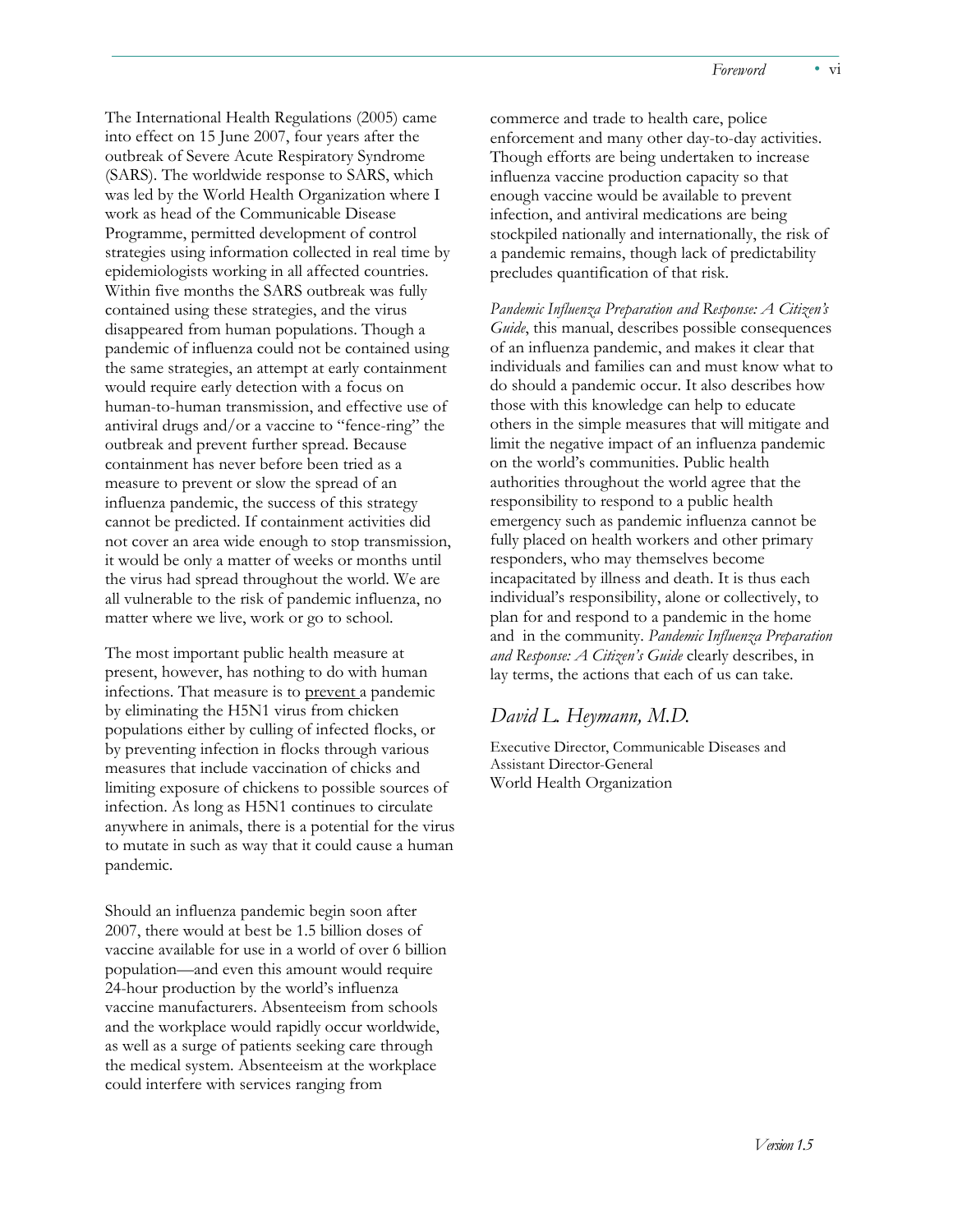The International Health Regulations (2005) came into effect on 15 June 2007, four years after the outbreak of Severe Acute Respiratory Syndrome (SARS). The worldwide response to SARS, which was led by the World Health Organization where I work as head of the Communicable Disease Programme, permitted development of control strategies using information collected in real time by epidemiologists working in all affected countries. Within five months the SARS outbreak was fully contained using these strategies, and the virus disappeared from human populations. Though a pandemic of influenza could not be contained using the same strategies, an attempt at early containment would require early detection with a focus on human-to-human transmission, and effective use of antiviral drugs and/or a vaccine to "fence-ring" the outbreak and prevent further spread. Because containment has never before been tried as a measure to prevent or slow the spread of an influenza pandemic, the success of this strategy cannot be predicted. If containment activities did not cover an area wide enough to stop transmission, it would be only a matter of weeks or months until the virus had spread throughout the world. We are all vulnerable to the risk of pandemic influenza, no matter where we live, work or go to school.

The most important public health measure at present, however, has nothing to do with human infections. That measure is to prevent a pandemic by eliminating the H5N1 virus from chicken populations either by culling of infected flocks, or by preventing infection in flocks through various measures that include vaccination of chicks and limiting exposure of chickens to possible sources of infection. As long as H5N1 continues to circulate anywhere in animals, there is a potential for the virus to mutate in such as way that it could cause a human pandemic.

Should an influenza pandemic begin soon after 2007, there would at best be 1.5 billion doses of vaccine available for use in a world of over 6 billion population—and even this amount would require 24-hour production by the world's influenza vaccine manufacturers. Absenteeism from schools and the workplace would rapidly occur worldwide, as well as a surge of patients seeking care through the medical system. Absenteeism at the workplace could interfere with services ranging from commerce and trade to health care, police enforcement and many other day-to-day activities. Though efforts are being undertaken to increase influenza vaccine production capacity so that enough vaccine would be available to prevent infection, and antiviral medications are being stockpiled nationally and internationally, the risk of a pandemic remains, though lack of predictability precludes quantification of that risk.

*Pandemic Influenza Preparation and Response: A Citizen's Guide*, this manual, describes possible consequences of an influenza pandemic, and makes it clear that individuals and families can and must know what to do should a pandemic occur. It also describes how those with this knowledge can help to educate others in the simple measures that will mitigate and limit the negative impact of an influenza pandemic on the world's communities. Public health authorities throughout the world agree that the responsibility to respond to a public health emergency such as pandemic influenza cannot be fully placed on health workers and other primary responders, who may themselves become incapacitated by illness and death. It is thus each individual's responsibility, alone or collectively, to plan for and respond to a pandemic in the home and in the community. *Pandemic Influenza Preparation and Response: A Citizen's Guide* clearly describes, in lay terms, the actions that each of us can take.

*David L. Heymann, M.D.*

Executive Director, Communicable Diseases and
Assistant Director-General
World Health Organization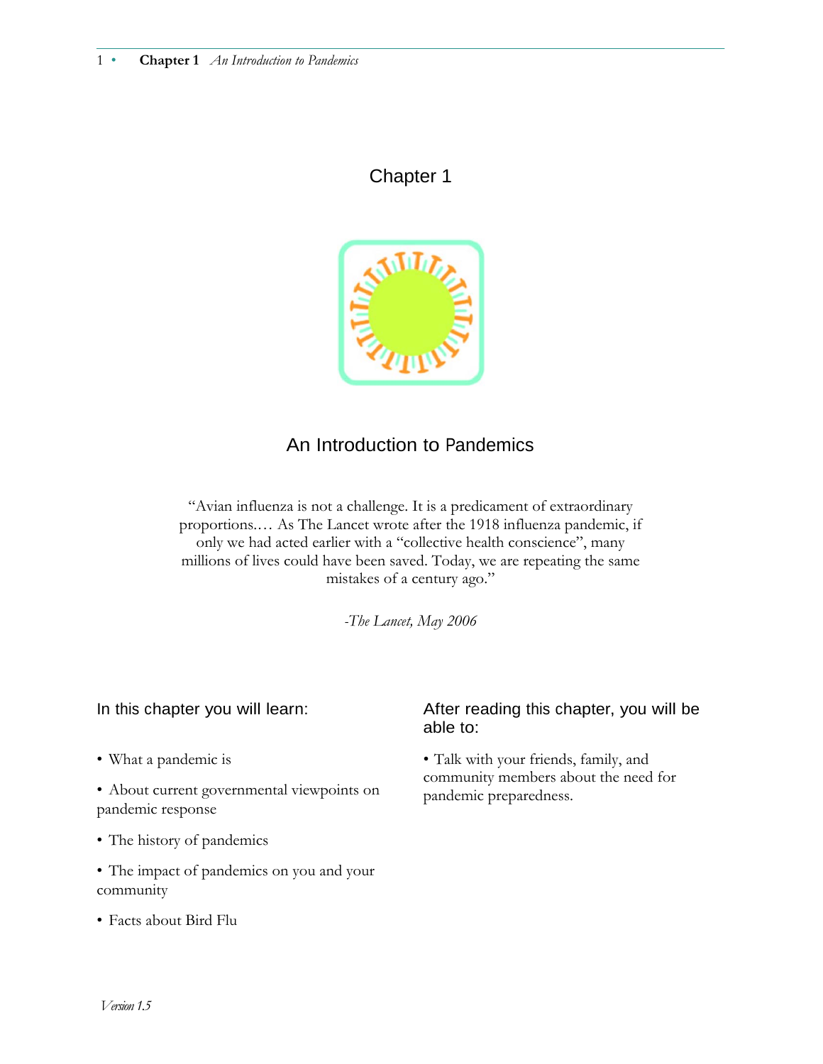# Chapter 1

## An Introduction to Pandemics

"Avian influenza is not a challenge. It is a predicament of extraordinary proportions.… As The Lancet wrote after the 1918 influenza pandemic, if only we had acted earlier with a "collective health conscience", many millions of lives could have been saved. Today, we are repeating the same mistakes of a century ago."

*-The Lancet, May 2006*

### In this chapter you will learn:

- What a pandemic is
- About current governmental viewpoints on pandemic response
- The history of pandemics
- The impact of pandemics on you and your community
- Facts about Bird Flu

### After reading this chapter, you will be able to:

- Talk with your friends, family, and community members about the need for pandemic preparedness.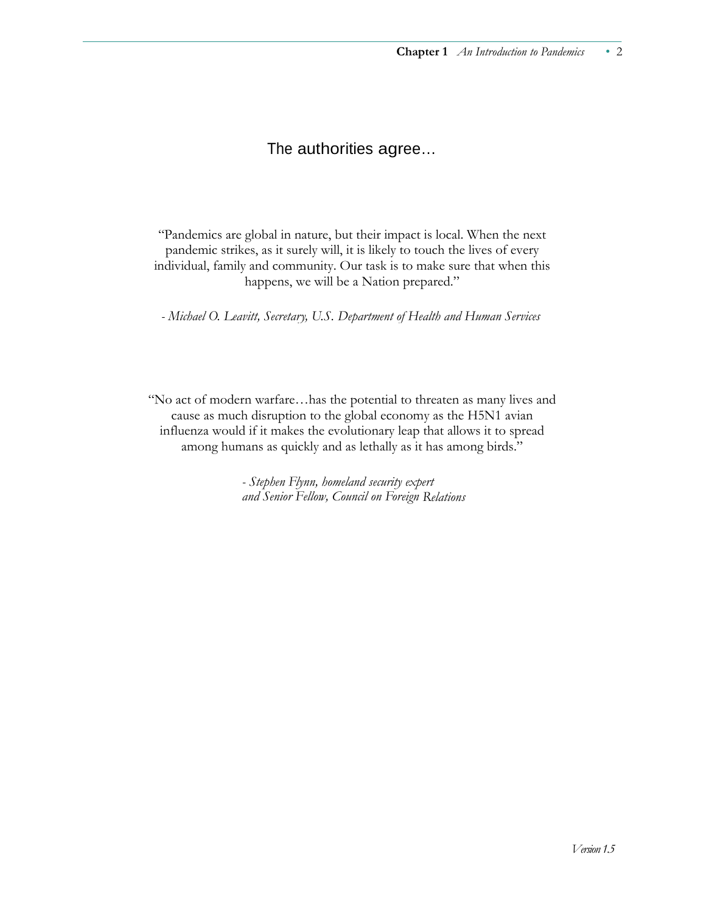## The authorities agree…

"Pandemics are global in nature, but their impact is local. When the next pandemic strikes, as it surely will, it is likely to touch the lives of every individual, family and community. Our task is to make sure that when this happens, we will be a Nation prepared."

*- Michael O. Leavitt, Secretary, U.S. Department of Health and Human Services*

"No act of modern warfare…has the potential to threaten as many lives and cause as much disruption to the global economy as the H5N1 avian influenza would if it makes the evolutionary leap that allows it to spread among humans as quickly and as lethally as it has among birds."

*- Stephen Flynn, homeland security expert and Senior Fellow, Council on Foreign Relations*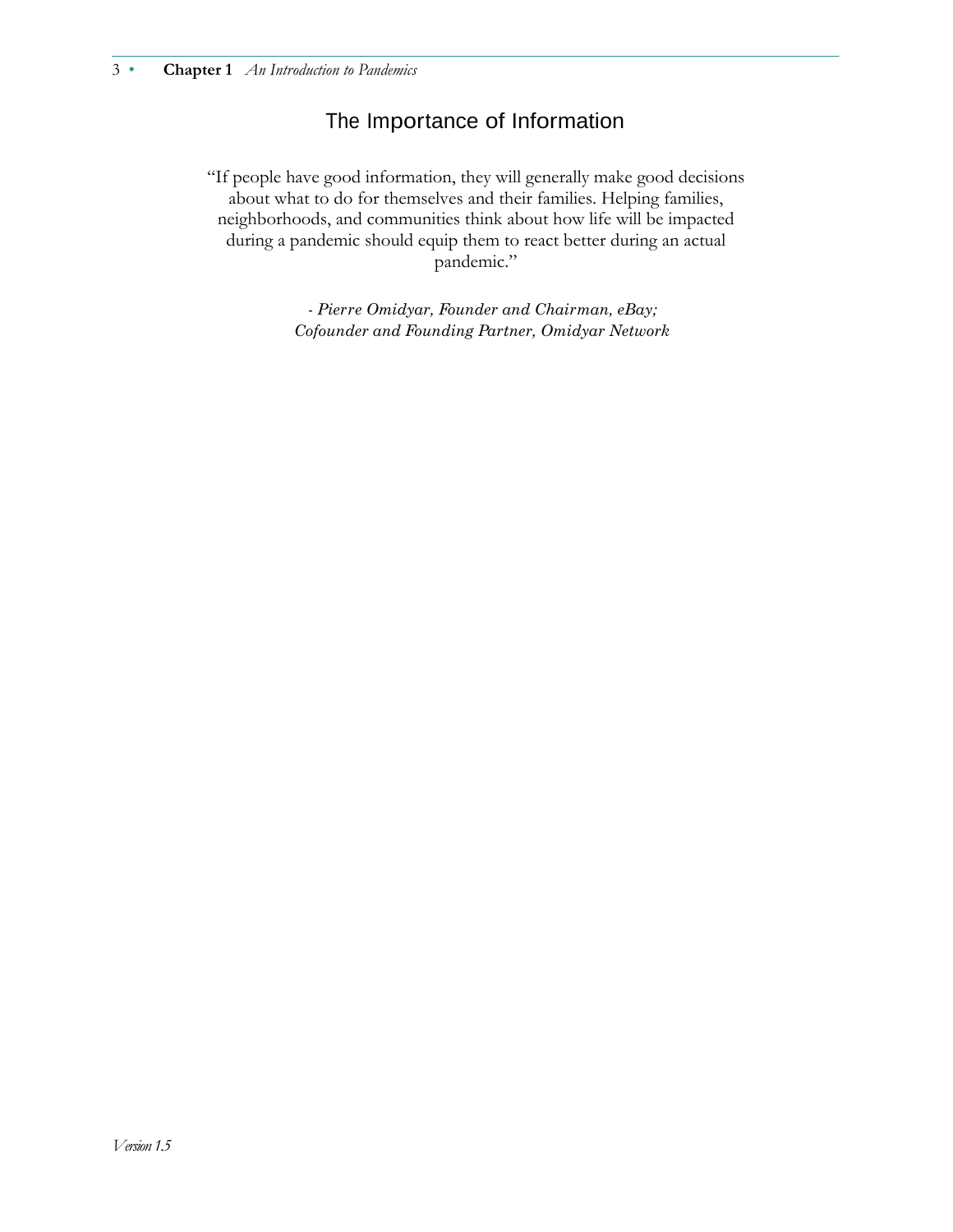## The Importance of Information

"If people have good information, they will generally make good decisions about what to do for themselves and their families. Helping families, neighborhoods, and communities think about how life will be impacted during a pandemic should equip them to react better during an actual pandemic."

- *Pierre Omidyar, Founder and Chairman, eBay; Cofounder and Founding Partner, Omidyar Network*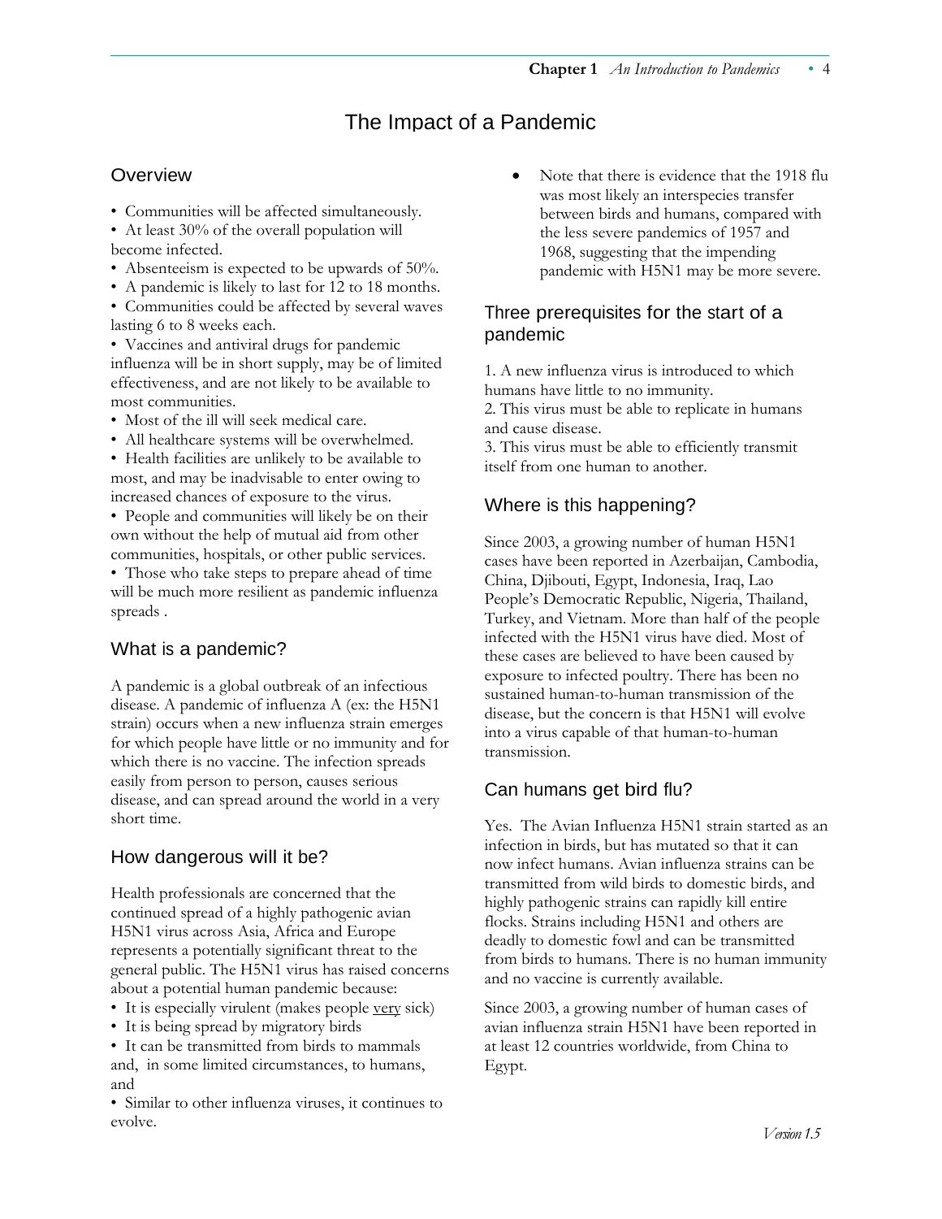# The Impact of a Pandemic

## Overview

- Communities will be affected simultaneously.
- At least 30% of the overall population will become infected.
- Absenteeism is expected to be upwards of 50%.
- A pandemic is likely to last for 12 to 18 months.
- Communities could be affected by several waves lasting 6 to 8 weeks each.
- Vaccines and antiviral drugs for pandemic influenza will be in short supply, may be of limited effectiveness, and are not likely to be available to most communities.
- Most of the ill will seek medical care.
- All healthcare systems will be overwhelmed.
- Health facilities are unlikely to be available to most, and may be inadvisable to enter owing to increased chances of exposure to the virus.
- People and communities will likely be on their own without the help of mutual aid from other communities, hospitals, or other public services.
- Those who take steps to prepare ahead of time will be much more resilient as pandemic influenza spreads .

## What is a pandemic?

A pandemic is a global outbreak of an infectious disease. A pandemic of influenza A (ex: the H5N1 strain) occurs when a new influenza strain emerges for which people have little or no immunity and for which there is no vaccine. The infection spreads easily from person to person, causes serious disease, and can spread around the world in a very short time.

## How dangerous will it be?

Health professionals are concerned that the continued spread of a highly pathogenic avian H5N1 virus across Asia, Africa and Europe represents a potentially significant threat to the general public. The H5N1 virus has raised concerns about a potential human pandemic because:

- It is especially virulent (makes people <u>very</u> sick)
- It is being spread by migratory birds
- It can be transmitted from birds to mammals and, in some limited circumstances, to humans, and
- Similar to other influenza viruses, it continues to evolve.
- Note that there is evidence that the 1918 flu was most likely an interspecies transfer between birds and humans, compared with the less severe pandemics of 1957 and 1968, suggesting that the impending pandemic with H5N1 may be more severe.

## Three prerequisites for the start of a pandemic

1. A new influenza virus is introduced to which humans have little to no immunity.
2. This virus must be able to replicate in humans and cause disease.
3. This virus must be able to efficiently transmit itself from one human to another.

## Where is this happening?

Since 2003, a growing number of human H5N1 cases have been reported in Azerbaijan, Cambodia, China, Djibouti, Egypt, Indonesia, Iraq, Lao People's Democratic Republic, Nigeria, Thailand, Turkey, and Vietnam. More than half of the people infected with the H5N1 virus have died. Most of these cases are believed to have been caused by exposure to infected poultry. There has been no sustained human-to-human transmission of the disease, but the concern is that H5N1 will evolve into a virus capable of that human-to-human transmission.

## Can humans get bird flu?

Yes. The Avian Influenza H5N1 strain started as an infection in birds, but has mutated so that it can now infect humans. Avian influenza strains can be transmitted from wild birds to domestic birds, and highly pathogenic strains can rapidly kill entire flocks. Strains including H5N1 and others are deadly to domestic fowl and can be transmitted from birds to humans. There is no human immunity and no vaccine is currently available.

Since 2003, a growing number of human cases of avian influenza strain H5N1 have been reported in at least 12 countries worldwide, from China to Egypt.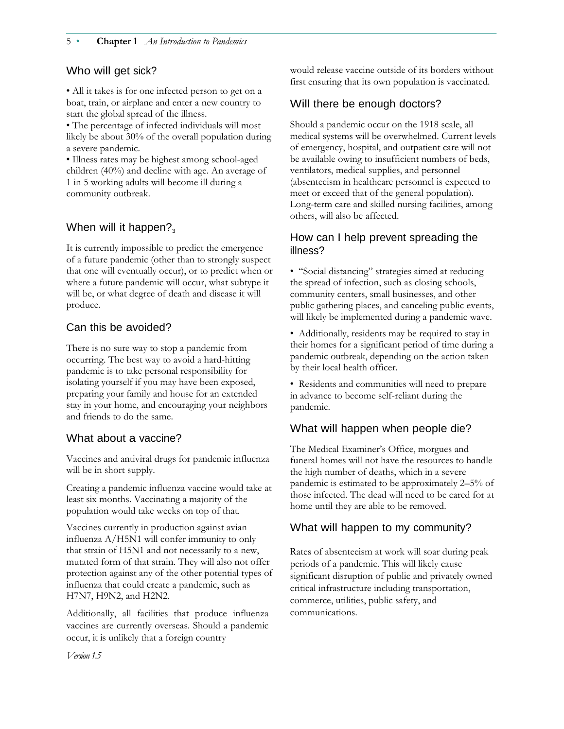## Who will get sick?

• All it takes is for one infected person to get on a boat, train, or airplane and enter a new country to start the global spread of the illness.
• The percentage of infected individuals will most likely be about 30% of the overall population during a severe pandemic.
• Illness rates may be highest among school-aged children (40%) and decline with age. An average of 1 in 5 working adults will become ill during a community outbreak.

## When will it happen?[3]

It is currently impossible to predict the emergence of a future pandemic (other than to strongly suspect that one will eventually occur), or to predict when or where a future pandemic will occur, what subtype it will be, or what degree of death and disease it will produce.

## Can this be avoided?

There is no sure way to stop a pandemic from occurring. The best way to avoid a hard-hitting pandemic is to take personal responsibility for isolating yourself if you may have been exposed, preparing your family and house for an extended stay in your home, and encouraging your neighbors and friends to do the same.

## What about a vaccine?

Vaccines and antiviral drugs for pandemic influenza will be in short supply.

Creating a pandemic influenza vaccine would take at least six months. Vaccinating a majority of the population would take weeks on top of that.

Vaccines currently in production against avian influenza A/H5N1 will confer immunity to only that strain of H5N1 and not necessarily to a new, mutated form of that strain. They will also not offer protection against any of the other potential types of influenza that could create a pandemic, such as H7N7, H9N2, and H2N2.

Additionally, all facilities that produce influenza vaccines are currently overseas. Should a pandemic occur, it is unlikely that a foreign country would release vaccine outside of its borders without first ensuring that its own population is vaccinated.

## Will there be enough doctors?

Should a pandemic occur on the 1918 scale, all medical systems will be overwhelmed. Current levels of emergency, hospital, and outpatient care will not be available owing to insufficient numbers of beds, ventilators, medical supplies, and personnel (absenteeism in healthcare personnel is expected to meet or exceed that of the general population). Long-term care and skilled nursing facilities, among others, will also be affected.

## How can I help prevent spreading the illness?

• "Social distancing" strategies aimed at reducing the spread of infection, such as closing schools, community centers, small businesses, and other public gathering places, and canceling public events, will likely be implemented during a pandemic wave.

• Additionally, residents may be required to stay in their homes for a significant period of time during a pandemic outbreak, depending on the action taken by their local health officer.

• Residents and communities will need to prepare in advance to become self-reliant during the pandemic.

## What will happen when people die?

The Medical Examiner's Office, morgues and funeral homes will not have the resources to handle the high number of deaths, which in a severe pandemic is estimated to be approximately 2–5% of those infected. The dead will need to be cared for at home until they are able to be removed.

## What will happen to my community?

Rates of absenteeism at work will soar during peak periods of a pandemic. This will likely cause significant disruption of public and privately owned critical infrastructure including transportation, commerce, utilities, public safety, and communications.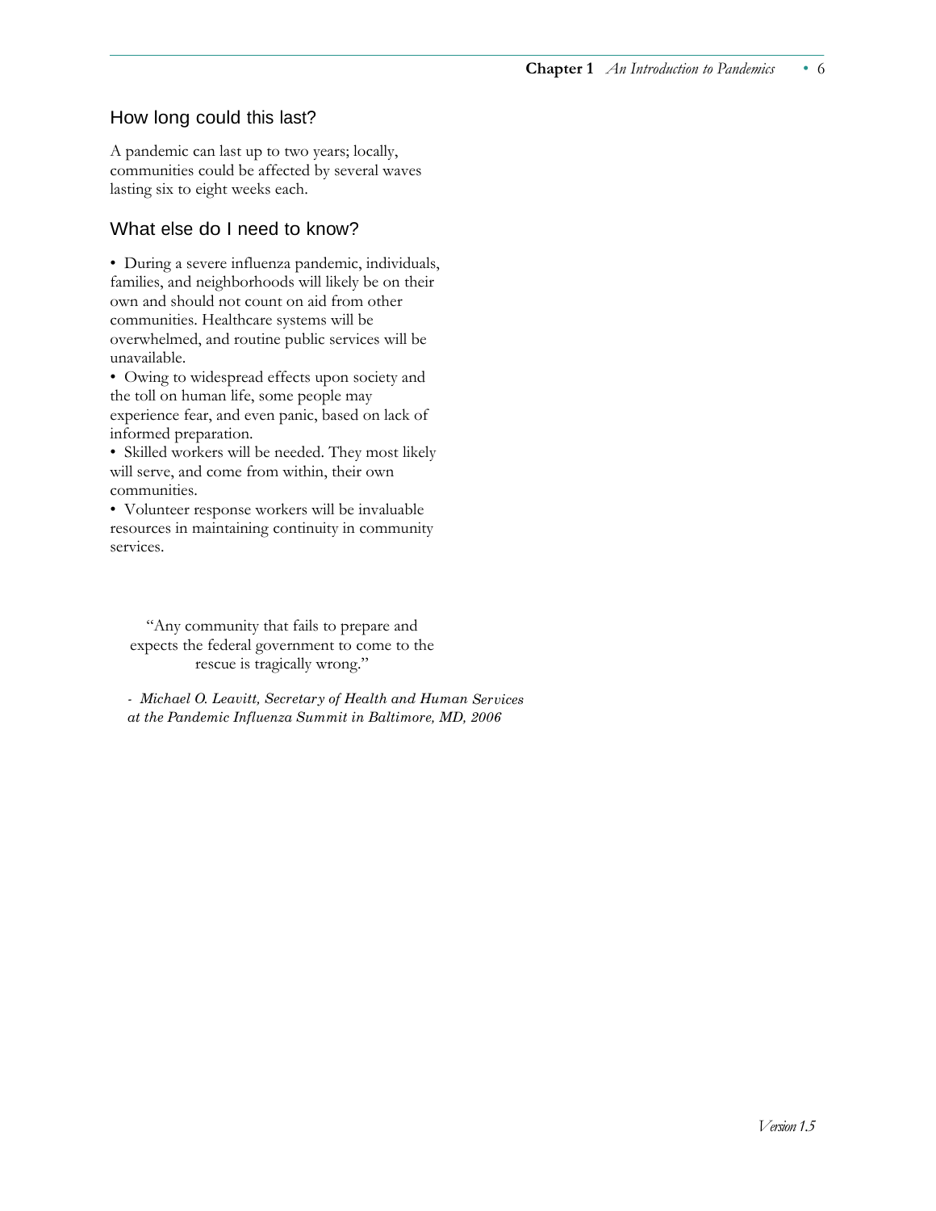## How long could this last?

A pandemic can last up to two years; locally, communities could be affected by several waves lasting six to eight weeks each.

## What else do I need to know?

- During a severe influenza pandemic, individuals, families, and neighborhoods will likely be on their own and should not count on aid from other communities. Healthcare systems will be overwhelmed, and routine public services will be unavailable.
- Owing to widespread effects upon society and the toll on human life, some people may experience fear, and even panic, based on lack of informed preparation.
- Skilled workers will be needed. They most likely will serve, and come from within, their own communities.
- Volunteer response workers will be invaluable resources in maintaining continuity in community services.

> "Any community that fails to prepare and expects the federal government to come to the rescue is tragically wrong."
>
> *- Michael O. Leavitt, Secretary of Health and Human Services at the Pandemic Influenza Summit in Baltimore, MD, 2006*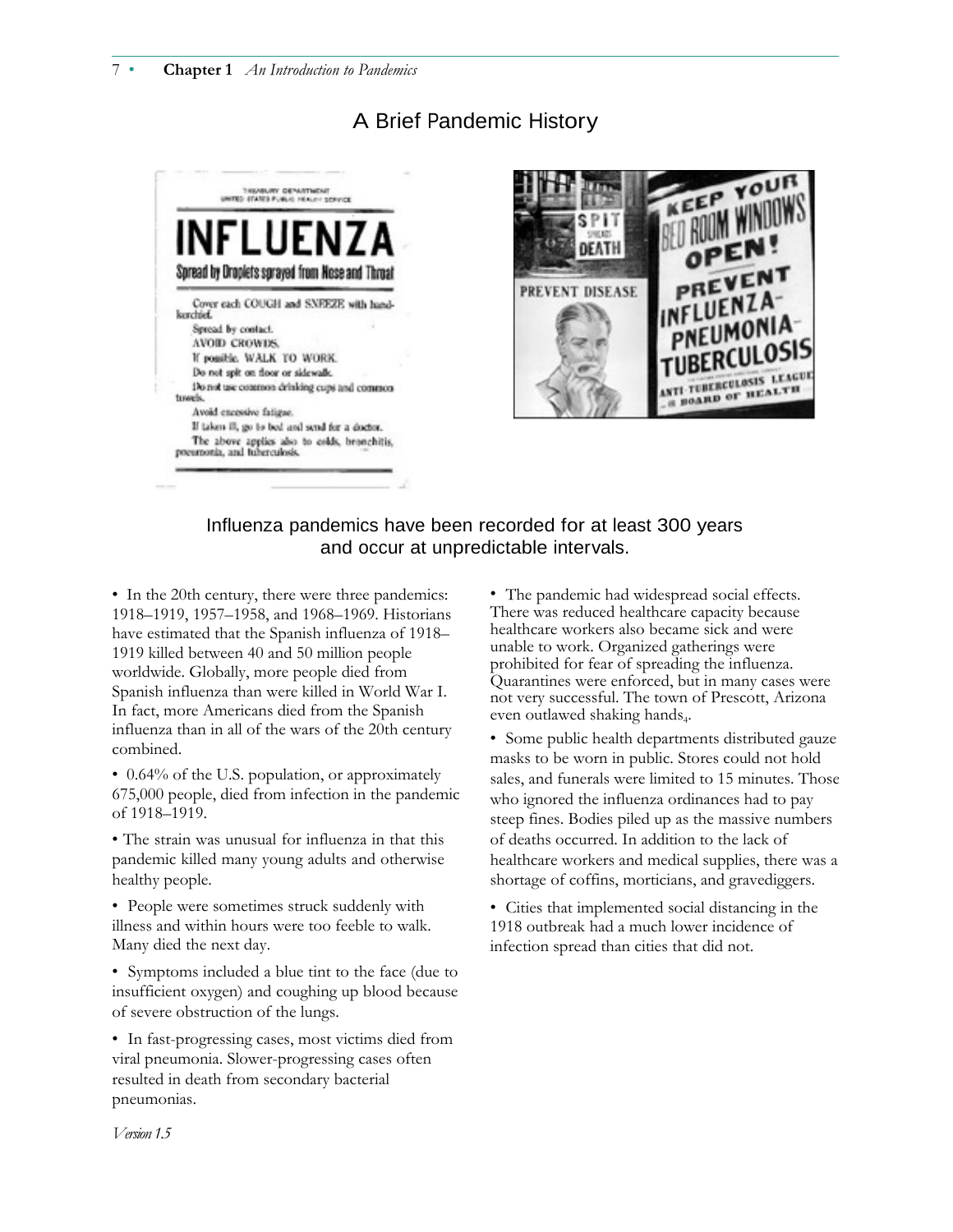## A Brief Pandemic History

Influenza pandemics have been recorded for at least 300 years and occur at unpredictable intervals.

- In the 20th century, there were three pandemics: 1918–1919, 1957–1958, and 1968–1969. Historians have estimated that the Spanish influenza of 1918–1919 killed between 40 and 50 million people worldwide. Globally, more people died from Spanish influenza than were killed in World War I. In fact, more Americans died from the Spanish influenza than in all of the wars of the 20th century combined.
- 0.64% of the U.S. population, or approximately 675,000 people, died from infection in the pandemic of 1918–1919.
- The strain was unusual for influenza in that this pandemic killed many young adults and otherwise healthy people.
- People were sometimes struck suddenly with illness and within hours were too feeble to walk. Many died the next day.
- Symptoms included a blue tint to the face (due to insufficient oxygen) and coughing up blood because of severe obstruction of the lungs.
- In fast-progressing cases, most victims died from viral pneumonia. Slower-progressing cases often resulted in death from secondary bacterial pneumonias.
- The pandemic had widespread social effects. There was reduced healthcare capacity because healthcare workers also became sick and were unable to work. Organized gatherings were prohibited for fear of spreading the influenza. Quarantines were enforced, but in many cases were not very successful. The town of Prescott, Arizona even outlawed shaking hands[4].
- Some public health departments distributed gauze masks to be worn in public. Stores could not hold sales, and funerals were limited to 15 minutes. Those who ignored the influenza ordinances had to pay steep fines. Bodies piled up as the massive numbers of deaths occurred. In addition to the lack of healthcare workers and medical supplies, there was a shortage of coffins, morticians, and gravediggers.
- Cities that implemented social distancing in the 1918 outbreak had a much lower incidence of infection spread than cities that did not.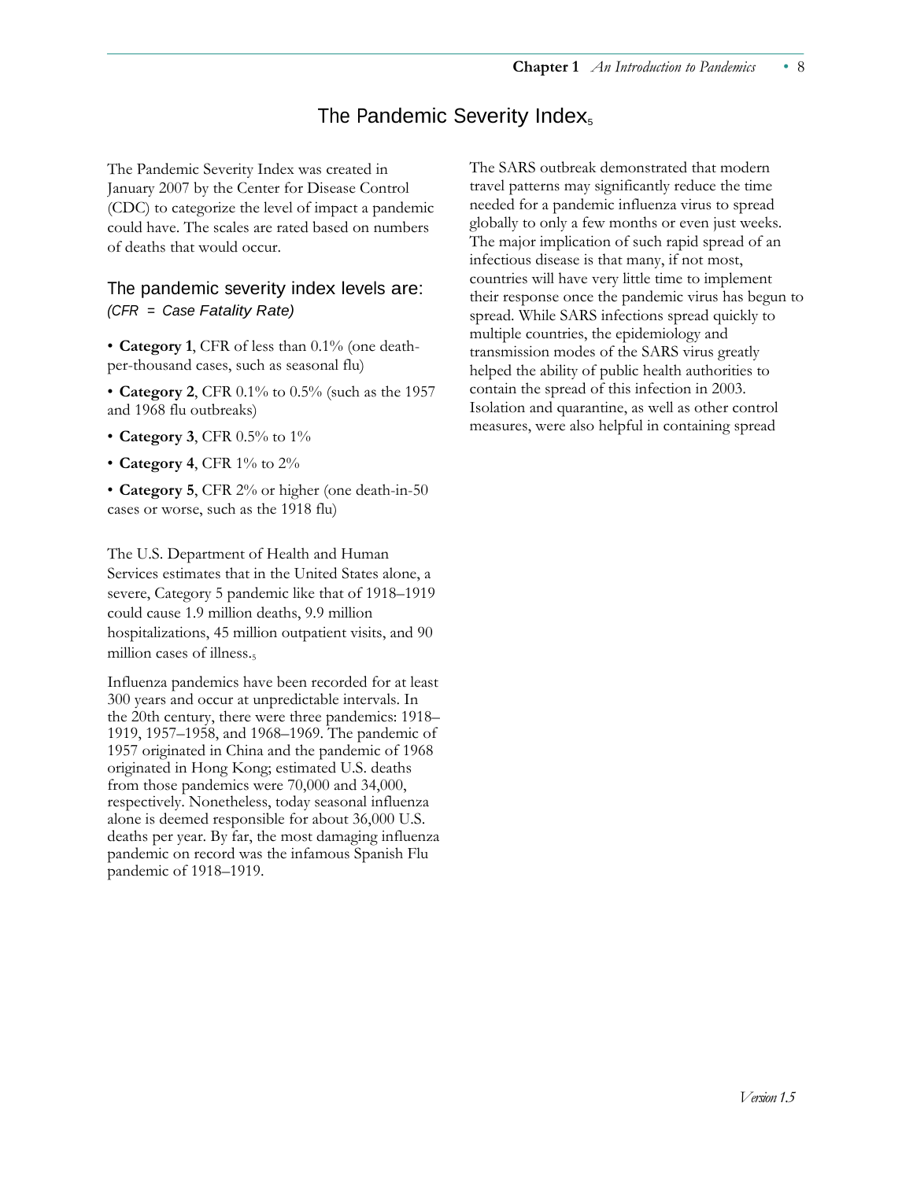# The Pandemic Severity Index[5]

The Pandemic Severity Index was created in January 2007 by the Center for Disease Control (CDC) to categorize the level of impact a pandemic could have. The scales are rated based on numbers of deaths that would occur.

## The pandemic severity index levels are:

*(CFR = Case Fatality Rate)*

- **Category 1**, CFR of less than 0.1% (one death-per-thousand cases, such as seasonal flu)
- **Category 2**, CFR 0.1% to 0.5% (such as the 1957 and 1968 flu outbreaks)
- **Category 3**, CFR 0.5% to 1%
- **Category 4**, CFR 1% to 2%
- **Category 5**, CFR 2% or higher (one death-in-50 cases or worse, such as the 1918 flu)

The U.S. Department of Health and Human Services estimates that in the United States alone, a severe, Category 5 pandemic like that of 1918–1919 could cause 1.9 million deaths, 9.9 million hospitalizations, 45 million outpatient visits, and 90 million cases of illness.[5]

Influenza pandemics have been recorded for at least 300 years and occur at unpredictable intervals. In the 20th century, there were three pandemics: 1918–1919, 1957–1958, and 1968–1969. The pandemic of 1957 originated in China and the pandemic of 1968 originated in Hong Kong; estimated U.S. deaths from those pandemics were 70,000 and 34,000, respectively. Nonetheless, today seasonal influenza alone is deemed responsible for about 36,000 U.S. deaths per year. By far, the most damaging influenza pandemic on record was the infamous Spanish Flu pandemic of 1918–1919.

The SARS outbreak demonstrated that modern travel patterns may significantly reduce the time needed for a pandemic influenza virus to spread globally to only a few months or even just weeks. The major implication of such rapid spread of an infectious disease is that many, if not most, countries will have very little time to implement their response once the pandemic virus has begun to spread. While SARS infections spread quickly to multiple countries, the epidemiology and transmission modes of the SARS virus greatly helped the ability of public health authorities to contain the spread of this infection in 2003. Isolation and quarantine, as well as other control measures, were also helpful in containing spread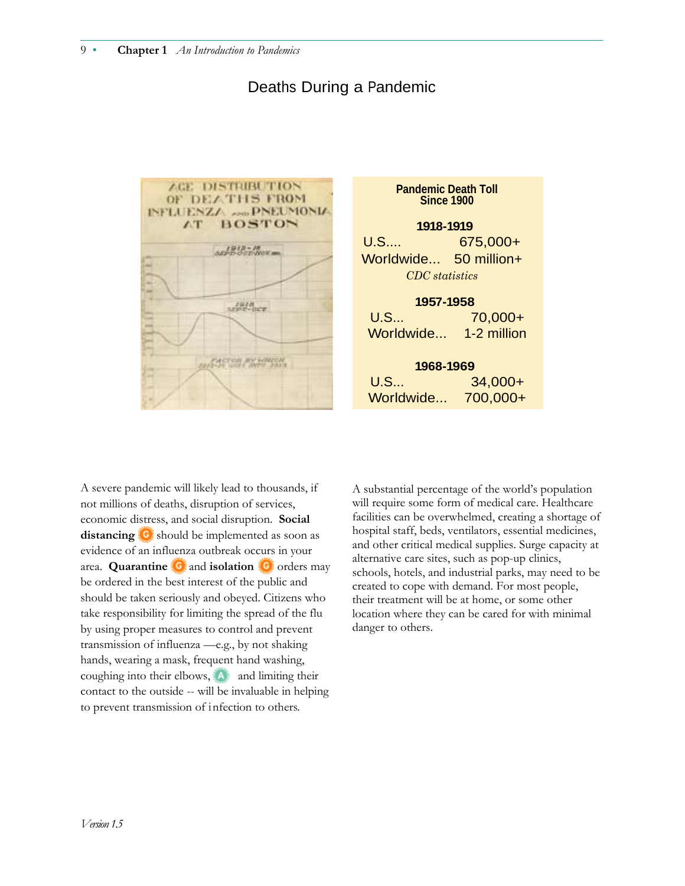# Deaths During a Pandemic

**Pandemic Death Toll Since 1900**

**1918-1919**

U.S.... 675,000+

Worldwide... 50 million+

*CDC statistics*

**1957-1958**

U.S... 70,000+

Worldwide... 1-2 million

**1968-1969**

U.S... 34,000+

Worldwide... 700,000+

A severe pandemic will likely lead to thousands, if not millions of deaths, disruption of services, economic distress, and social disruption. **Social distancing** should be implemented as soon as evidence of an influenza outbreak occurs in your area. **Quarantine** and **isolation** orders may be ordered in the best interest of the public and should be taken seriously and obeyed. Citizens who take responsibility for limiting the spread of the flu by using proper measures to control and prevent transmission of influenza —e.g., by not shaking hands, wearing a mask, frequent hand washing, coughing into their elbows, and limiting their contact to the outside -- will be invaluable in helping to prevent transmission of infection to others.

A substantial percentage of the world's population will require some form of medical care. Healthcare facilities can be overwhelmed, creating a shortage of hospital staff, beds, ventilators, essential medicines, and other critical medical supplies. Surge capacity at alternative care sites, such as pop-up clinics, schools, hotels, and industrial parks, may need to be created to cope with demand. For most people, their treatment will be at home, or some other location where they can be cared for with minimal danger to others.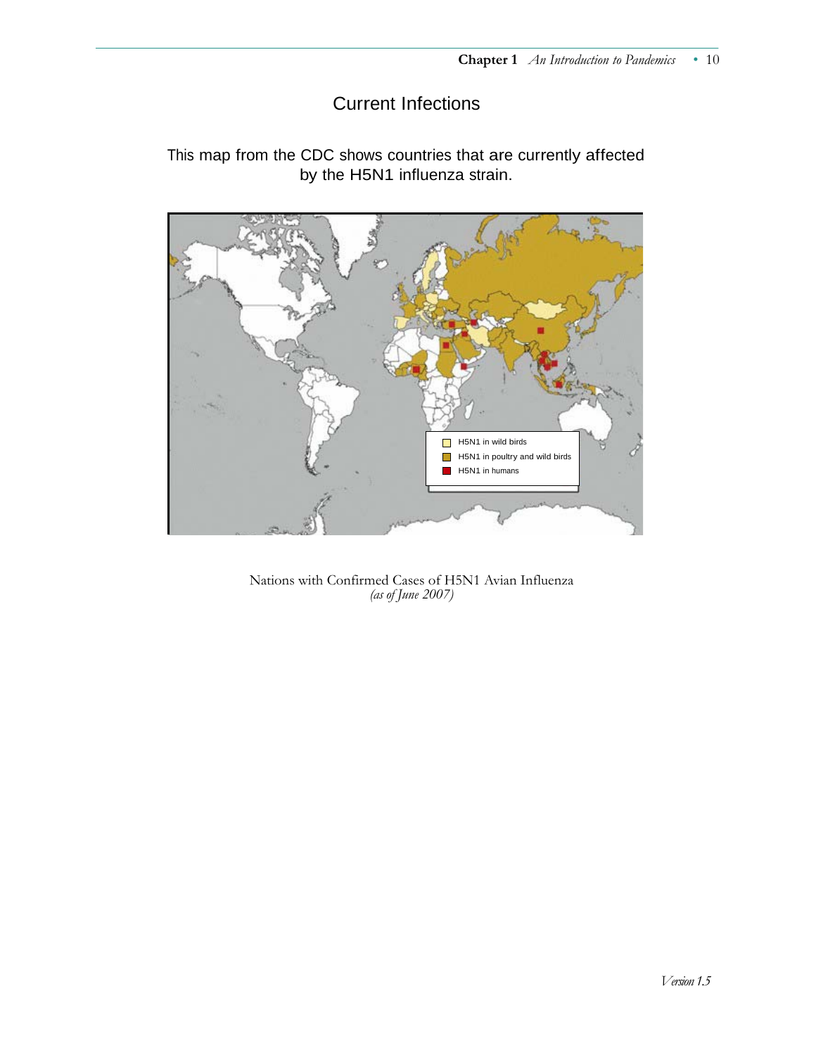# Current Infections

This map from the CDC shows countries that are currently affected by the H5N1 influenza strain.

Nations with Confirmed Cases of H5N1 Avian Influenza
*(as of June 2007)*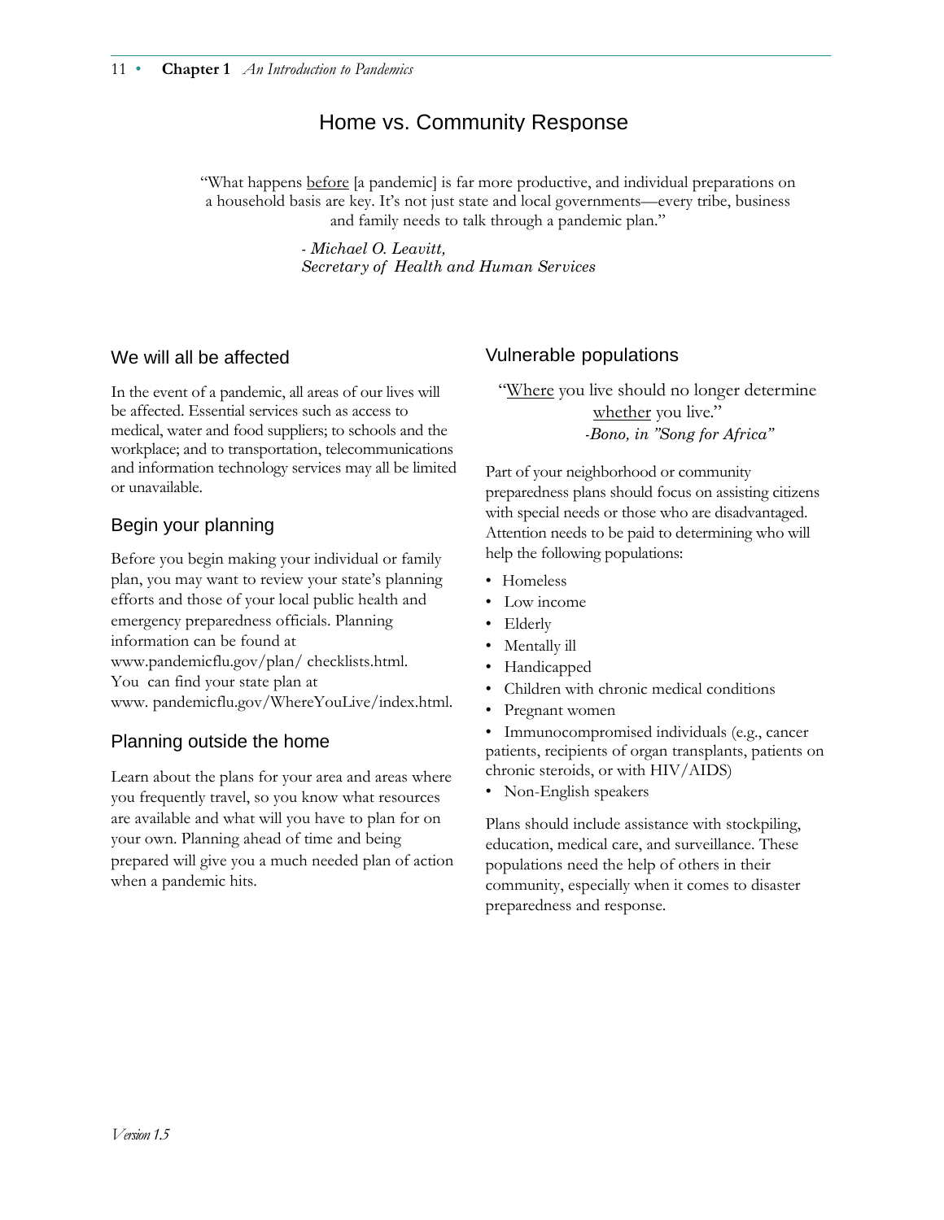# Home vs. Community Response

"What happens before [a pandemic] is far more productive, and individual preparations on a household basis are key. It's not just state and local governments—every tribe, business and family needs to talk through a pandemic plan."

*- Michael O. Leavitt,*
*Secretary of Health and Human Services*

## We will all be affected

In the event of a pandemic, all areas of our lives will be affected. Essential services such as access to medical, water and food suppliers; to schools and the workplace; and to transportation, telecommunications and information technology services may all be limited or unavailable.

## Begin your planning

Before you begin making your individual or family plan, you may want to review your state's planning efforts and those of your local public health and emergency preparedness officials. Planning information can be found at www.pandemicflu.gov/plan/ checklists.html. You can find your state plan at www. pandemicflu.gov/WhereYouLive/index.html.

## Planning outside the home

Learn about the plans for your area and areas where you frequently travel, so you know what resources are available and what will you have to plan for on your own. Planning ahead of time and being prepared will give you a much needed plan of action when a pandemic hits.

## Vulnerable populations

"Where you live should no longer determine whether you live."
*-Bono, in "Song for Africa"*

Part of your neighborhood or community preparedness plans should focus on assisting citizens with special needs or those who are disadvantaged. Attention needs to be paid to determining who will help the following populations:

- Homeless
- Low income
- Elderly
- Mentally ill
- Handicapped
- Children with chronic medical conditions
- Pregnant women
- Immunocompromised individuals (e.g., cancer patients, recipients of organ transplants, patients on chronic steroids, or with HIV/AIDS)
- Non-English speakers

Plans should include assistance with stockpiling, education, medical care, and surveillance. These populations need the help of others in their community, especially when it comes to disaster preparedness and response.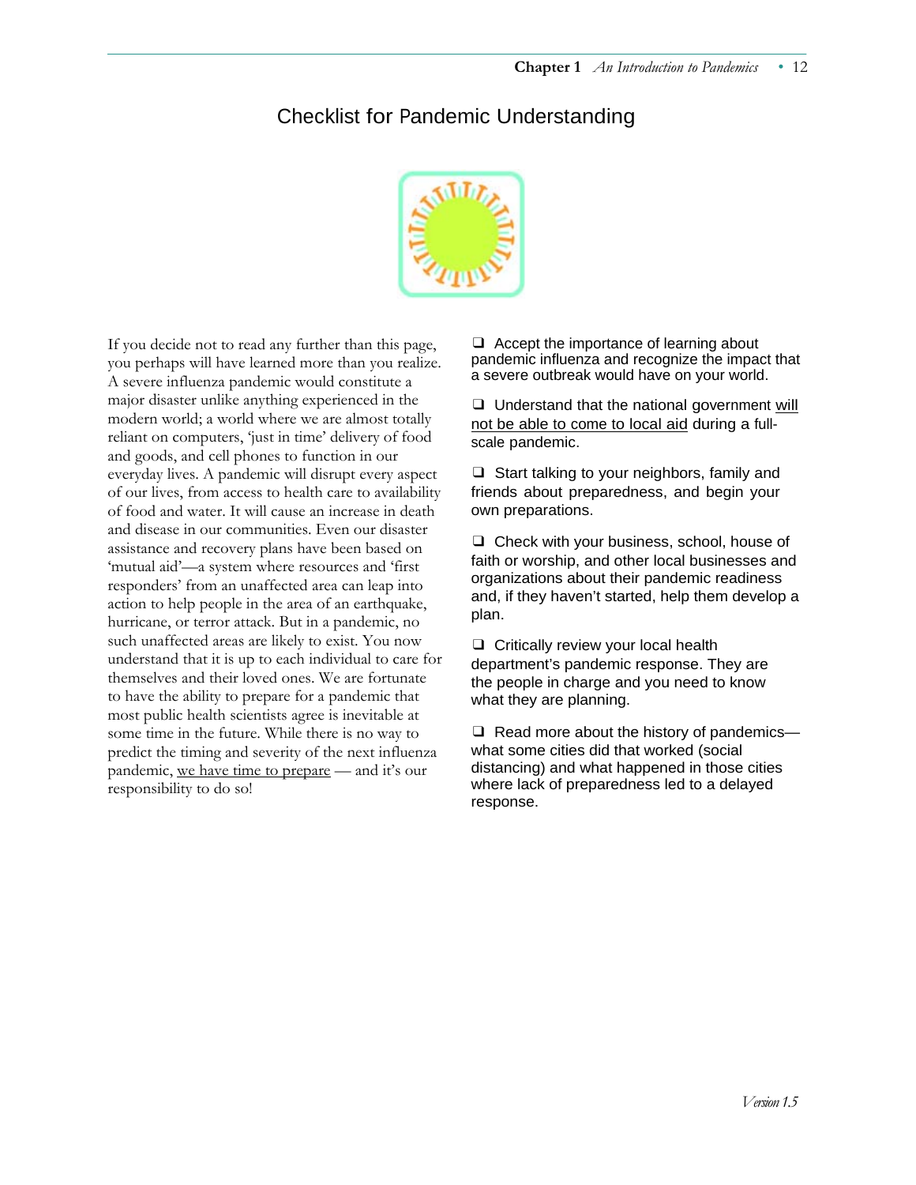# Checklist for Pandemic Understanding

If you decide not to read any further than this page, you perhaps will have learned more than you realize. A severe influenza pandemic would constitute a major disaster unlike anything experienced in the modern world; a world where we are almost totally reliant on computers, 'just in time' delivery of food and goods, and cell phones to function in our everyday lives. A pandemic will disrupt every aspect of our lives, from access to health care to availability of food and water. It will cause an increase in death and disease in our communities. Even our disaster assistance and recovery plans have been based on 'mutual aid'—a system where resources and 'first responders' from an unaffected area can leap into action to help people in the area of an earthquake, hurricane, or terror attack. But in a pandemic, no such unaffected areas are likely to exist. You now understand that it is up to each individual to care for themselves and their loved ones. We are fortunate to have the ability to prepare for a pandemic that most public health scientists agree is inevitable at some time in the future. While there is no way to predict the timing and severity of the next influenza pandemic, <u>we have time to prepare</u> — and it's our responsibility to do so!

- ❑ Accept the importance of learning about pandemic influenza and recognize the impact that a severe outbreak would have on your world.
- ❑ Understand that the national government <u>will not be able to come to local aid</u> during a full-scale pandemic.
- ❑ Start talking to your neighbors, family and friends about preparedness, and begin your own preparations.
- ❑ Check with your business, school, house of faith or worship, and other local businesses and organizations about their pandemic readiness and, if they haven't started, help them develop a plan.
- ❑ Critically review your local health department's pandemic response. They are the people in charge and you need to know what they are planning.
- ❑ Read more about the history of pandemics—what some cities did that worked (social distancing) and what happened in those cities where lack of preparedness led to a delayed response.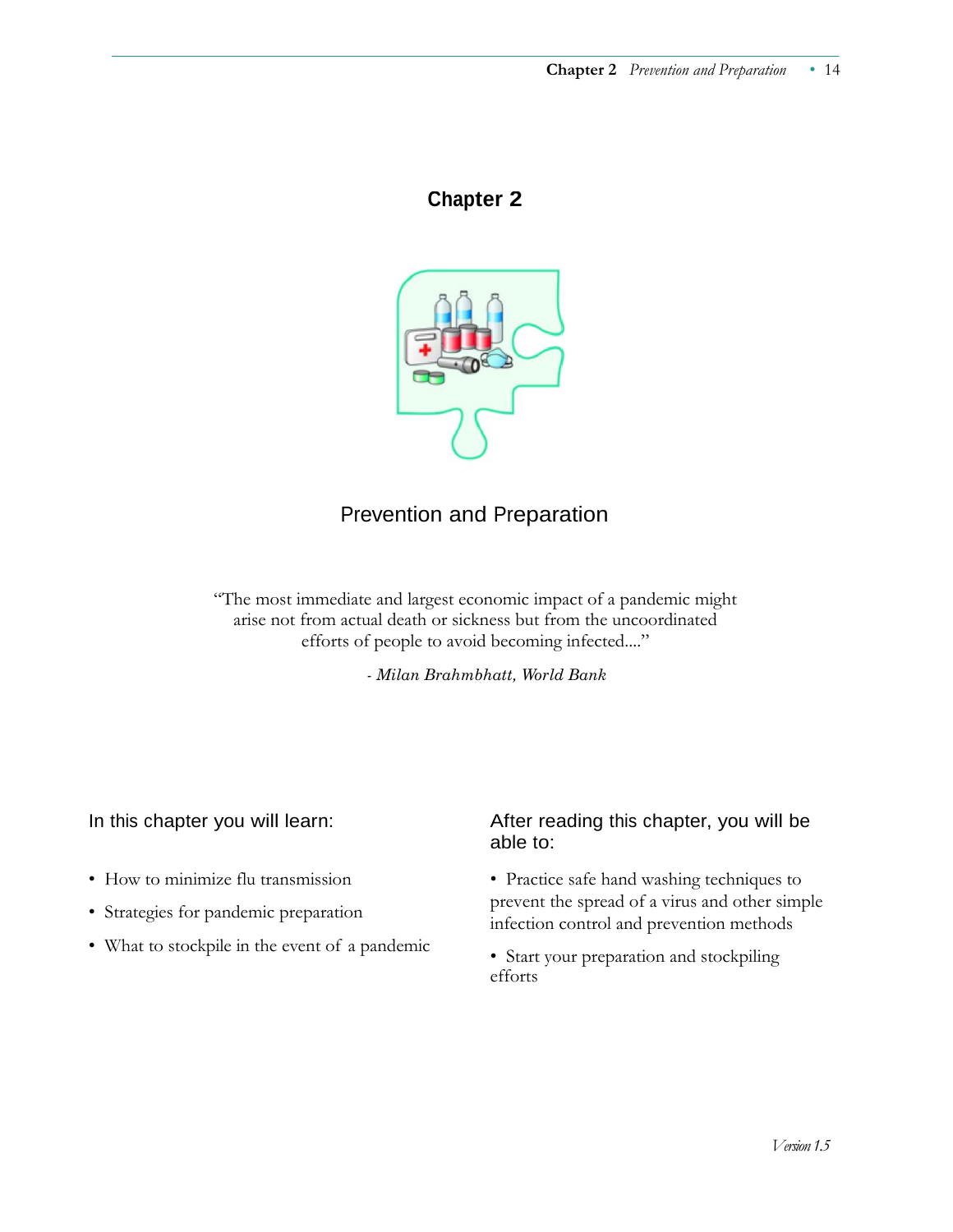# Chapter 2

## Prevention and Preparation

"The most immediate and largest economic impact of a pandemic might arise not from actual death or sickness but from the uncoordinated efforts of people to avoid becoming infected...."

- *Milan Brahmbhatt, World Bank*

In this chapter you will learn:

- How to minimize flu transmission
- Strategies for pandemic preparation
- What to stockpile in the event of a pandemic

After reading this chapter, you will be able to:

- Practice safe hand washing techniques to prevent the spread of a virus and other simple infection control and prevention methods
- Start your preparation and stockpiling efforts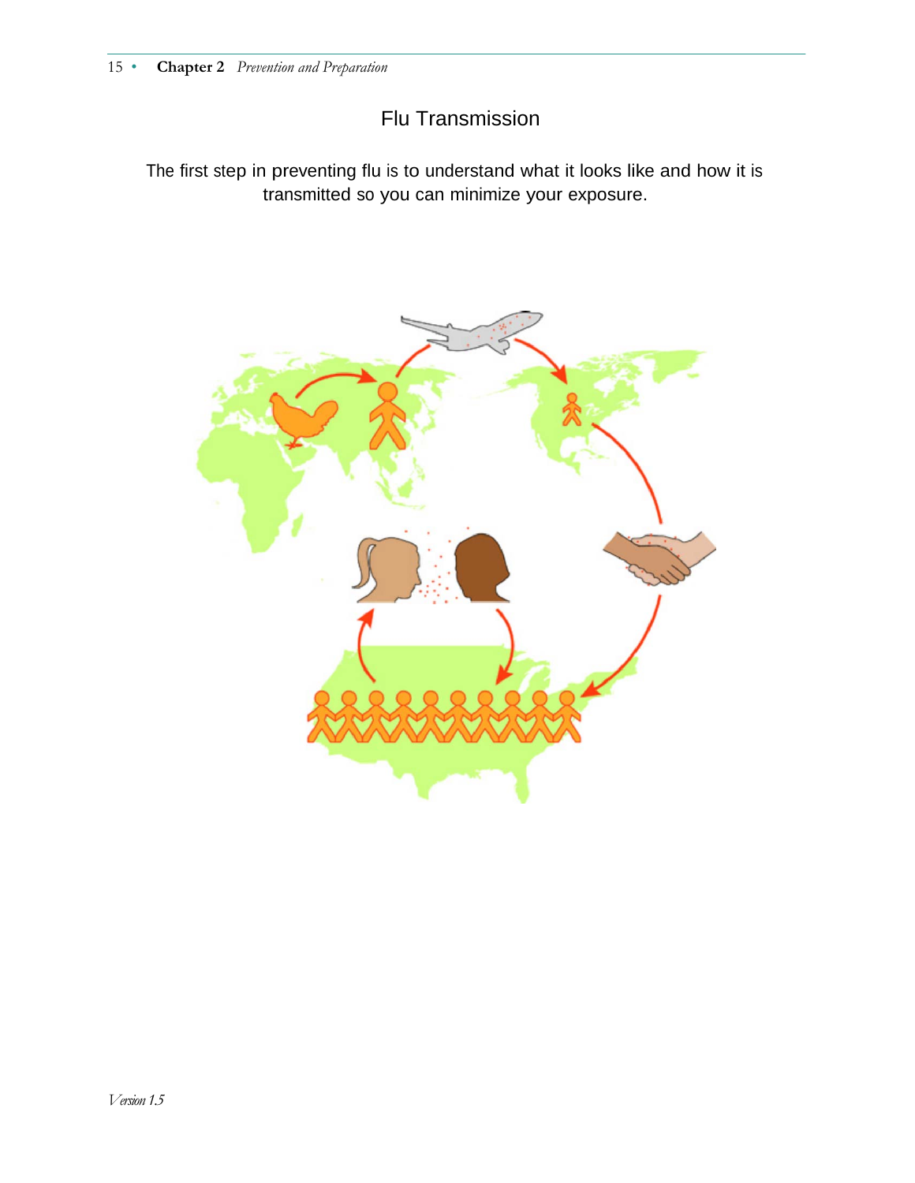## Flu Transmission

The first step in preventing flu is to understand what it looks like and how it is transmitted so you can minimize your exposure.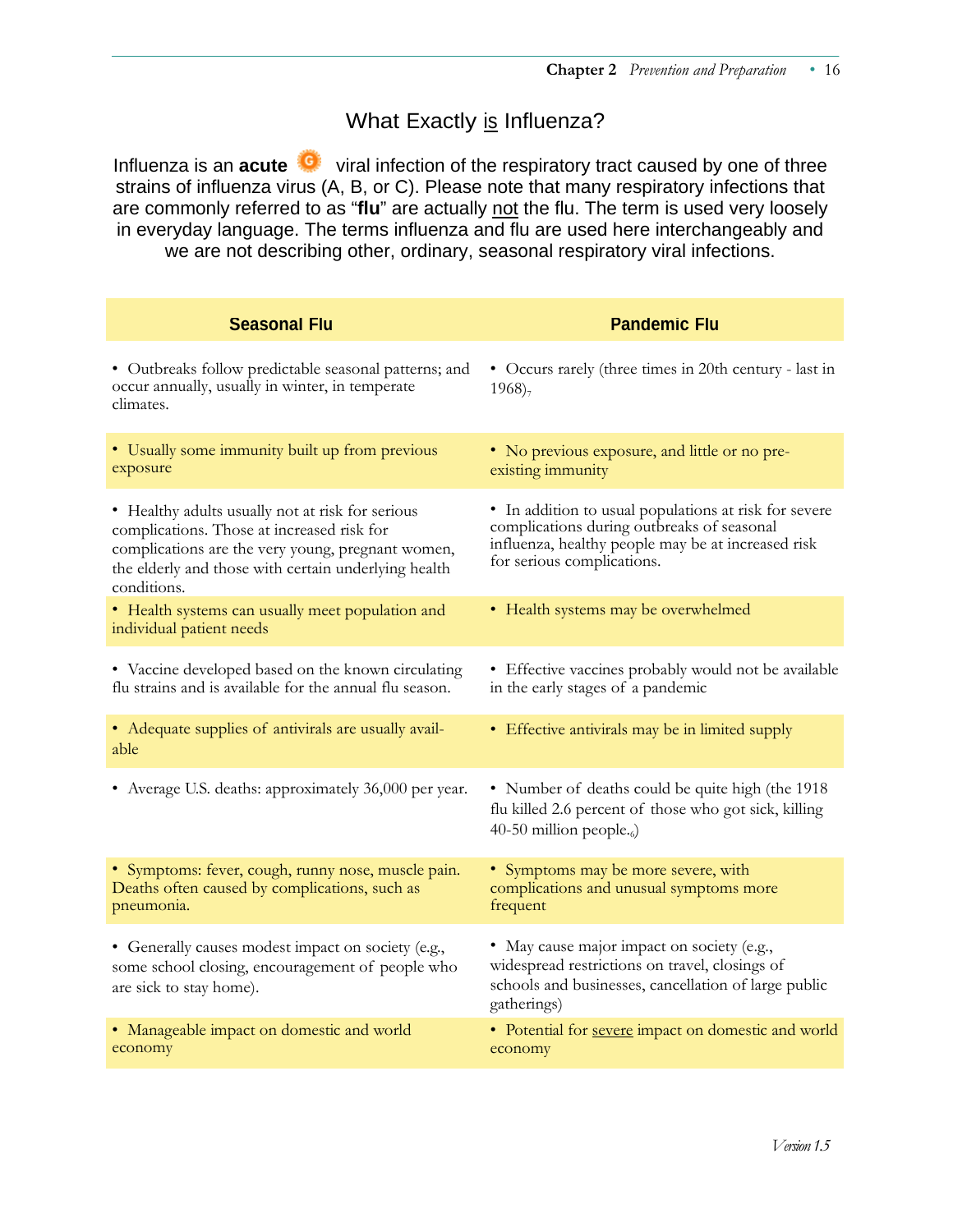# What Exactly is Influenza?

Influenza is an **acute** viral infection of the respiratory tract caused by one of three strains of influenza virus (A, B, or C). Please note that many respiratory infections that are commonly referred to as "**flu**" are actually not the flu. The term is used very loosely in everyday language. The terms influenza and flu are used here interchangeably and we are not describing other, ordinary, seasonal respiratory viral infections.

| Seasonal Flu | Pandemic Flu |
|---|---|
| • Outbreaks follow predictable seasonal patterns; and occur annually, usually in winter, in temperate climates. | • Occurs rarely (three times in 20th century - last in 1968)[7] |
| • Usually some immunity built up from previous exposure | • No previous exposure, and little or no pre-existing immunity |
| • Healthy adults usually not at risk for serious complications. Those at increased risk for complications are the very young, pregnant women, the elderly and those with certain underlying health conditions. | • In addition to usual populations at risk for severe complications during outbreaks of seasonal influenza, healthy people may be at increased risk for serious complications. |
| • Health systems can usually meet population and individual patient needs | • Health systems may be overwhelmed |
| • Vaccine developed based on the known circulating flu strains and is available for the annual flu season. | • Effective vaccines probably would not be available in the early stages of a pandemic |
| • Adequate supplies of antivirals are usually available | • Effective antivirals may be in limited supply |
| • Average U.S. deaths: approximately 36,000 per year. | • Number of deaths could be quite high (the 1918 flu killed 2.6 percent of those who got sick, killing 40-50 million people.[6]) |
| • Symptoms: fever, cough, runny nose, muscle pain. Deaths often caused by complications, such as pneumonia. | • Symptoms may be more severe, with complications and unusual symptoms more frequent |
| • Generally causes modest impact on society (e.g., some school closing, encouragement of people who are sick to stay home). | • May cause major impact on society (e.g., widespread restrictions on travel, closings of schools and businesses, cancellation of large public gatherings) |
| • Manageable impact on domestic and world economy | • Potential for severe impact on domestic and world economy |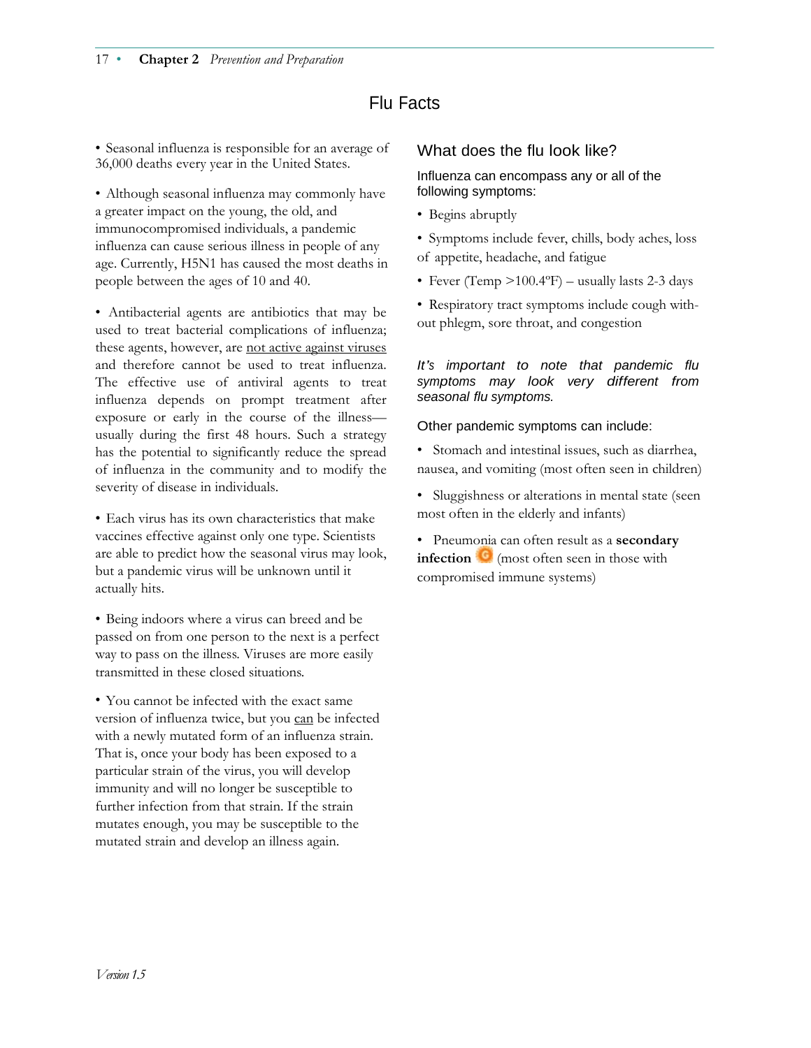# Flu Facts

- Seasonal influenza is responsible for an average of 36,000 deaths every year in the United States.

- Although seasonal influenza may commonly have a greater impact on the young, the old, and immunocompromised individuals, a pandemic influenza can cause serious illness in people of any age. Currently, H5N1 has caused the most deaths in people between the ages of 10 and 40.

- Antibacterial agents are antibiotics that may be used to treat bacterial complications of influenza; these agents, however, are not active against viruses and therefore cannot be used to treat influenza. The effective use of antiviral agents to treat influenza depends on prompt treatment after exposure or early in the course of the illness—usually during the first 48 hours. Such a strategy has the potential to significantly reduce the spread of influenza in the community and to modify the severity of disease in individuals.

- Each virus has its own characteristics that make vaccines effective against only one type. Scientists are able to predict how the seasonal virus may look, but a pandemic virus will be unknown until it actually hits.

- Being indoors where a virus can breed and be passed on from one person to the next is a perfect way to pass on the illness. Viruses are more easily transmitted in these closed situations.

- You cannot be infected with the exact same version of influenza twice, but you can be infected with a newly mutated form of an influenza strain. That is, once your body has been exposed to a particular strain of the virus, you will develop immunity and will no longer be susceptible to further infection from that strain. If the strain mutates enough, you may be susceptible to the mutated strain and develop an illness again.

## What does the flu look like?

Influenza can encompass any or all of the following symptoms:

- Begins abruptly
- Symptoms include fever, chills, body aches, loss of appetite, headache, and fatigue
- Fever (Temp >100.4ºF) – usually lasts 2-3 days
- Respiratory tract symptoms include cough without phlegm, sore throat, and congestion

*It's important to note that pandemic flu symptoms may look very different from seasonal flu symptoms.*

Other pandemic symptoms can include:

- Stomach and intestinal issues, such as diarrhea, nausea, and vomiting (most often seen in children)
- Sluggishness or alterations in mental state (seen most often in the elderly and infants)
- Pneumonia can often result as a **secondary infection** (most often seen in those with compromised immune systems)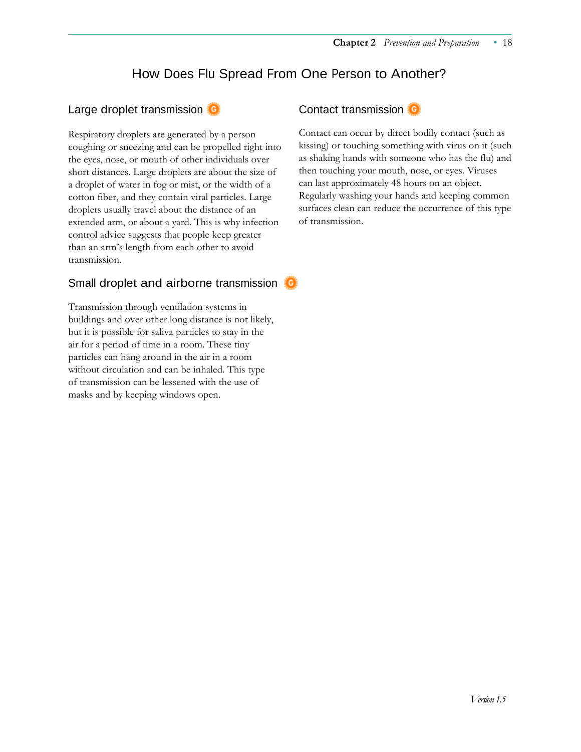# How Does Flu Spread From One Person to Another?

## Large droplet transmission

Respiratory droplets are generated by a person coughing or sneezing and can be propelled right into the eyes, nose, or mouth of other individuals over short distances. Large droplets are about the size of a droplet of water in fog or mist, or the width of a cotton fiber, and they contain viral particles. Large droplets usually travel about the distance of an extended arm, or about a yard. This is why infection control advice suggests that people keep greater than an arm's length from each other to avoid transmission.

## Small droplet and airborne transmission

Transmission through ventilation systems in buildings and over other long distance is not likely, but it is possible for saliva particles to stay in the air for a period of time in a room. These tiny particles can hang around in the air in a room without circulation and can be inhaled. This type of transmission can be lessened with the use of masks and by keeping windows open.

## Contact transmission

Contact can occur by direct bodily contact (such as kissing) or touching something with virus on it (such as shaking hands with someone who has the flu) and then touching your mouth, nose, or eyes. Viruses can last approximately 48 hours on an object. Regularly washing your hands and keeping common surfaces clean can reduce the occurrence of this type of transmission.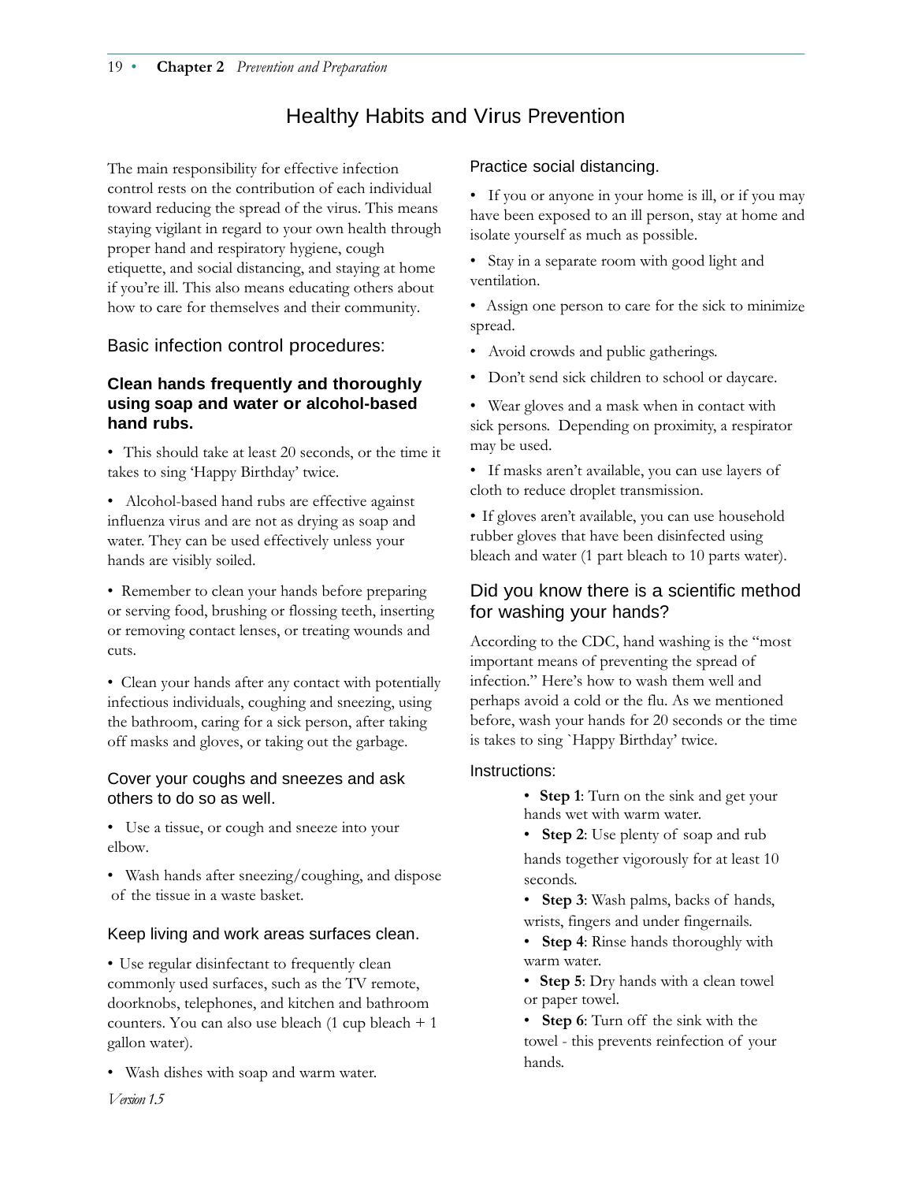# Healthy Habits and Virus Prevention

The main responsibility for effective infection control rests on the contribution of each individual toward reducing the spread of the virus. This means staying vigilant in regard to your own health through proper hand and respiratory hygiene, cough etiquette, and social distancing, and staying at home if you're ill. This also means educating others about how to care for themselves and their community.

## Basic infection control procedures:

### Clean hands frequently and thoroughly using soap and water or alcohol-based hand rubs.

- This should take at least 20 seconds, or the time it takes to sing 'Happy Birthday' twice.
- Alcohol-based hand rubs are effective against influenza virus and are not as drying as soap and water. They can be used effectively unless your hands are visibly soiled.
- Remember to clean your hands before preparing or serving food, brushing or flossing teeth, inserting or removing contact lenses, or treating wounds and cuts.
- Clean your hands after any contact with potentially infectious individuals, coughing and sneezing, using the bathroom, caring for a sick person, after taking off masks and gloves, or taking out the garbage.

### Cover your coughs and sneezes and ask others to do so as well.

- Use a tissue, or cough and sneeze into your elbow.
- Wash hands after sneezing/coughing, and dispose of the tissue in a waste basket.

### Keep living and work areas surfaces clean.

- Use regular disinfectant to frequently clean commonly used surfaces, such as the TV remote, doorknobs, telephones, and kitchen and bathroom counters. You can also use bleach (1 cup bleach + 1 gallon water).
- Wash dishes with soap and warm water.

### Practice social distancing.

- If you or anyone in your home is ill, or if you may have been exposed to an ill person, stay at home and isolate yourself as much as possible.
- Stay in a separate room with good light and ventilation.
- Assign one person to care for the sick to minimize spread.
- Avoid crowds and public gatherings.
- Don't send sick children to school or daycare.
- Wear gloves and a mask when in contact with sick persons. Depending on proximity, a respirator may be used.
- If masks aren't available, you can use layers of cloth to reduce droplet transmission.
- If gloves aren't available, you can use household rubber gloves that have been disinfected using bleach and water (1 part bleach to 10 parts water).

## Did you know there is a scientific method for washing your hands?

According to the CDC, hand washing is the "most important means of preventing the spread of infection." Here's how to wash them well and perhaps avoid a cold or the flu. As we mentioned before, wash your hands for 20 seconds or the time is takes to sing `Happy Birthday' twice.

### Instructions:

- **Step 1**: Turn on the sink and get your hands wet with warm water.
- **Step 2**: Use plenty of soap and rub hands together vigorously for at least 10 seconds.
- **Step 3**: Wash palms, backs of hands, wrists, fingers and under fingernails.
- **Step 4**: Rinse hands thoroughly with warm water.
- **Step 5**: Dry hands with a clean towel or paper towel.
- **Step 6**: Turn off the sink with the towel - this prevents reinfection of your hands.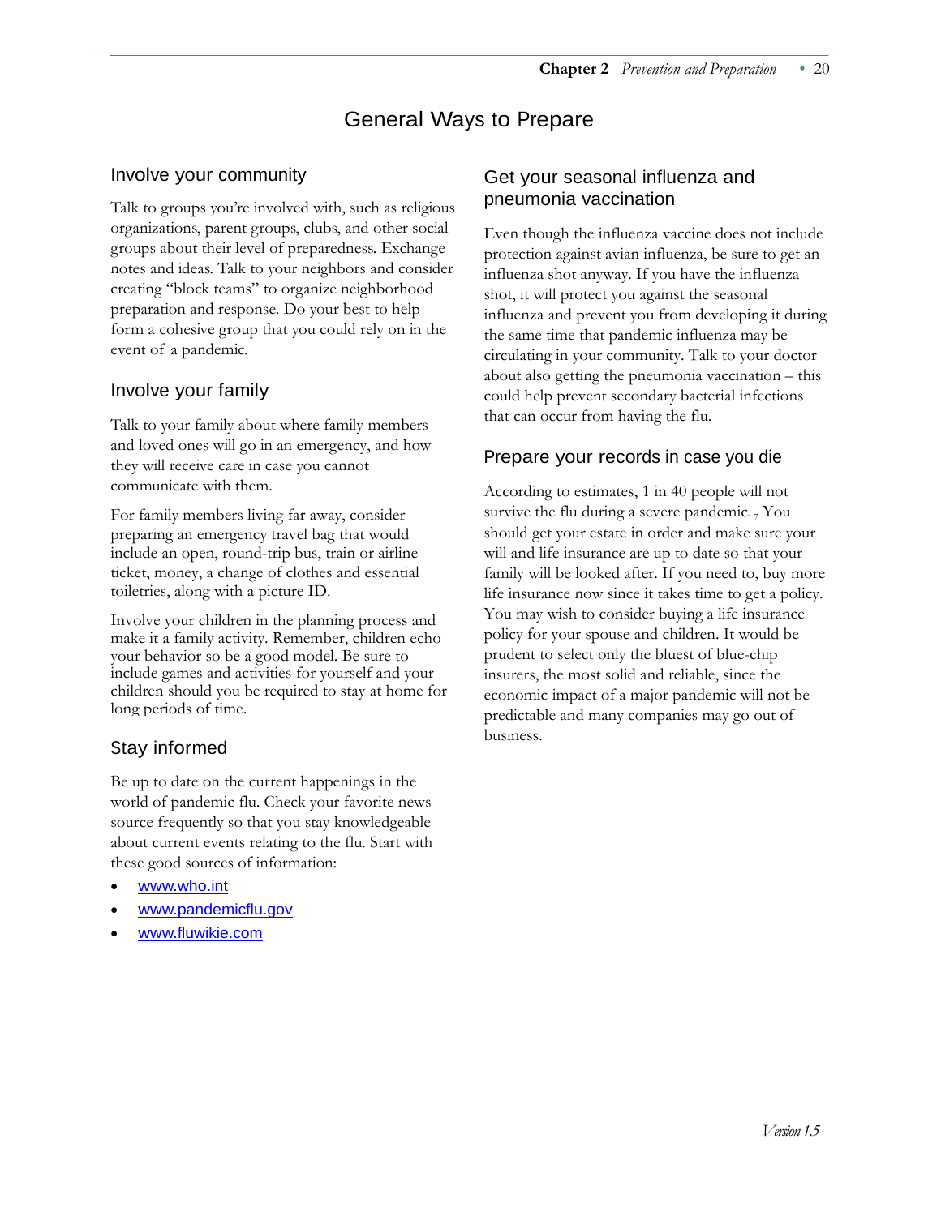# General Ways to Prepare

## Involve your community

Talk to groups you're involved with, such as religious organizations, parent groups, clubs, and other social groups about their level of preparedness. Exchange notes and ideas. Talk to your neighbors and consider creating "block teams" to organize neighborhood preparation and response. Do your best to help form a cohesive group that you could rely on in the event of a pandemic.

## Involve your family

Talk to your family about where family members and loved ones will go in an emergency, and how they will receive care in case you cannot communicate with them.

For family members living far away, consider preparing an emergency travel bag that would include an open, round-trip bus, train or airline ticket, money, a change of clothes and essential toiletries, along with a picture ID.

Involve your children in the planning process and make it a family activity. Remember, children echo your behavior so be a good model. Be sure to include games and activities for yourself and your children should you be required to stay at home for long periods of time.

## Stay informed

Be up to date on the current happenings in the world of pandemic flu. Check your favorite news source frequently so that you stay knowledgeable about current events relating to the flu. Start with these good sources of information:

- www.who.int
- www.pandemicflu.gov
- www.fluwikie.com

## Get your seasonal influenza and pneumonia vaccination

Even though the influenza vaccine does not include protection against avian influenza, be sure to get an influenza shot anyway. If you have the influenza shot, it will protect you against the seasonal influenza and prevent you from developing it during the same time that pandemic influenza may be circulating in your community. Talk to your doctor about also getting the pneumonia vaccination – this could help prevent secondary bacterial infections that can occur from having the flu.

## Prepare your records in case you die

According to estimates, 1 in 40 people will not survive the flu during a severe pandemic.[7] You should get your estate in order and make sure your will and life insurance are up to date so that your family will be looked after. If you need to, buy more life insurance now since it takes time to get a policy. You may wish to consider buying a life insurance policy for your spouse and children. It would be prudent to select only the bluest of blue-chip insurers, the most solid and reliable, since the economic impact of a major pandemic will not be predictable and many companies may go out of business.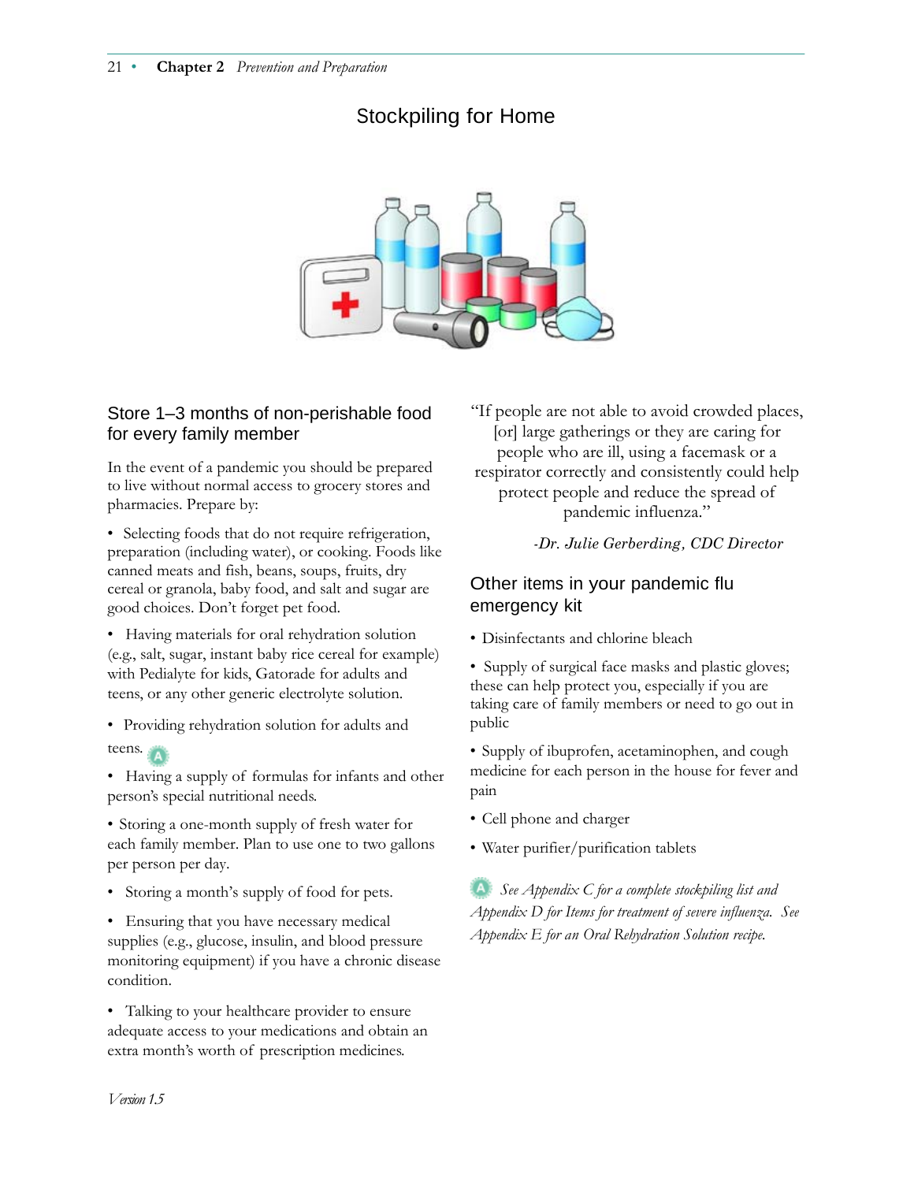# Stockpiling for Home

## Store 1–3 months of non-perishable food for every family member

In the event of a pandemic you should be prepared to live without normal access to grocery stores and pharmacies. Prepare by:

- Selecting foods that do not require refrigeration, preparation (including water), or cooking. Foods like canned meats and fish, beans, soups, fruits, dry cereal or granola, baby food, and salt and sugar are good choices. Don't forget pet food.
- Having materials for oral rehydration solution (e.g., salt, sugar, instant baby rice cereal for example) with Pedialyte for kids, Gatorade for adults and teens, or any other generic electrolyte solution.
- Providing rehydration solution for adults and teens.
- Having a supply of formulas for infants and other person's special nutritional needs.
- Storing a one-month supply of fresh water for each family member. Plan to use one to two gallons per person per day.
- Storing a month's supply of food for pets.
- Ensuring that you have necessary medical supplies (e.g., glucose, insulin, and blood pressure monitoring equipment) if you have a chronic disease condition.
- Talking to your healthcare provider to ensure adequate access to your medications and obtain an extra month's worth of prescription medicines.

"If people are not able to avoid crowded places, [or] large gatherings or they are caring for people who are ill, using a facemask or a respirator correctly and consistently could help protect people and reduce the spread of pandemic influenza."

*-Dr. Julie Gerberding, CDC Director*

## Other items in your pandemic flu emergency kit

- Disinfectants and chlorine bleach
- Supply of surgical face masks and plastic gloves; these can help protect you, especially if you are taking care of family members or need to go out in public
- Supply of ibuprofen, acetaminophen, and cough medicine for each person in the house for fever and pain
- Cell phone and charger
- Water purifier/purification tablets

*See Appendix C for a complete stockpiling list and Appendix D for Items for treatment of severe influenza. See Appendix E for an Oral Rehydration Solution recipe.*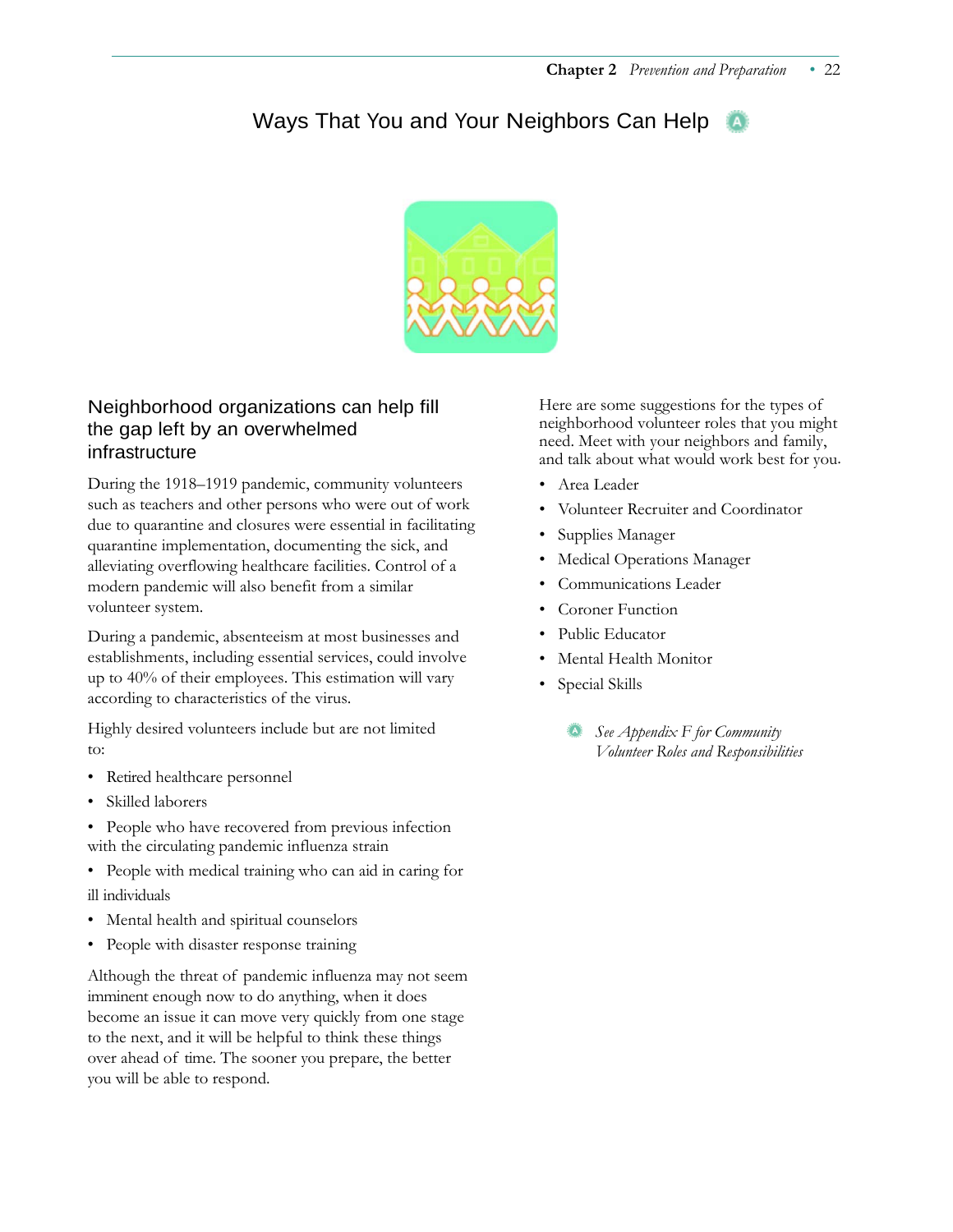# Ways That You and Your Neighbors Can Help

## Neighborhood organizations can help fill the gap left by an overwhelmed infrastructure

During the 1918–1919 pandemic, community volunteers such as teachers and other persons who were out of work due to quarantine and closures were essential in facilitating quarantine implementation, documenting the sick, and alleviating overflowing healthcare facilities. Control of a modern pandemic will also benefit from a similar volunteer system.

During a pandemic, absenteeism at most businesses and establishments, including essential services, could involve up to 40% of their employees. This estimation will vary according to characteristics of the virus.

Highly desired volunteers include but are not limited to:

- Retired healthcare personnel
- Skilled laborers
- People who have recovered from previous infection with the circulating pandemic influenza strain
- People with medical training who can aid in caring for ill individuals
- Mental health and spiritual counselors
- People with disaster response training

Although the threat of pandemic influenza may not seem imminent enough now to do anything, when it does become an issue it can move very quickly from one stage to the next, and it will be helpful to think these things over ahead of time. The sooner you prepare, the better you will be able to respond.

Here are some suggestions for the types of neighborhood volunteer roles that you might need. Meet with your neighbors and family, and talk about what would work best for you.

- Area Leader
- Volunteer Recruiter and Coordinator
- Supplies Manager
- Medical Operations Manager
- Communications Leader
- Coroner Function
- Public Educator
- Mental Health Monitor
- Special Skills

*See Appendix F for Community Volunteer Roles and Responsibilities*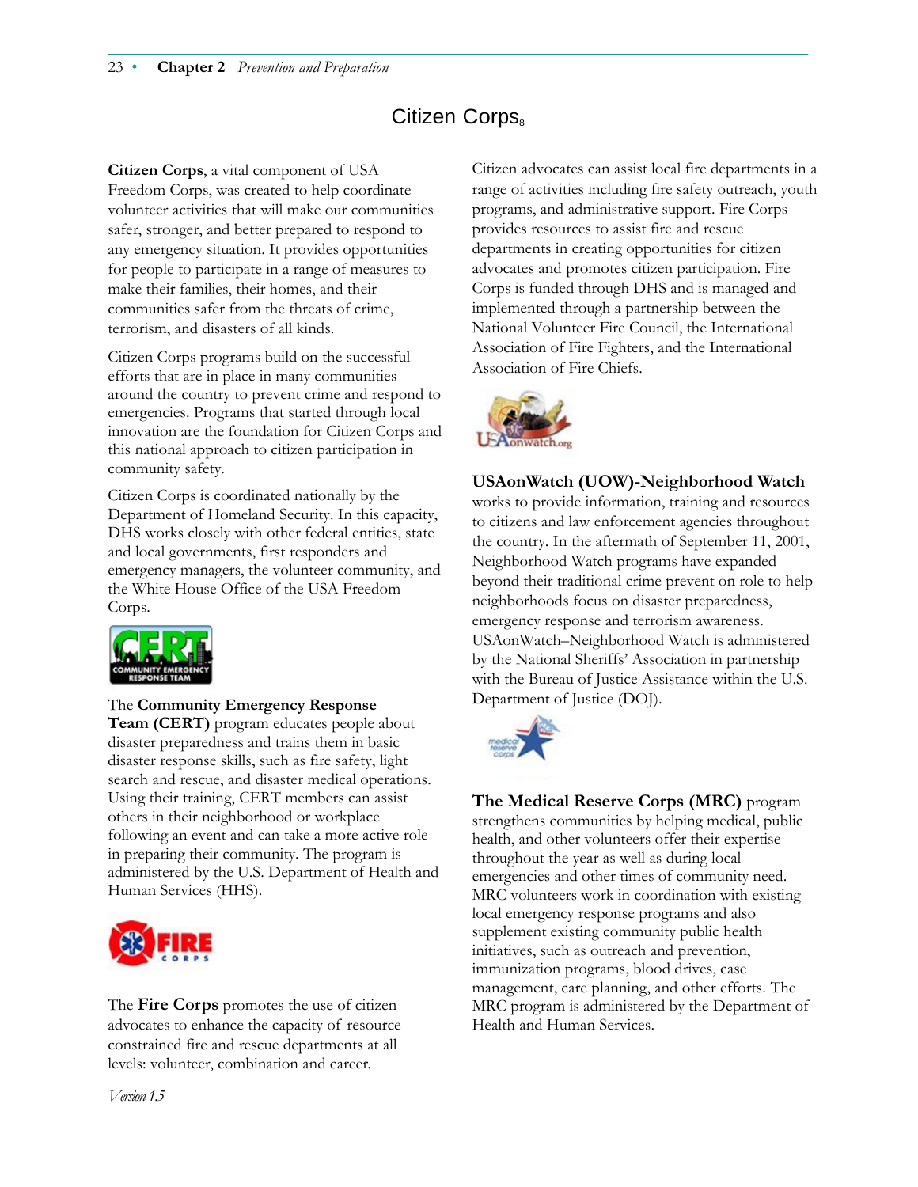# Citizen Corps[8]

**Citizen Corps**, a vital component of USA Freedom Corps, was created to help coordinate volunteer activities that will make our communities safer, stronger, and better prepared to respond to any emergency situation. It provides opportunities for people to participate in a range of measures to make their families, their homes, and their communities safer from the threats of crime, terrorism, and disasters of all kinds.

Citizen Corps programs build on the successful efforts that are in place in many communities around the country to prevent crime and respond to emergencies. Programs that started through local innovation are the foundation for Citizen Corps and this national approach to citizen participation in community safety.

Citizen Corps is coordinated nationally by the Department of Homeland Security. In this capacity, DHS works closely with other federal entities, state and local governments, first responders and emergency managers, the volunteer community, and the White House Office of the USA Freedom Corps.

The **Community Emergency Response Team (CERT)** program educates people about disaster preparedness and trains them in basic disaster response skills, such as fire safety, light search and rescue, and disaster medical operations. Using their training, CERT members can assist others in their neighborhood or workplace following an event and can take a more active role in preparing their community. The program is administered by the U.S. Department of Health and Human Services (HHS).

The **Fire Corps** promotes the use of citizen advocates to enhance the capacity of resource constrained fire and rescue departments at all levels: volunteer, combination and career.

Citizen advocates can assist local fire departments in a range of activities including fire safety outreach, youth programs, and administrative support. Fire Corps provides resources to assist fire and rescue departments in creating opportunities for citizen advocates and promotes citizen participation. Fire Corps is funded through DHS and is managed and implemented through a partnership between the National Volunteer Fire Council, the International Association of Fire Fighters, and the International Association of Fire Chiefs.

**USAonWatch (UOW)-Neighborhood Watch** works to provide information, training and resources to citizens and law enforcement agencies throughout the country. In the aftermath of September 11, 2001, Neighborhood Watch programs have expanded beyond their traditional crime prevent on role to help neighborhoods focus on disaster preparedness, emergency response and terrorism awareness. USAonWatch–Neighborhood Watch is administered by the National Sheriffs' Association in partnership with the Bureau of Justice Assistance within the U.S. Department of Justice (DOJ).

**The Medical Reserve Corps (MRC)** program strengthens communities by helping medical, public health, and other volunteers offer their expertise throughout the year as well as during local emergencies and other times of community need. MRC volunteers work in coordination with existing local emergency response programs and also supplement existing community public health initiatives, such as outreach and prevention, immunization programs, blood drives, case management, care planning, and other efforts. The MRC program is administered by the Department of Health and Human Services.

*Version 1.5*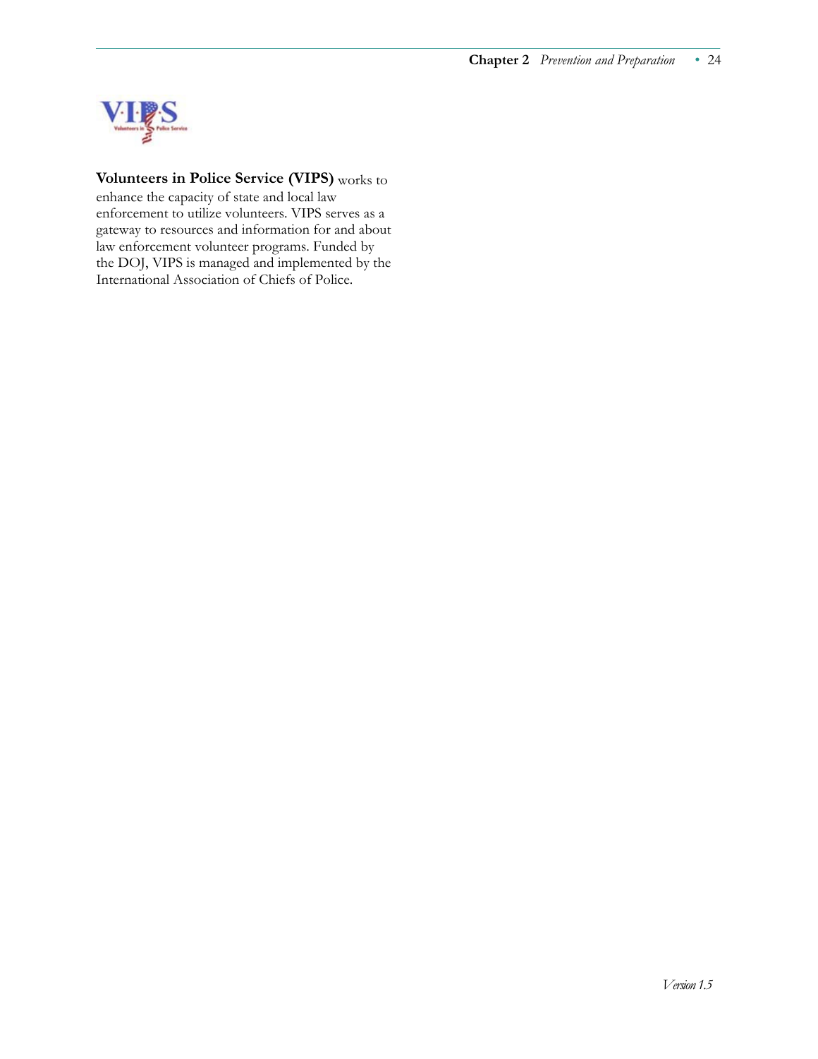**Volunteers in Police Service (VIPS)** works to enhance the capacity of state and local law enforcement to utilize volunteers. VIPS serves as a gateway to resources and information for and about law enforcement volunteer programs. Funded by the DOJ, VIPS is managed and implemented by the International Association of Chiefs of Police.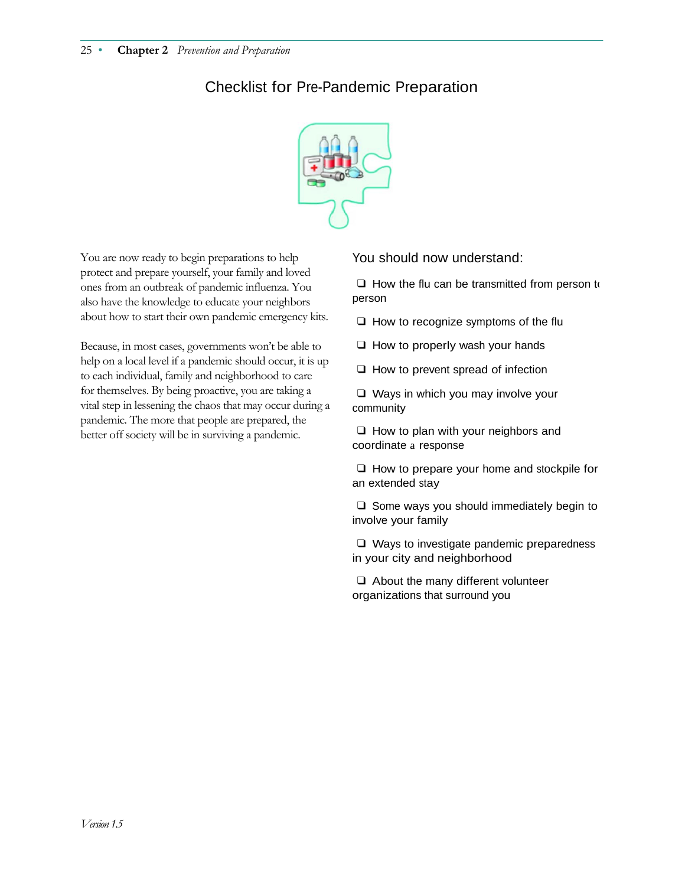# Checklist for Pre-Pandemic Preparation

You are now ready to begin preparations to help protect and prepare yourself, your family and loved ones from an outbreak of pandemic influenza. You also have the knowledge to educate your neighbors about how to start their own pandemic emergency kits.

Because, in most cases, governments won't be able to help on a local level if a pandemic should occur, it is up to each individual, family and neighborhood to care for themselves. By being proactive, you are taking a vital step in lessening the chaos that may occur during a pandemic. The more that people are prepared, the better off society will be in surviving a pandemic.

## You should now understand:

- ❑ How the flu can be transmitted from person to person
- ❑ How to recognize symptoms of the flu
- ❑ How to properly wash your hands
- ❑ How to prevent spread of infection
- ❑ Ways in which you may involve your community
- ❑ How to plan with your neighbors and coordinate a response
- ❑ How to prepare your home and stockpile for an extended stay
- ❑ Some ways you should immediately begin to involve your family
- ❑ Ways to investigate pandemic preparedness in your city and neighborhood
- ❑ About the many different volunteer organizations that surround you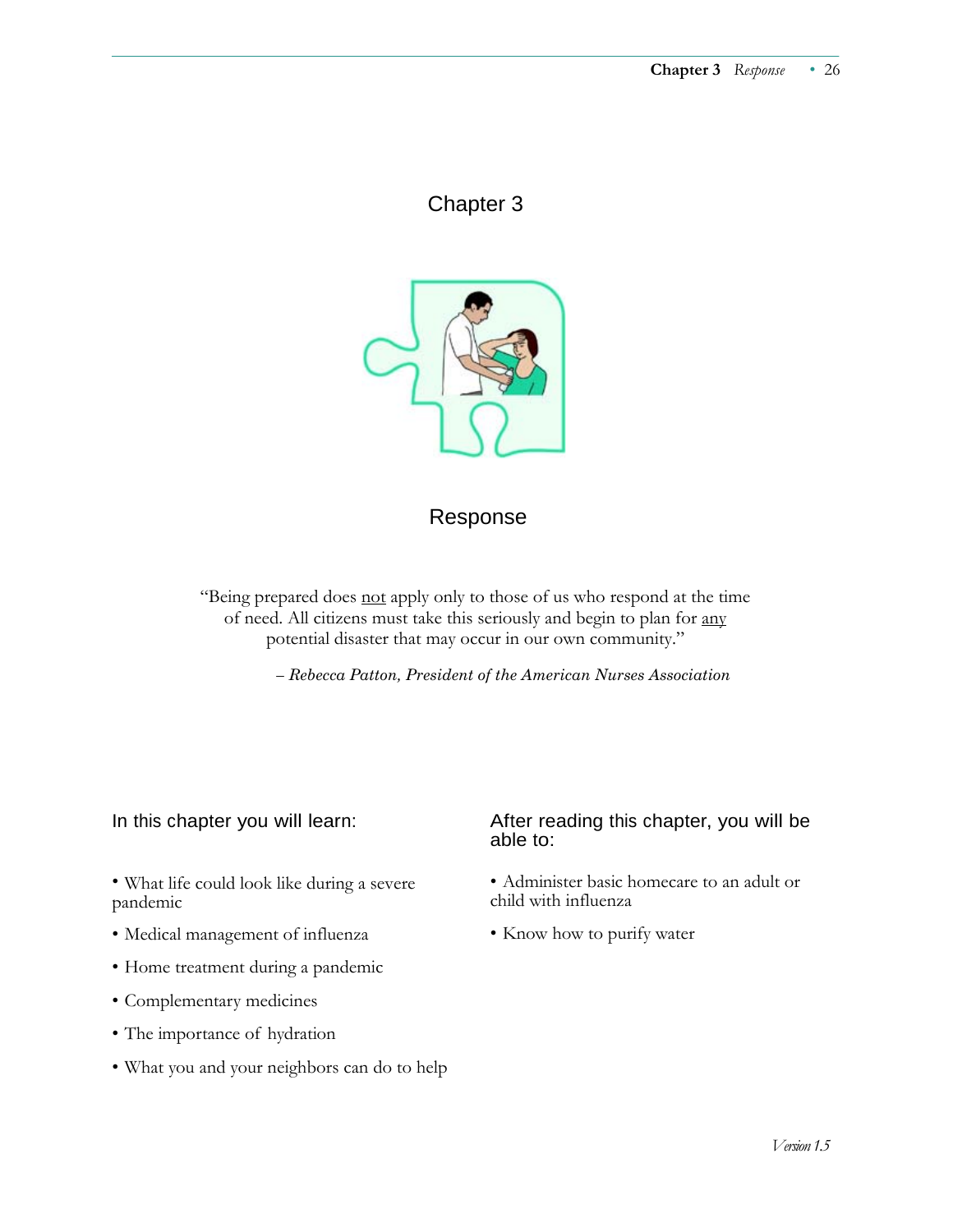# Chapter 3

## Response

"Being prepared does <u>not</u> apply only to those of us who respond at the time of need. All citizens must take this seriously and begin to plan for <u>any</u> potential disaster that may occur in our own community."

*– Rebecca Patton, President of the American Nurses Association*

### In this chapter you will learn:

- What life could look like during a severe pandemic
- Medical management of influenza
- Home treatment during a pandemic
- Complementary medicines
- The importance of hydration
- What you and your neighbors can do to help

### After reading this chapter, you will be able to:

- Administer basic homecare to an adult or child with influenza
- Know how to purify water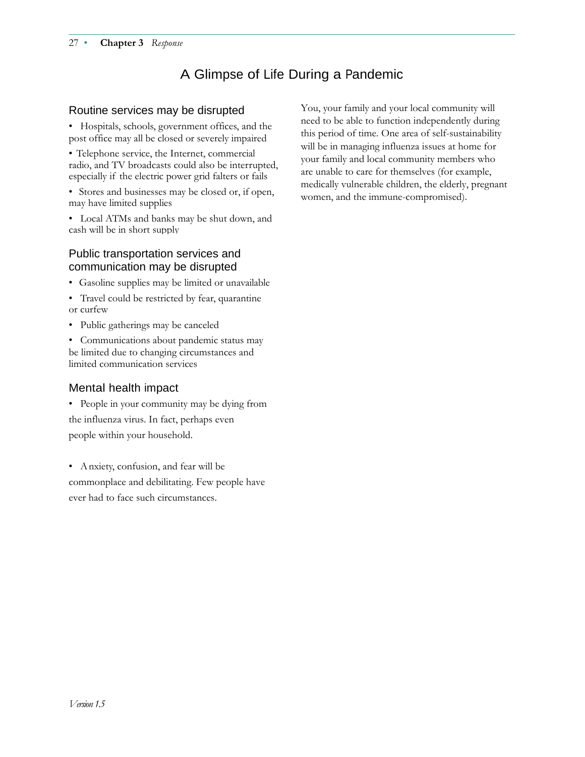# A Glimpse of Life During a Pandemic

## Routine services may be disrupted

- Hospitals, schools, government offices, and the post office may all be closed or severely impaired
- Telephone service, the Internet, commercial radio, and TV broadcasts could also be interrupted, especially if the electric power grid falters or fails
- Stores and businesses may be closed or, if open, may have limited supplies
- Local ATMs and banks may be shut down, and cash will be in short supply

## Public transportation services and communication may be disrupted

- Gasoline supplies may be limited or unavailable
- Travel could be restricted by fear, quarantine or curfew
- Public gatherings may be canceled
- Communications about pandemic status may be limited due to changing circumstances and limited communication services

## Mental health impact

- People in your community may be dying from the influenza virus. In fact, perhaps even people within your household.
- Anxiety, confusion, and fear will be commonplace and debilitating. Few people have ever had to face such circumstances.

You, your family and your local community will need to be able to function independently during this period of time. One area of self-sustainability will be in managing influenza issues at home for your family and local community members who are unable to care for themselves (for example, medically vulnerable children, the elderly, pregnant women, and the immune-compromised).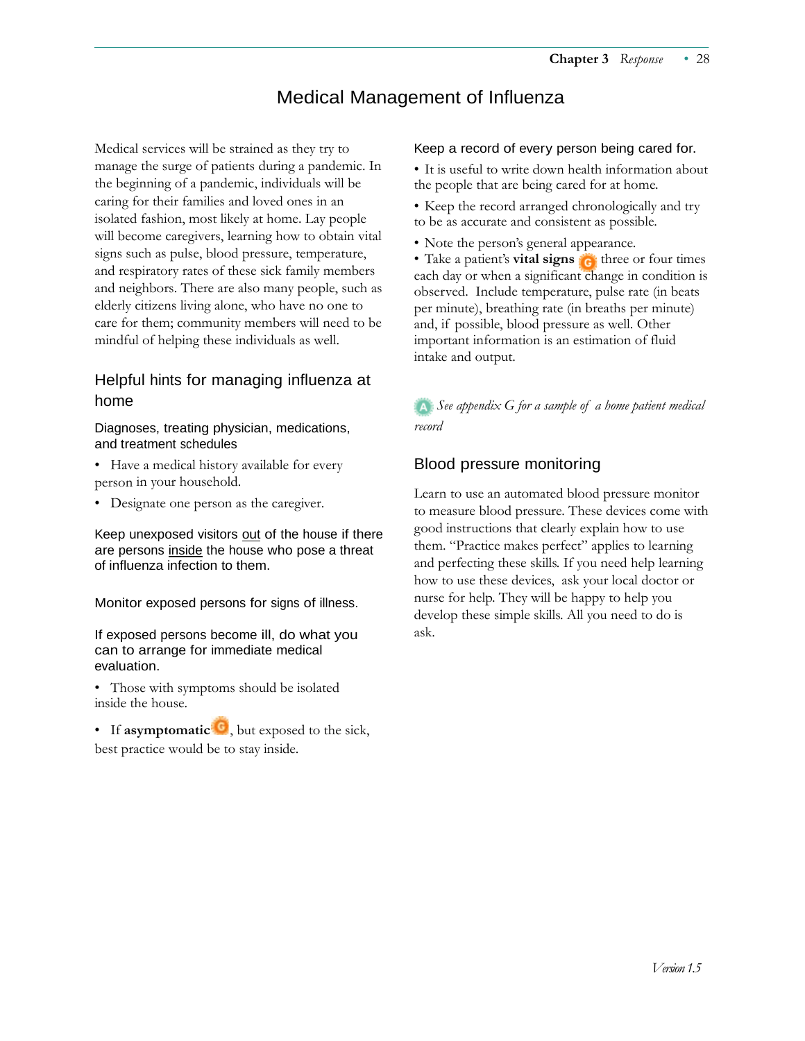# Medical Management of Influenza

Medical services will be strained as they try to manage the surge of patients during a pandemic. In the beginning of a pandemic, individuals will be caring for their families and loved ones in an isolated fashion, most likely at home. Lay people will become caregivers, learning how to obtain vital signs such as pulse, blood pressure, temperature, and respiratory rates of these sick family members and neighbors. There are also many people, such as elderly citizens living alone, who have no one to care for them; community members will need to be mindful of helping these individuals as well.

## Helpful hints for managing influenza at home

### Diagnoses, treating physician, medications, and treatment schedules

- Have a medical history available for every person in your household.
- Designate one person as the caregiver.

### Keep unexposed visitors out of the house if there are persons inside the house who pose a threat of influenza infection to them.

### Monitor exposed persons for signs of illness.

### If exposed persons become ill, do what you can to arrange for immediate medical evaluation.

- Those with symptoms should be isolated inside the house.
- If **asymptomatic**, but exposed to the sick, best practice would be to stay inside.

### Keep a record of every person being cared for.

- It is useful to write down health information about the people that are being cared for at home.
- Keep the record arranged chronologically and try to be as accurate and consistent as possible.
- Note the person's general appearance.
- Take a patient's **vital signs** three or four times each day or when a significant change in condition is observed. Include temperature, pulse rate (in beats per minute), breathing rate (in breaths per minute) and, if possible, blood pressure as well. Other important information is an estimation of fluid intake and output.

*See appendix G for a sample of a home patient medical record*

## Blood pressure monitoring

Learn to use an automated blood pressure monitor to measure blood pressure. These devices come with good instructions that clearly explain how to use them. "Practice makes perfect" applies to learning and perfecting these skills. If you need help learning how to use these devices, ask your local doctor or nurse for help. They will be happy to help you develop these simple skills. All you need to do is ask.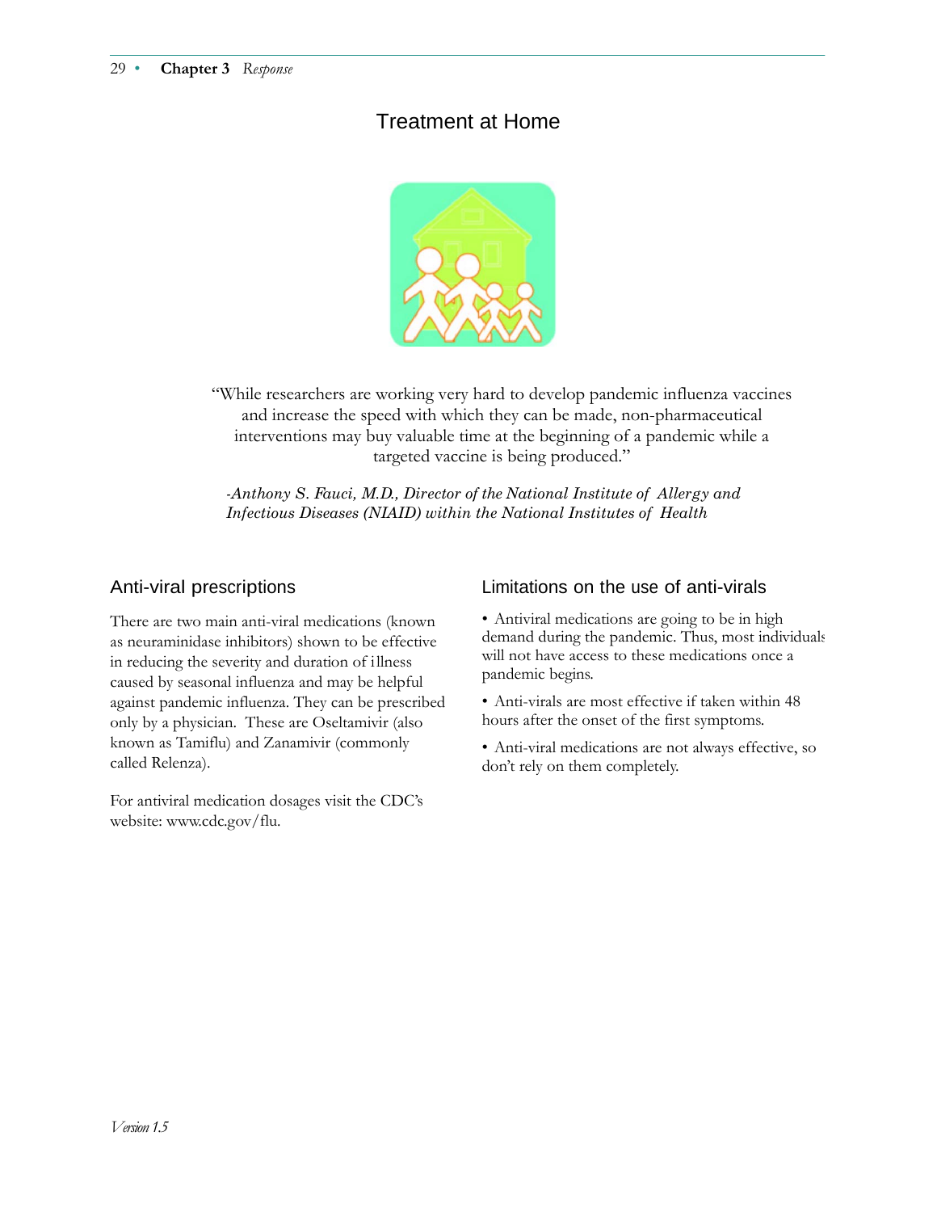# Treatment at Home

"While researchers are working very hard to develop pandemic influenza vaccines and increase the speed with which they can be made, non-pharmaceutical interventions may buy valuable time at the beginning of a pandemic while a targeted vaccine is being produced."

*-Anthony S. Fauci, M.D., Director of the National Institute of Allergy and Infectious Diseases (NIAID) within the National Institutes of Health*

## Anti-viral prescriptions

There are two main anti-viral medications (known as neuraminidase inhibitors) shown to be effective in reducing the severity and duration of illness caused by seasonal influenza and may be helpful against pandemic influenza. They can be prescribed only by a physician. These are Oseltamivir (also known as Tamiflu) and Zanamivir (commonly called Relenza).

For antiviral medication dosages visit the CDC's website: www.cdc.gov/flu.

## Limitations on the use of anti-virals

- Antiviral medications are going to be in high demand during the pandemic. Thus, most individuals will not have access to these medications once a pandemic begins.
- Anti-virals are most effective if taken within 48 hours after the onset of the first symptoms.
- Anti-viral medications are not always effective, so don't rely on them completely.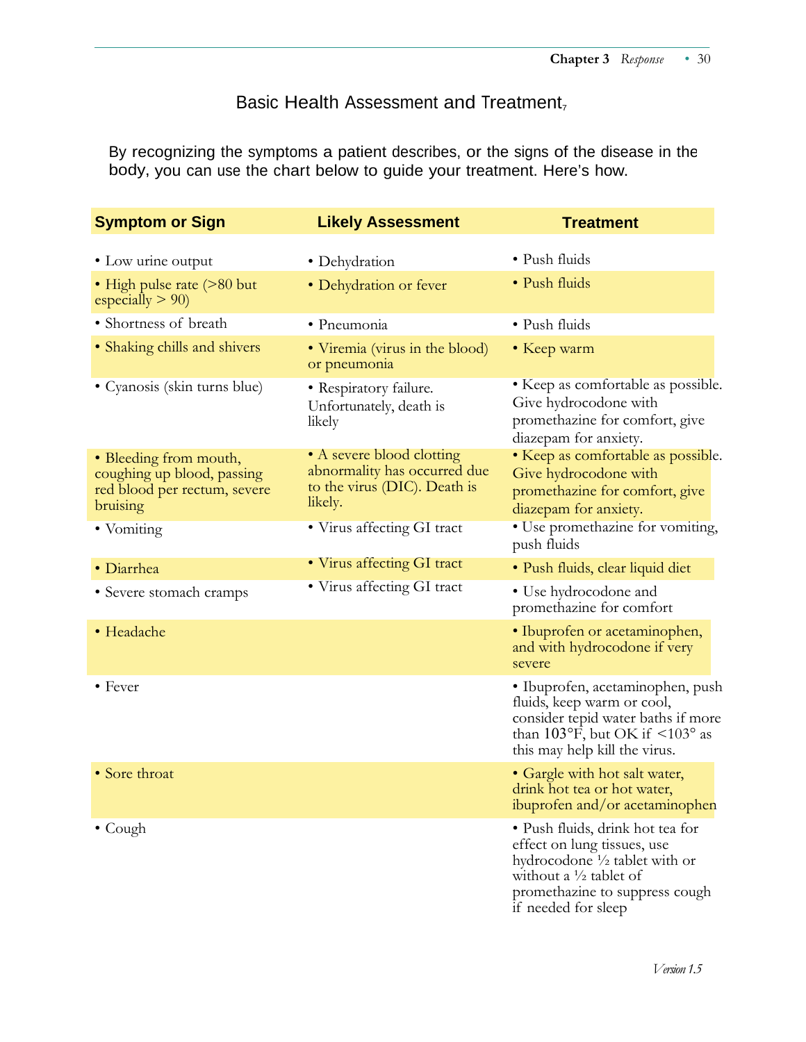## Basic Health Assessment and Treatment[7]

By recognizing the symptoms a patient describes, or the signs of the disease in the body, you can use the chart below to guide your treatment. Here's how.

| Symptom or Sign | Likely Assessment | Treatment |
|---|---|---|
| • Low urine output | • Dehydration | • Push fluids |
| • High pulse rate (>80 but especially > 90) | • Dehydration or fever | • Push fluids |
| • Shortness of breath | • Pneumonia | • Push fluids |
| • Shaking chills and shivers | • Viremia (virus in the blood) or pneumonia | • Keep warm |
| • Cyanosis (skin turns blue) | • Respiratory failure. Unfortunately, death is likely | • Keep as comfortable as possible. Give hydrocodone with promethazine for comfort, give diazepam for anxiety. |
| • Bleeding from mouth, coughing up blood, passing red blood per rectum, severe bruising | • A severe blood clotting abnormality has occurred due to the virus (DIC). Death is likely. | • Keep as comfortable as possible. Give hydrocodone with promethazine for comfort, give diazepam for anxiety. |
| • Vomiting | • Virus affecting GI tract | • Use promethazine for vomiting, push fluids |
| • Diarrhea | • Virus affecting GI tract | • Push fluids, clear liquid diet |
| • Severe stomach cramps | • Virus affecting GI tract | • Use hydrocodone and promethazine for comfort |
| • Headache | | • Ibuprofen or acetaminophen, and with hydrocodone if very severe |
| • Fever | | • Ibuprofen, acetaminophen, push fluids, keep warm or cool, consider tepid water baths if more than 103°F, but OK if <103° as this may help kill the virus. |
| • Sore throat | | • Gargle with hot salt water, drink hot tea or hot water, ibuprofen and/or acetaminophen |
| • Cough | | • Push fluids, drink hot tea for effect on lung tissues, use hydrocodone ½ tablet with or without a ½ tablet of promethazine to suppress cough if needed for sleep |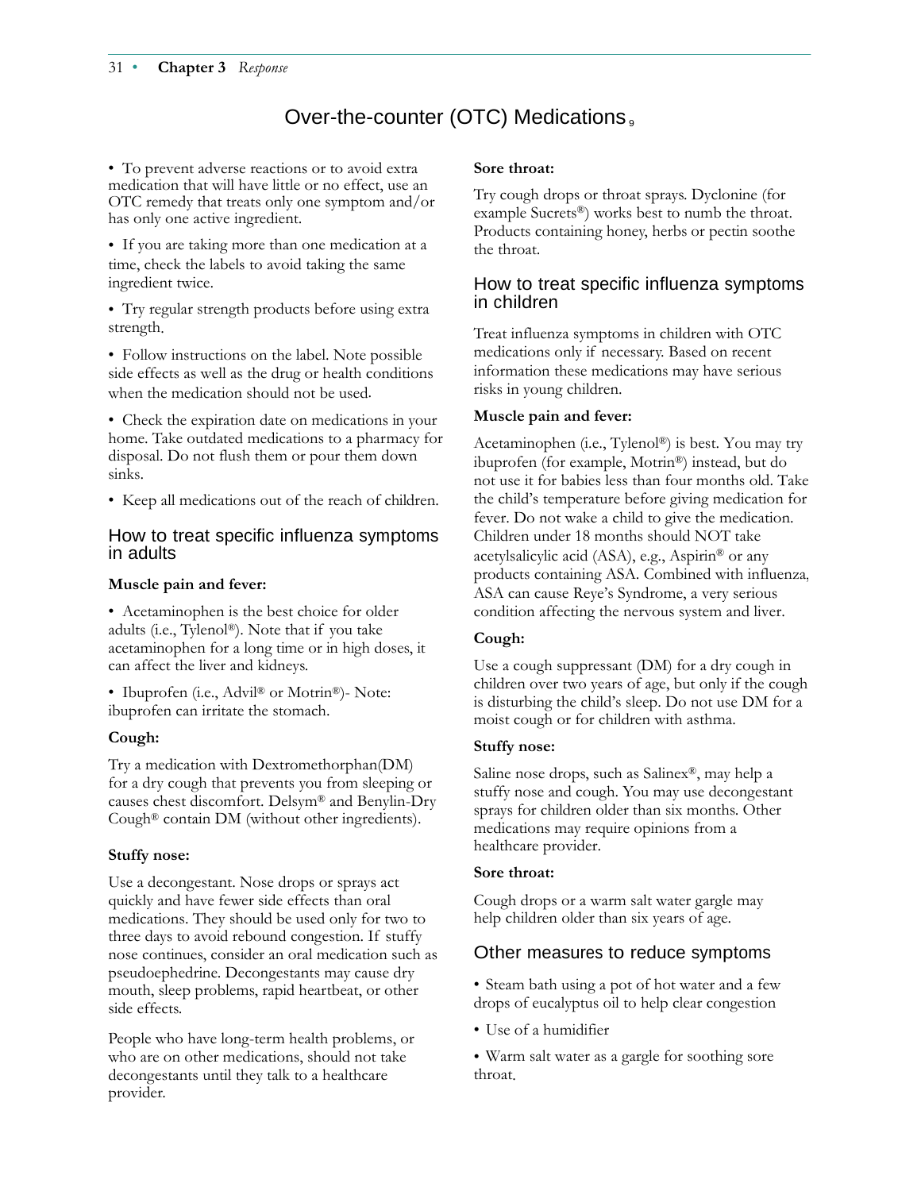# Over-the-counter (OTC) Medications[9]

- To prevent adverse reactions or to avoid extra medication that will have little or no effect, use an OTC remedy that treats only one symptom and/or has only one active ingredient.
- If you are taking more than one medication at a time, check the labels to avoid taking the same ingredient twice.
- Try regular strength products before using extra strength.
- Follow instructions on the label. Note possible side effects as well as the drug or health conditions when the medication should not be used.
- Check the expiration date on medications in your home. Take outdated medications to a pharmacy for disposal. Do not flush them or pour them down sinks.
- Keep all medications out of the reach of children.

## How to treat specific influenza symptoms in adults

**Muscle pain and fever:**

- Acetaminophen is the best choice for older adults (i.e., Tylenol®). Note that if you take acetaminophen for a long time or in high doses, it can affect the liver and kidneys.
- Ibuprofen (i.e., Advil® or Motrin®)- Note: ibuprofen can irritate the stomach.

**Cough:**

Try a medication with Dextromethorphan(DM) for a dry cough that prevents you from sleeping or causes chest discomfort. Delsym® and Benylin-Dry Cough® contain DM (without other ingredients).

**Stuffy nose:**

Use a decongestant. Nose drops or sprays act quickly and have fewer side effects than oral medications. They should be used only for two to three days to avoid rebound congestion. If stuffy nose continues, consider an oral medication such as pseudoephedrine. Decongestants may cause dry mouth, sleep problems, rapid heartbeat, or other side effects.

People who have long-term health problems, or who are on other medications, should not take decongestants until they talk to a healthcare provider.

**Sore throat:**

Try cough drops or throat sprays. Dyclonine (for example Sucrets®) works best to numb the throat. Products containing honey, herbs or pectin soothe the throat.

## How to treat specific influenza symptoms in children

Treat influenza symptoms in children with OTC medications only if necessary. Based on recent information these medications may have serious risks in young children.

**Muscle pain and fever:**

Acetaminophen (i.e., Tylenol®) is best. You may try ibuprofen (for example, Motrin®) instead, but do not use it for babies less than four months old. Take the child's temperature before giving medication for fever. Do not wake a child to give the medication. Children under 18 months should NOT take acetylsalicylic acid (ASA), e.g., Aspirin® or any products containing ASA. Combined with influenza, ASA can cause Reye's Syndrome, a very serious condition affecting the nervous system and liver.

**Cough:**

Use a cough suppressant (DM) for a dry cough in children over two years of age, but only if the cough is disturbing the child's sleep. Do not use DM for a moist cough or for children with asthma.

**Stuffy nose:**

Saline nose drops, such as Salinex®, may help a stuffy nose and cough. You may use decongestant sprays for children older than six months. Other medications may require opinions from a healthcare provider.

**Sore throat:**

Cough drops or a warm salt water gargle may help children older than six years of age.

## Other measures to reduce symptoms

- Steam bath using a pot of hot water and a few drops of eucalyptus oil to help clear congestion
- Use of a humidifier
- Warm salt water as a gargle for soothing sore throat.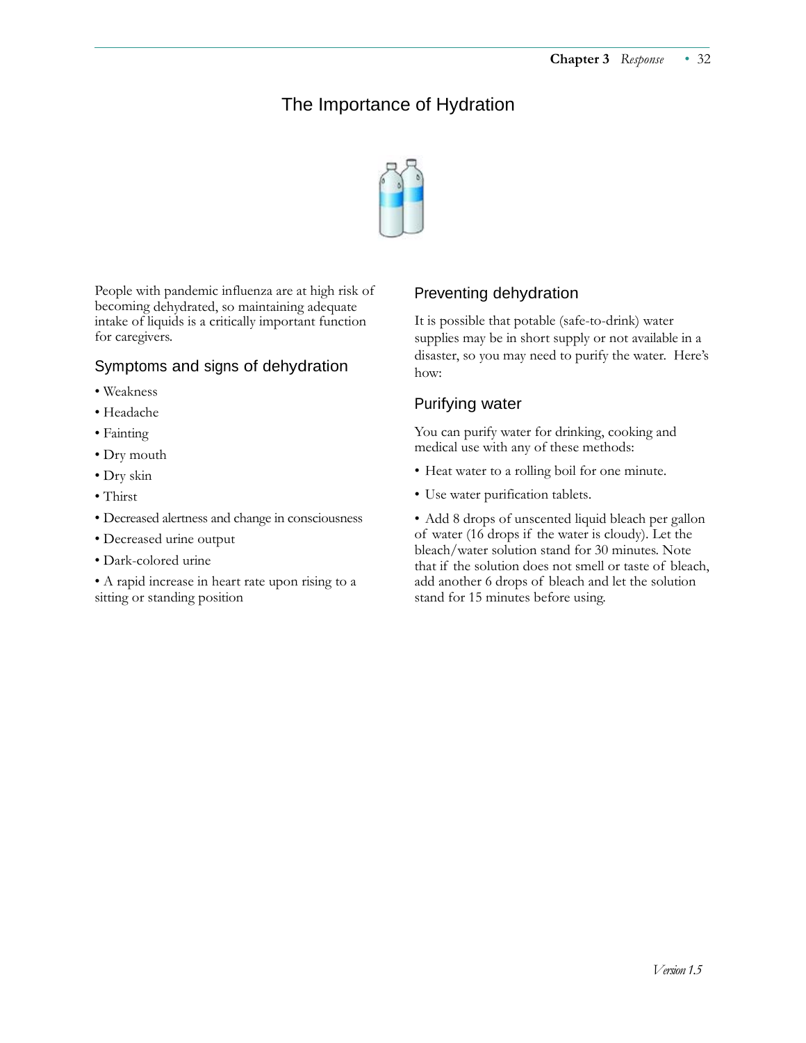# The Importance of Hydration

People with pandemic influenza are at high risk of becoming dehydrated, so maintaining adequate intake of liquids is a critically important function for caregivers.

## Symptoms and signs of dehydration

- Weakness
- Headache
- Fainting
- Dry mouth
- Dry skin
- Thirst
- Decreased alertness and change in consciousness
- Decreased urine output
- Dark-colored urine
- A rapid increase in heart rate upon rising to a sitting or standing position

## Preventing dehydration

It is possible that potable (safe-to-drink) water supplies may be in short supply or not available in a disaster, so you may need to purify the water. Here's how:

## Purifying water

You can purify water for drinking, cooking and medical use with any of these methods:

- Heat water to a rolling boil for one minute.
- Use water purification tablets.
- Add 8 drops of unscented liquid bleach per gallon of water (16 drops if the water is cloudy). Let the bleach/water solution stand for 30 minutes. Note that if the solution does not smell or taste of bleach, add another 6 drops of bleach and let the solution stand for 15 minutes before using.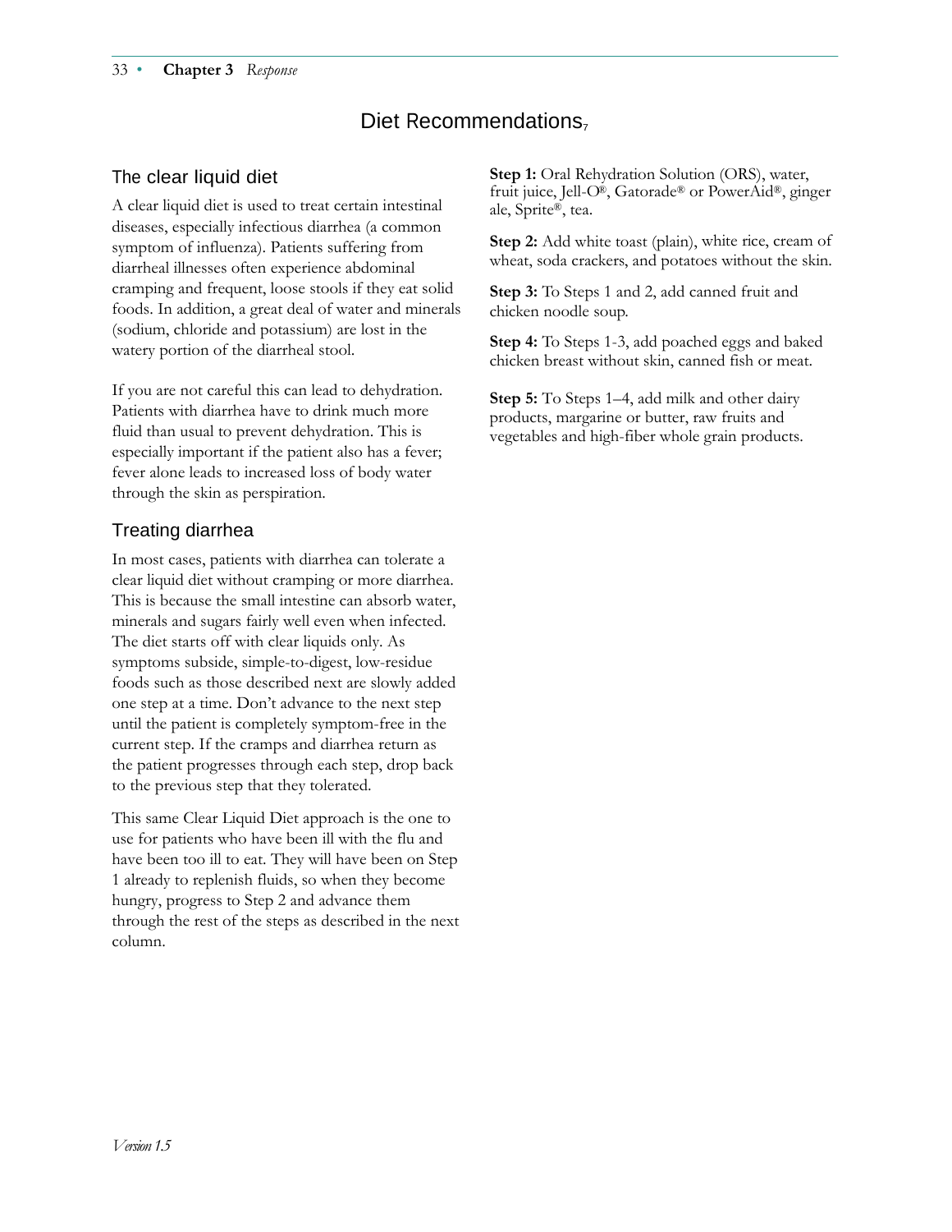# Diet Recommendations[7]

## The clear liquid diet

A clear liquid diet is used to treat certain intestinal diseases, especially infectious diarrhea (a common symptom of influenza). Patients suffering from diarrheal illnesses often experience abdominal cramping and frequent, loose stools if they eat solid foods. In addition, a great deal of water and minerals (sodium, chloride and potassium) are lost in the watery portion of the diarrheal stool.

If you are not careful this can lead to dehydration. Patients with diarrhea have to drink much more fluid than usual to prevent dehydration. This is especially important if the patient also has a fever; fever alone leads to increased loss of body water through the skin as perspiration.

## Treating diarrhea

In most cases, patients with diarrhea can tolerate a clear liquid diet without cramping or more diarrhea. This is because the small intestine can absorb water, minerals and sugars fairly well even when infected. The diet starts off with clear liquids only. As symptoms subside, simple-to-digest, low-residue foods such as those described next are slowly added one step at a time. Don't advance to the next step until the patient is completely symptom-free in the current step. If the cramps and diarrhea return as the patient progresses through each step, drop back to the previous step that they tolerated.

This same Clear Liquid Diet approach is the one to use for patients who have been ill with the flu and have been too ill to eat. They will have been on Step 1 already to replenish fluids, so when they become hungry, progress to Step 2 and advance them through the rest of the steps as described in the next column.

**Step 1:** Oral Rehydration Solution (ORS), water, fruit juice, Jell-O®, Gatorade® or PowerAid®, ginger ale, Sprite®, tea.

**Step 2:** Add white toast (plain), white rice, cream of wheat, soda crackers, and potatoes without the skin.

**Step 3:** To Steps 1 and 2, add canned fruit and chicken noodle soup.

**Step 4:** To Steps 1-3, add poached eggs and baked chicken breast without skin, canned fish or meat.

**Step 5:** To Steps 1–4, add milk and other dairy products, margarine or butter, raw fruits and vegetables and high-fiber whole grain products.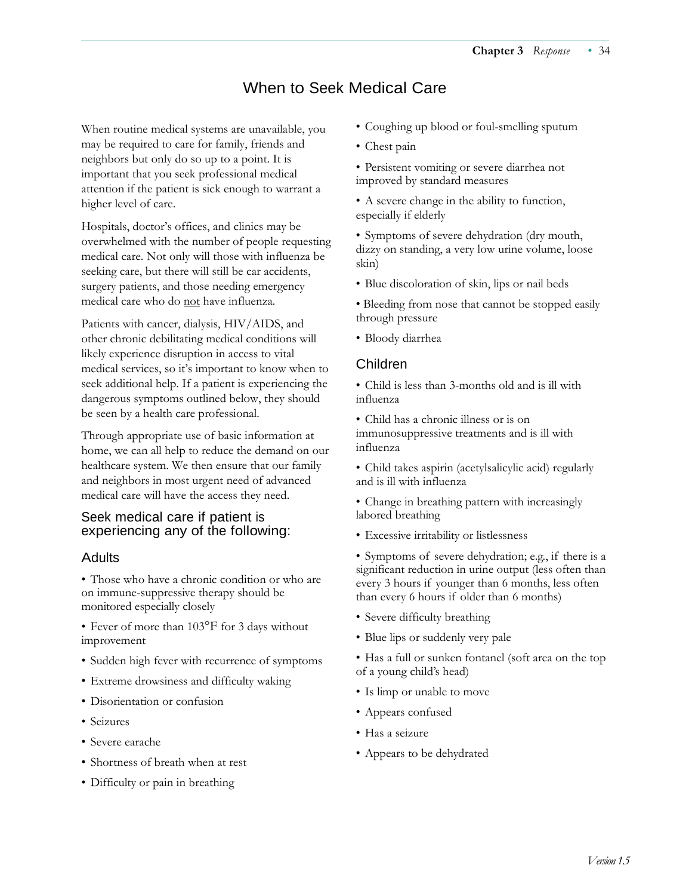# When to Seek Medical Care

When routine medical systems are unavailable, you may be required to care for family, friends and neighbors but only do so up to a point. It is important that you seek professional medical attention if the patient is sick enough to warrant a higher level of care.

Hospitals, doctor's offices, and clinics may be overwhelmed with the number of people requesting medical care. Not only will those with influenza be seeking care, but there will still be car accidents, surgery patients, and those needing emergency medical care who do not have influenza.

Patients with cancer, dialysis, HIV/AIDS, and other chronic debilitating medical conditions will likely experience disruption in access to vital medical services, so it's important to know when to seek additional help. If a patient is experiencing the dangerous symptoms outlined below, they should be seen by a health care professional.

Through appropriate use of basic information at home, we can all help to reduce the demand on our healthcare system. We then ensure that our family and neighbors in most urgent need of advanced medical care will have the access they need.

## Seek medical care if patient is experiencing any of the following:

### Adults

- Those who have a chronic condition or who are on immune-suppressive therapy should be monitored especially closely
- Fever of more than 103°F for 3 days without improvement
- Sudden high fever with recurrence of symptoms
- Extreme drowsiness and difficulty waking
- Disorientation or confusion
- Seizures
- Severe earache
- Shortness of breath when at rest
- Difficulty or pain in breathing
- Coughing up blood or foul-smelling sputum
- Chest pain
- Persistent vomiting or severe diarrhea not improved by standard measures
- A severe change in the ability to function, especially if elderly
- Symptoms of severe dehydration (dry mouth, dizzy on standing, a very low urine volume, loose skin)
- Blue discoloration of skin, lips or nail beds
- Bleeding from nose that cannot be stopped easily through pressure
- Bloody diarrhea

### Children

- Child is less than 3-months old and is ill with influenza
- Child has a chronic illness or is on immunosuppressive treatments and is ill with influenza
- Child takes aspirin (acetylsalicylic acid) regularly and is ill with influenza
- Change in breathing pattern with increasingly labored breathing
- Excessive irritability or listlessness
- Symptoms of severe dehydration; e.g., if there is a significant reduction in urine output (less often than every 3 hours if younger than 6 months, less often than every 6 hours if older than 6 months)
- Severe difficulty breathing
- Blue lips or suddenly very pale
- Has a full or sunken fontanel (soft area on the top of a young child's head)
- Is limp or unable to move
- Appears confused
- Has a seizure
- Appears to be dehydrated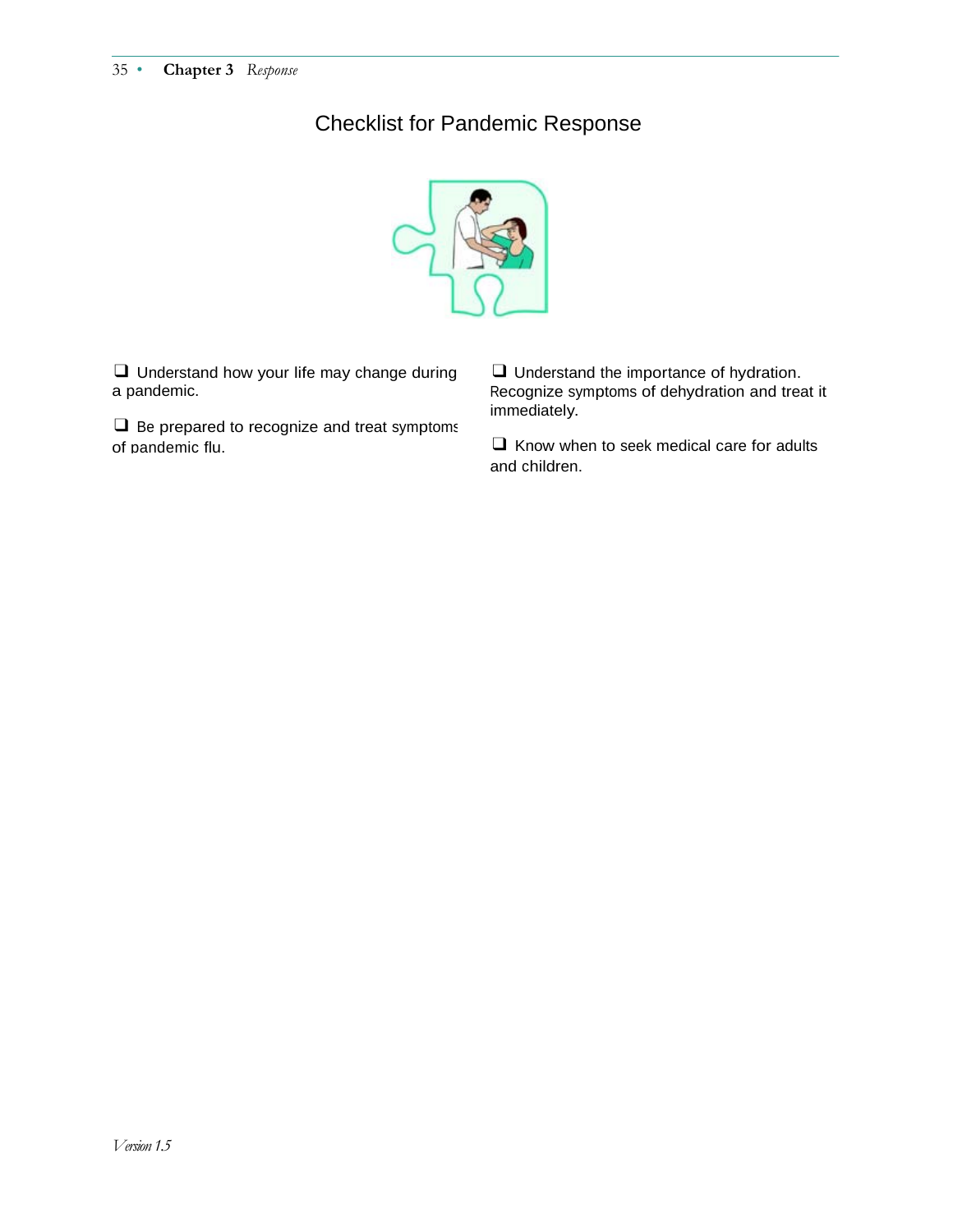# Checklist for Pandemic Response

❑ Understand how your life may change during a pandemic.

❑ Be prepared to recognize and treat symptoms of pandemic flu.

❑ Understand the importance of hydration. Recognize symptoms of dehydration and treat it immediately.

❑ Know when to seek medical care for adults and children.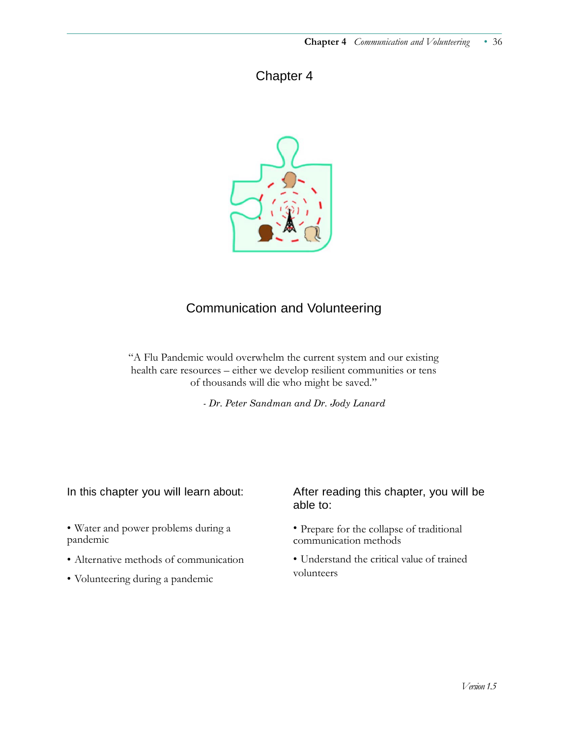# Chapter 4

## Communication and Volunteering

"A Flu Pandemic would overwhelm the current system and our existing health care resources – either we develop resilient communities or tens of thousands will die who might be saved."

*- Dr. Peter Sandman and Dr. Jody Lanard*

### In this chapter you will learn about:

- Water and power problems during a pandemic
- Alternative methods of communication
- Volunteering during a pandemic

### After reading this chapter, you will be able to:

- Prepare for the collapse of traditional communication methods
- Understand the critical value of trained volunteers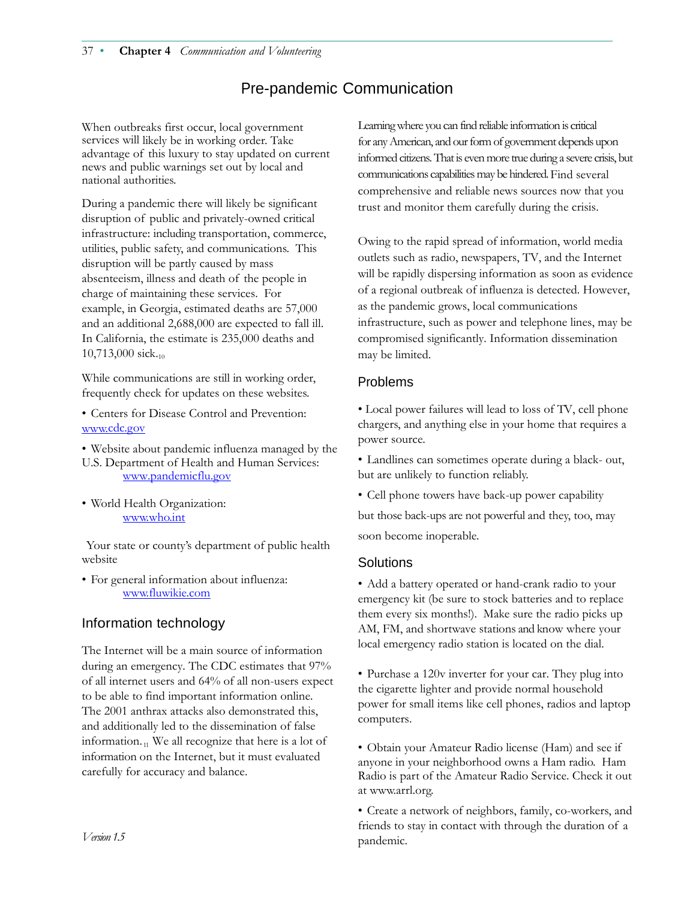# Pre-pandemic Communication

When outbreaks first occur, local government services will likely be in working order. Take advantage of this luxury to stay updated on current news and public warnings set out by local and national authorities.

During a pandemic there will likely be significant disruption of public and privately-owned critical infrastructure: including transportation, commerce, utilities, public safety, and communications. This disruption will be partly caused by mass absenteeism, illness and death of the people in charge of maintaining these services. For example, in Georgia, estimated deaths are 57,000 and an additional 2,688,000 are expected to fall ill. In California, the estimate is 235,000 deaths and 10,713,000 sick.[10]

While communications are still in working order, frequently check for updates on these websites.

- Centers for Disease Control and Prevention: www.cdc.gov
- Website about pandemic influenza managed by the U.S. Department of Health and Human Services: www.pandemicflu.gov
- World Health Organization: www.who.int

Your state or county's department of public health website

- For general information about influenza: www.fluwikie.com

## Information technology

The Internet will be a main source of information during an emergency. The CDC estimates that 97% of all internet users and 64% of all non-users expect to be able to find important information online. The 2001 anthrax attacks also demonstrated this, and additionally led to the dissemination of false information.[11] We all recognize that here is a lot of information on the Internet, but it must evaluated carefully for accuracy and balance.

Learning where you can find reliable information is critical for any American, and our form of government depends upon informed citizens. That is even more true during a severe crisis, but communications capabilities may be hindered. Find several comprehensive and reliable news sources now that you trust and monitor them carefully during the crisis.

Owing to the rapid spread of information, world media outlets such as radio, newspapers, TV, and the Internet will be rapidly dispersing information as soon as evidence of a regional outbreak of influenza is detected. However, as the pandemic grows, local communications infrastructure, such as power and telephone lines, may be compromised significantly. Information dissemination may be limited.

## Problems

- Local power failures will lead to loss of TV, cell phone chargers, and anything else in your home that requires a power source.
- Landlines can sometimes operate during a black- out, but are unlikely to function reliably.
- Cell phone towers have back-up power capability but those back-ups are not powerful and they, too, may soon become inoperable.

## Solutions

- Add a battery operated or hand-crank radio to your emergency kit (be sure to stock batteries and to replace them every six months!). Make sure the radio picks up AM, FM, and shortwave stations and know where your local emergency radio station is located on the dial.
- Purchase a 120v inverter for your car. They plug into the cigarette lighter and provide normal household power for small items like cell phones, radios and laptop computers.
- Obtain your Amateur Radio license (Ham) and see if anyone in your neighborhood owns a Ham radio. Ham Radio is part of the Amateur Radio Service. Check it out at www.arrl.org.
- Create a network of neighbors, family, co-workers, and friends to stay in contact with through the duration of a pandemic.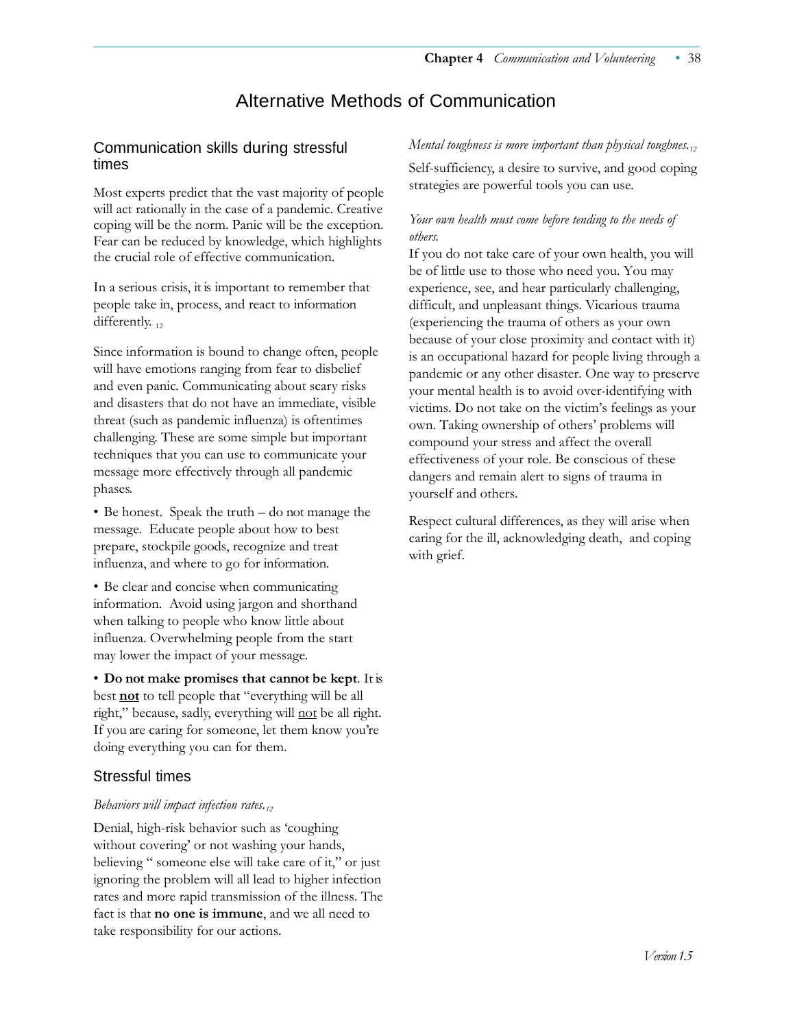# Alternative Methods of Communication

## Communication skills during stressful times

Most experts predict that the vast majority of people will act rationally in the case of a pandemic. Creative coping will be the norm. Panic will be the exception. Fear can be reduced by knowledge, which highlights the crucial role of effective communication.

In a serious crisis, it is important to remember that people take in, process, and react to information differently. [12]

Since information is bound to change often, people will have emotions ranging from fear to disbelief and even panic. Communicating about scary risks and disasters that do not have an immediate, visible threat (such as pandemic influenza) is oftentimes challenging. These are some simple but important techniques that you can use to communicate your message more effectively through all pandemic phases.

- Be honest. Speak the truth – do not manage the message. Educate people about how to best prepare, stockpile goods, recognize and treat influenza, and where to go for information.
- Be clear and concise when communicating information. Avoid using jargon and shorthand when talking to people who know little about influenza. Overwhelming people from the start may lower the impact of your message.
- **Do not make promises that cannot be kept**. It is best <u>**not**</u> to tell people that "everything will be all right," because, sadly, everything will <u>not</u> be all right. If you are caring for someone, let them know you're doing everything you can for them.

## Stressful times

*Behaviors will impact infection rates.*[12]

Denial, high-risk behavior such as 'coughing without covering' or not washing your hands, believing " someone else will take care of it," or just ignoring the problem will all lead to higher infection rates and more rapid transmission of the illness. The fact is that **no one is immune**, and we all need to take responsibility for our actions.

*Mental toughness is more important than physical toughnes.*[12]

Self-sufficiency, a desire to survive, and good coping strategies are powerful tools you can use.

*Your own health must come before tending to the needs of others.*

If you do not take care of your own health, you will be of little use to those who need you. You may experience, see, and hear particularly challenging, difficult, and unpleasant things. Vicarious trauma (experiencing the trauma of others as your own because of your close proximity and contact with it) is an occupational hazard for people living through a pandemic or any other disaster. One way to preserve your mental health is to avoid over-identifying with victims. Do not take on the victim's feelings as your own. Taking ownership of others' problems will compound your stress and affect the overall effectiveness of your role. Be conscious of these dangers and remain alert to signs of trauma in yourself and others.

Respect cultural differences, as they will arise when caring for the ill, acknowledging death, and coping with grief.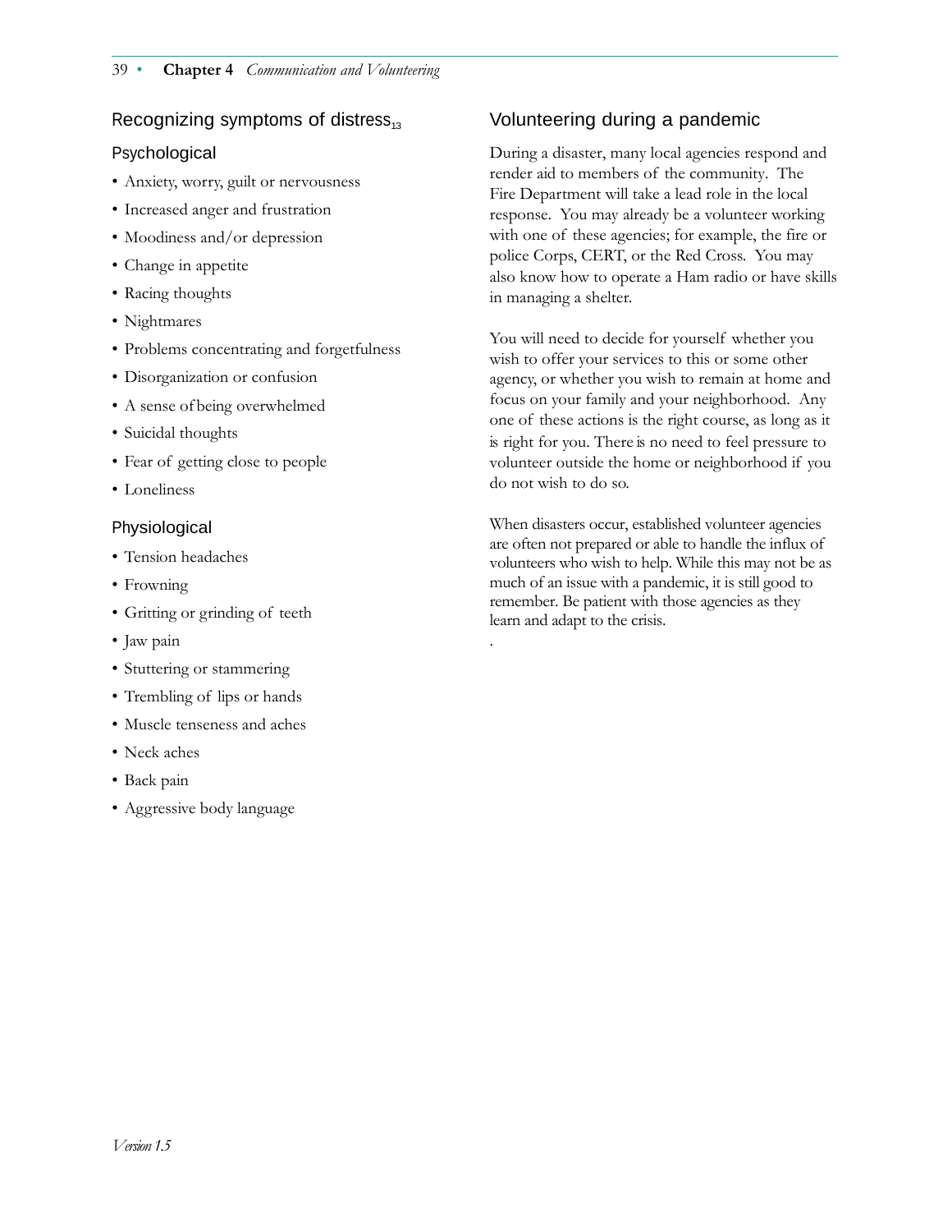## Recognizing symptoms of distress[13]

### Psychological

- Anxiety, worry, guilt or nervousness
- Increased anger and frustration
- Moodiness and/or depression
- Change in appetite
- Racing thoughts
- Nightmares
- Problems concentrating and forgetfulness
- Disorganization or confusion
- A sense of being overwhelmed
- Suicidal thoughts
- Fear of getting close to people
- Loneliness

### Physiological

- Tension headaches
- Frowning
- Gritting or grinding of teeth
- Jaw pain
- Stuttering or stammering
- Trembling of lips or hands
- Muscle tenseness and aches
- Neck aches
- Back pain
- Aggressive body language

## Volunteering during a pandemic

During a disaster, many local agencies respond and render aid to members of the community. The Fire Department will take a lead role in the local response. You may already be a volunteer working with one of these agencies; for example, the fire or police Corps, CERT, or the Red Cross. You may also know how to operate a Ham radio or have skills in managing a shelter.

You will need to decide for yourself whether you wish to offer your services to this or some other agency, or whether you wish to remain at home and focus on your family and your neighborhood. Any one of these actions is the right course, as long as it is right for you. There is no need to feel pressure to volunteer outside the home or neighborhood if you do not wish to do so.

When disasters occur, established volunteer agencies are often not prepared or able to handle the influx of volunteers who wish to help. While this may not be as much of an issue with a pandemic, it is still good to remember. Be patient with those agencies as they learn and adapt to the crisis.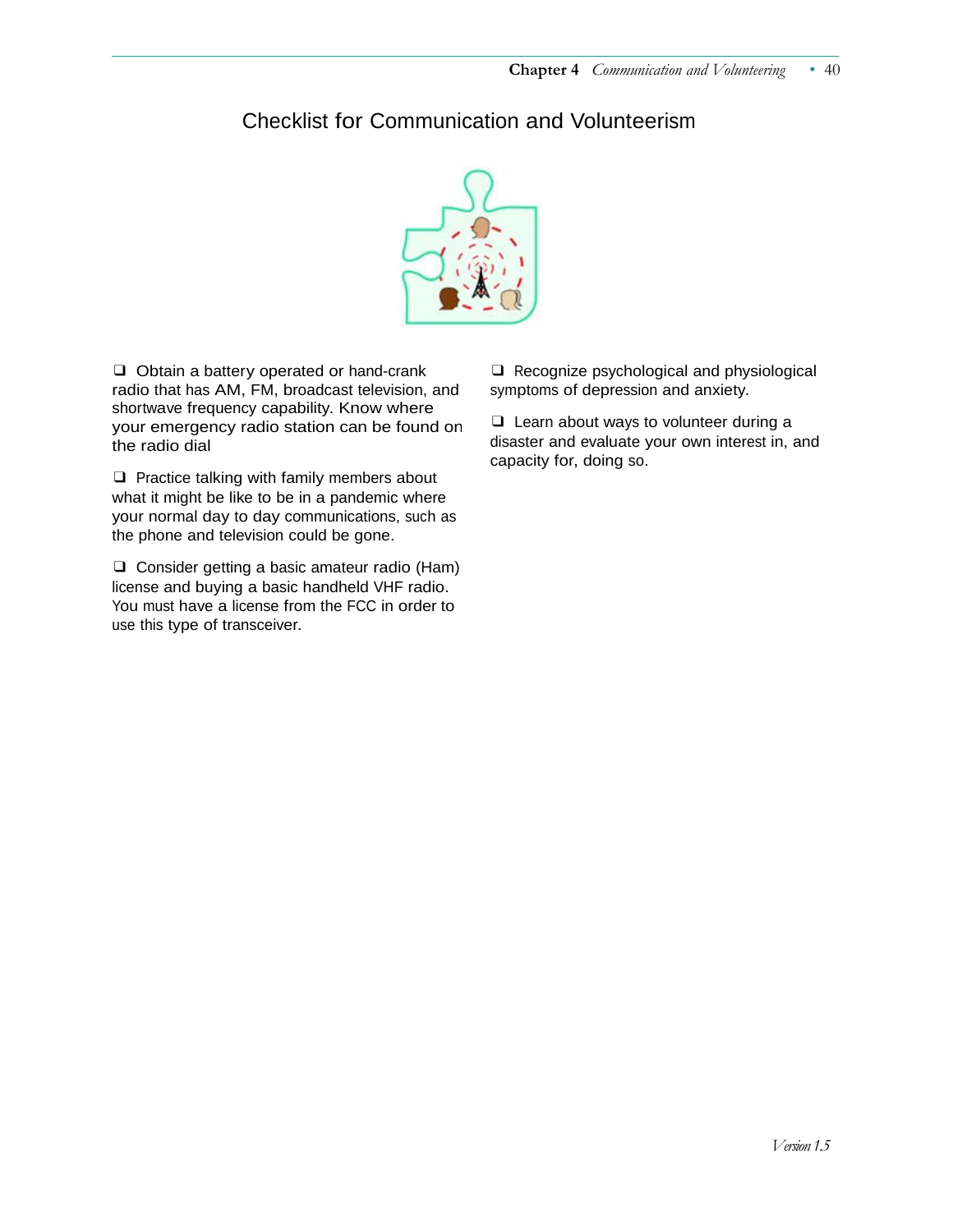# Checklist for Communication and Volunteerism

- ❑ Obtain a battery operated or hand-crank radio that has AM, FM, broadcast television, and shortwave frequency capability. Know where your emergency radio station can be found on the radio dial

- ❑ Practice talking with family members about what it might be like to be in a pandemic where your normal day to day communications, such as the phone and television could be gone.

- ❑ Consider getting a basic amateur radio (Ham) license and buying a basic handheld VHF radio. You must have a license from the FCC in order to use this type of transceiver.

- ❑ Recognize psychological and physiological symptoms of depression and anxiety.

- ❑ Learn about ways to volunteer during a disaster and evaluate your own interest in, and capacity for, doing so.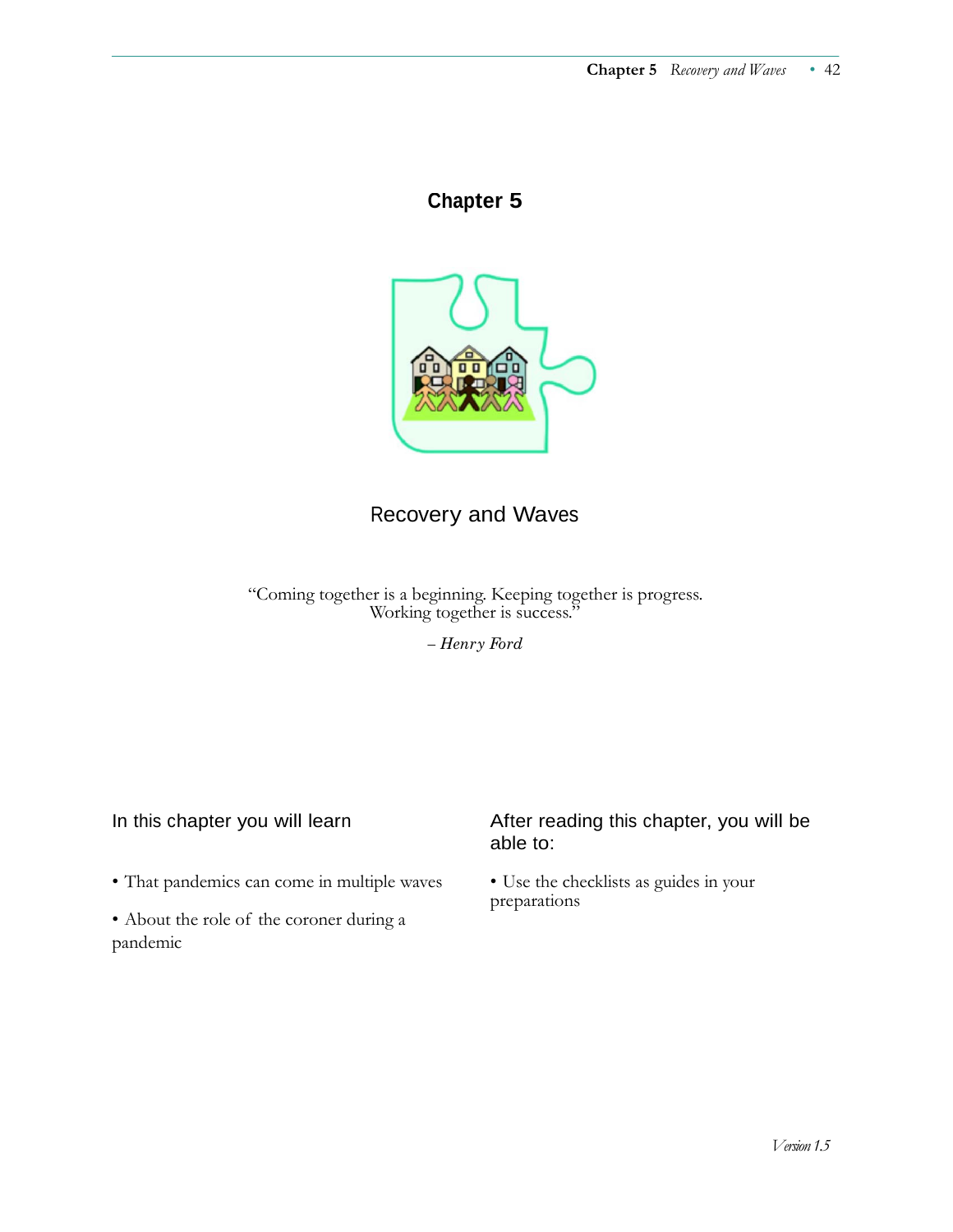# Chapter 5

## Recovery and Waves

"Coming together is a beginning. Keeping together is progress. Working together is success."

*– Henry Ford*

### In this chapter you will learn

- That pandemics can come in multiple waves
- About the role of the coroner during a pandemic

### After reading this chapter, you will be able to:

- Use the checklists as guides in your preparations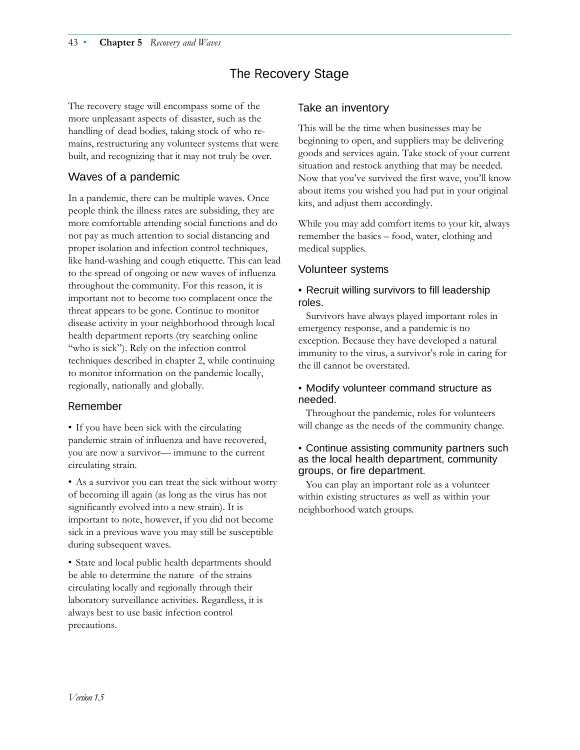# The Recovery Stage

The recovery stage will encompass some of the more unpleasant aspects of disaster, such as the handling of dead bodies, taking stock of who remains, restructuring any volunteer systems that were built, and recognizing that it may not truly be over.

## Waves of a pandemic

In a pandemic, there can be multiple waves. Once people think the illness rates are subsiding, they are more comfortable attending social functions and do not pay as much attention to social distancing and proper isolation and infection control techniques, like hand-washing and cough etiquette. This can lead to the spread of ongoing or new waves of influenza throughout the community. For this reason, it is important not to become too complacent once the threat appears to be gone. Continue to monitor disease activity in your neighborhood through local health department reports (try searching online "who is sick"). Rely on the infection control techniques described in chapter 2, while continuing to monitor information on the pandemic locally, regionally, nationally and globally.

## Remember

- If you have been sick with the circulating pandemic strain of influenza and have recovered, you are now a survivor— immune to the current circulating strain.
- As a survivor you can treat the sick without worry of becoming ill again (as long as the virus has not significantly evolved into a new strain). It is important to note, however, if you did not become sick in a previous wave you may still be susceptible during subsequent waves.
- State and local public health departments should be able to determine the nature of the strains circulating locally and regionally through their laboratory surveillance activities. Regardless, it is always best to use basic infection control precautions.

## Take an inventory

This will be the time when businesses may be beginning to open, and suppliers may be delivering goods and services again. Take stock of your current situation and restock anything that may be needed. Now that you've survived the first wave, you'll know about items you wished you had put in your original kits, and adjust them accordingly.

While you may add comfort items to your kit, always remember the basics – food, water, clothing and medical supplies.

## Volunteer systems

### • Recruit willing survivors to fill leadership roles.

Survivors have always played important roles in emergency response, and a pandemic is no exception. Because they have developed a natural immunity to the virus, a survivor's role in caring for the ill cannot be overstated.

### • Modify volunteer command structure as needed.

Throughout the pandemic, roles for volunteers will change as the needs of the community change.

### • Continue assisting community partners such as the local health department, community groups, or fire department.

You can play an important role as a volunteer within existing structures as well as within your neighborhood watch groups.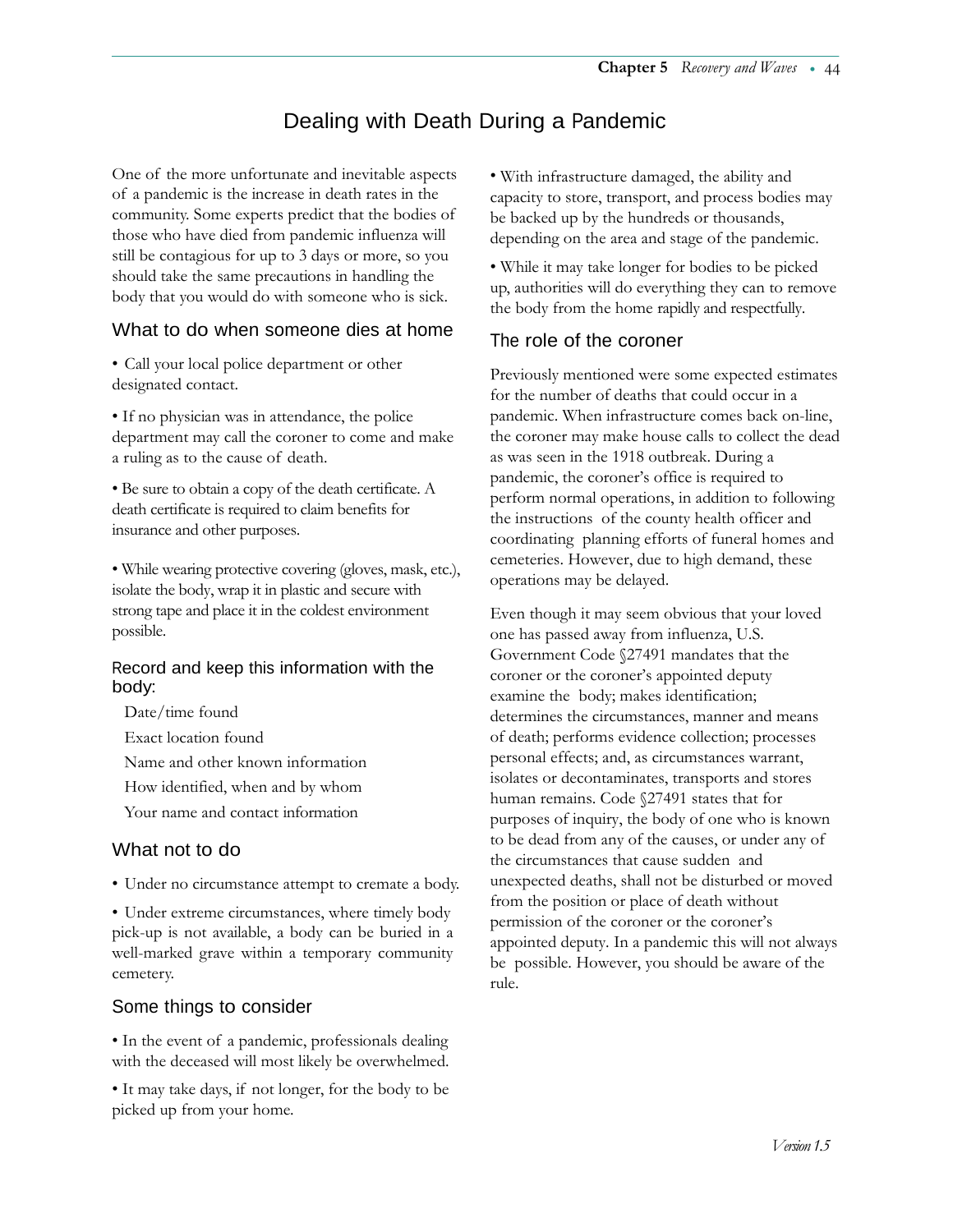# Dealing with Death During a Pandemic

One of the more unfortunate and inevitable aspects of a pandemic is the increase in death rates in the community. Some experts predict that the bodies of those who have died from pandemic influenza will still be contagious for up to 3 days or more, so you should take the same precautions in handling the body that you would do with someone who is sick.

## What to do when someone dies at home

- Call your local police department or other designated contact.
- If no physician was in attendance, the police department may call the coroner to come and make a ruling as to the cause of death.
- Be sure to obtain a copy of the death certificate. A death certificate is required to claim benefits for insurance and other purposes.
- While wearing protective covering (gloves, mask, etc.), isolate the body, wrap it in plastic and secure with strong tape and place it in the coldest environment possible.

### Record and keep this information with the body:

Date/time found

Exact location found

Name and other known information

How identified, when and by whom

Your name and contact information

## What not to do

- Under no circumstance attempt to cremate a body.
- Under extreme circumstances, where timely body pick-up is not available, a body can be buried in a well-marked grave within a temporary community cemetery.

## Some things to consider

- In the event of a pandemic, professionals dealing with the deceased will most likely be overwhelmed.
- It may take days, if not longer, for the body to be picked up from your home.
- With infrastructure damaged, the ability and capacity to store, transport, and process bodies may be backed up by the hundreds or thousands, depending on the area and stage of the pandemic.
- While it may take longer for bodies to be picked up, authorities will do everything they can to remove the body from the home rapidly and respectfully.

## The role of the coroner

Previously mentioned were some expected estimates for the number of deaths that could occur in a pandemic. When infrastructure comes back on-line, the coroner may make house calls to collect the dead as was seen in the 1918 outbreak. During a pandemic, the coroner's office is required to perform normal operations, in addition to following the instructions of the county health officer and coordinating planning efforts of funeral homes and cemeteries. However, due to high demand, these operations may be delayed.

Even though it may seem obvious that your loved one has passed away from influenza, U.S. Government Code §27491 mandates that the coroner or the coroner's appointed deputy examine the body; makes identification; determines the circumstances, manner and means of death; performs evidence collection; processes personal effects; and, as circumstances warrant, isolates or decontaminates, transports and stores human remains. Code §27491 states that for purposes of inquiry, the body of one who is known to be dead from any of the causes, or under any of the circumstances that cause sudden and unexpected deaths, shall not be disturbed or moved from the position or place of death without permission of the coroner or the coroner's appointed deputy. In a pandemic this will not always be possible. However, you should be aware of the rule.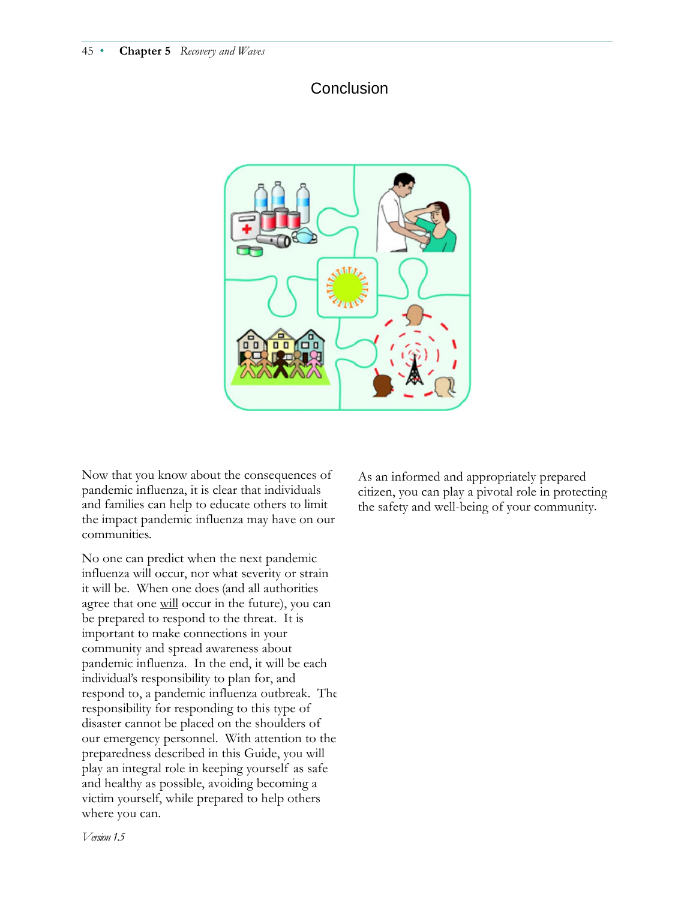# Conclusion

Now that you know about the consequences of pandemic influenza, it is clear that individuals and families can help to educate others to limit the impact pandemic influenza may have on our communities.

No one can predict when the next pandemic influenza will occur, nor what severity or strain it will be. When one does (and all authorities agree that one <u>will</u> occur in the future), you can be prepared to respond to the threat. It is important to make connections in your community and spread awareness about pandemic influenza. In the end, it will be each individual's responsibility to plan for, and respond to, a pandemic influenza outbreak. The responsibility for responding to this type of disaster cannot be placed on the shoulders of our emergency personnel. With attention to the preparedness described in this Guide, you will play an integral role in keeping yourself as safe and healthy as possible, avoiding becoming a victim yourself, while prepared to help others where you can.

As an informed and appropriately prepared citizen, you can play a pivotal role in protecting the safety and well-being of your community.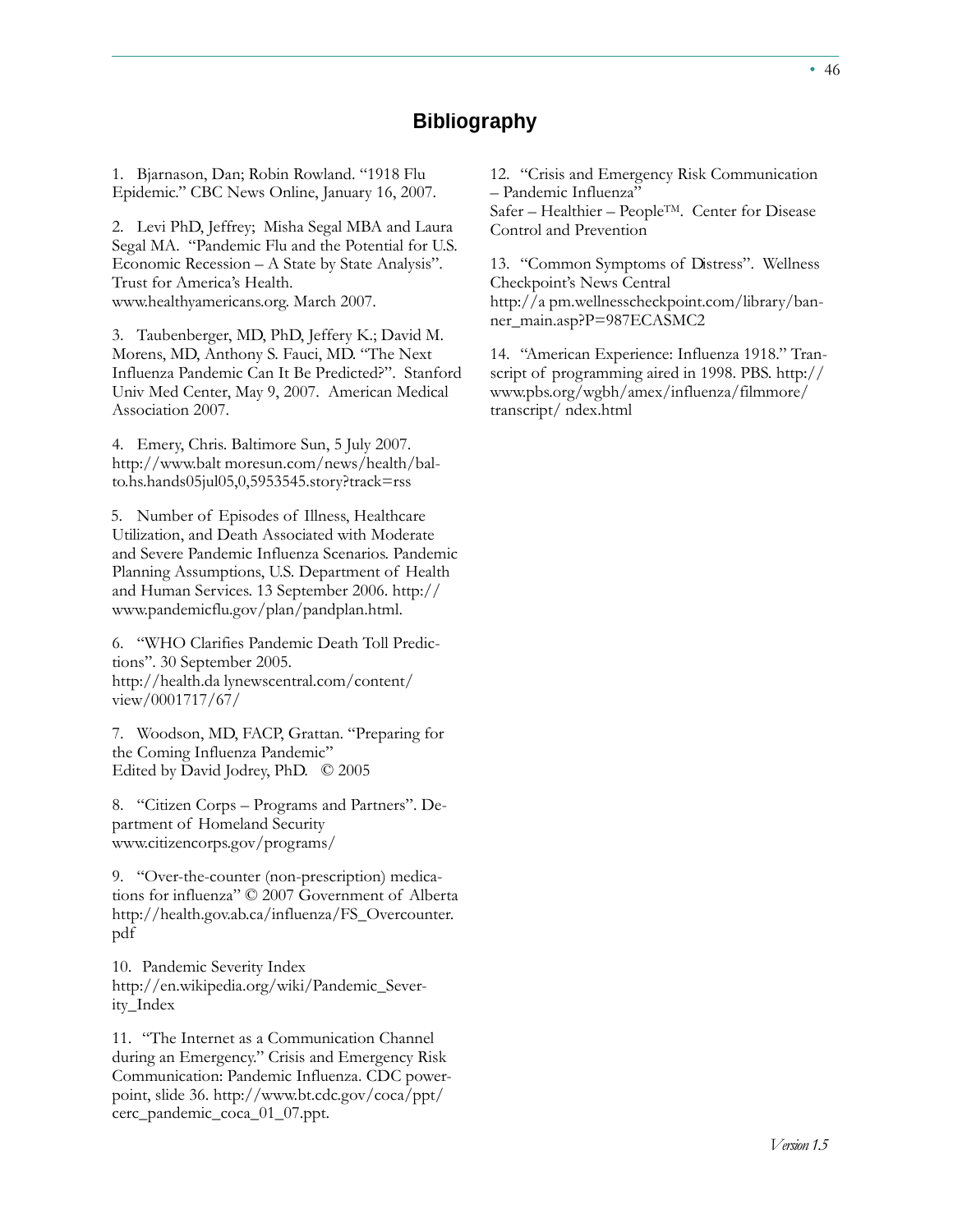# Bibliography

1. Bjarnason, Dan; Robin Rowland. "1918 Flu Epidemic." CBC News Online, January 16, 2007.

2. Levi PhD, Jeffrey; Misha Segal MBA and Laura Segal MA. "Pandemic Flu and the Potential for U.S. Economic Recession – A State by State Analysis". Trust for America's Health. www.healthyamericans.org. March 2007.

3. Taubenberger, MD, PhD, Jeffery K.; David M. Morens, MD, Anthony S. Fauci, MD. "The Next Influenza Pandemic Can It Be Predicted?". Stanford Univ Med Center, May 9, 2007. American Medical Association 2007.

4. Emery, Chris. Baltimore Sun, 5 July 2007. http://www.balt moresun.com/news/health/bal-to.hs.hands05jul05,0,5953545.story?track=rss

5. Number of Episodes of Illness, Healthcare Utilization, and Death Associated with Moderate and Severe Pandemic Influenza Scenarios. Pandemic Planning Assumptions, U.S. Department of Health and Human Services. 13 September 2006. http://www.pandemicflu.gov/plan/pandplan.html.

6. "WHO Clarifies Pandemic Death Toll Predictions". 30 September 2005. http://health.da lynewscentral.com/content/view/0001717/67/

7. Woodson, MD, FACP, Grattan. "Preparing for the Coming Influenza Pandemic" Edited by David Jodrey, PhD. © 2005

8. "Citizen Corps – Programs and Partners". Department of Homeland Security www.citizencorps.gov/programs/

9. "Over-the-counter (non-prescription) medications for influenza" © 2007 Government of Alberta http://health.gov.ab.ca/influenza/FS_Overcounter.pdf

10. Pandemic Severity Index http://en.wikipedia.org/wiki/Pandemic_Severity_Index

11. "The Internet as a Communication Channel during an Emergency." Crisis and Emergency Risk Communication: Pandemic Influenza. CDC powerpoint, slide 36. http://www.bt.cdc.gov/coca/ppt/cerc_pandemic_coca_01_07.ppt.

12. "Crisis and Emergency Risk Communication – Pandemic Influenza" Safer – Healthier – People™. Center for Disease Control and Prevention

13. "Common Symptoms of Distress". Wellness Checkpoint's News Central http://a pm.wellnesscheckpoint.com/library/banner_main.asp?P=987ECASMC2

14. "American Experience: Influenza 1918." Transcript of programming aired in 1998. PBS. http://www.pbs.org/wgbh/amex/influenza/filmmore/transcript/ ndex.html

*Version 1.5*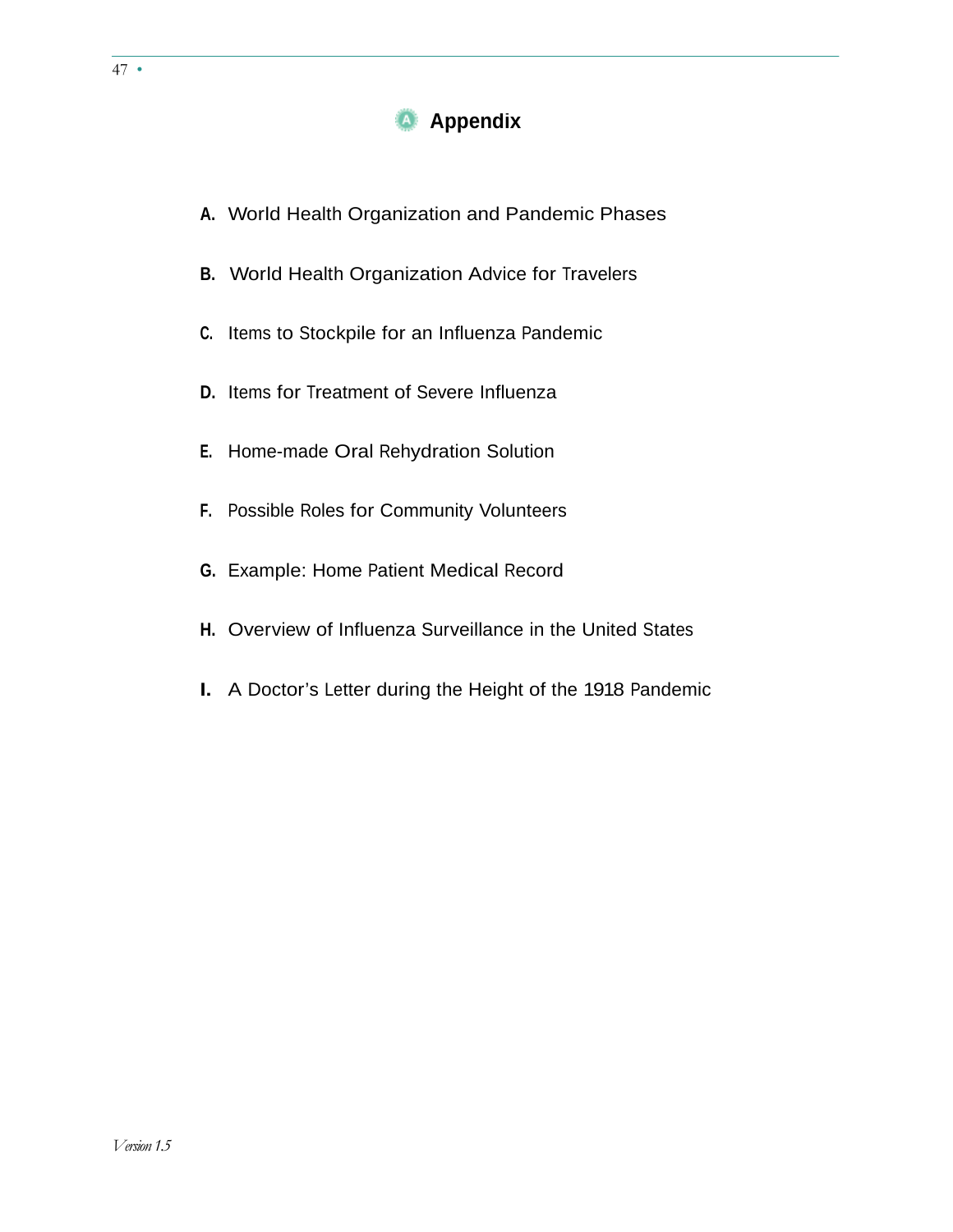# Appendix

**A.** World Health Organization and Pandemic Phases

**B.** World Health Organization Advice for Travelers

**C.** Items to Stockpile for an Influenza Pandemic

**D.** Items for Treatment of Severe Influenza

**E.** Home-made Oral Rehydration Solution

**F.** Possible Roles for Community Volunteers

**G.** Example: Home Patient Medical Record

**H.** Overview of Influenza Surveillance in the United States

**I.** A Doctor's Letter during the Height of the 1918 Pandemic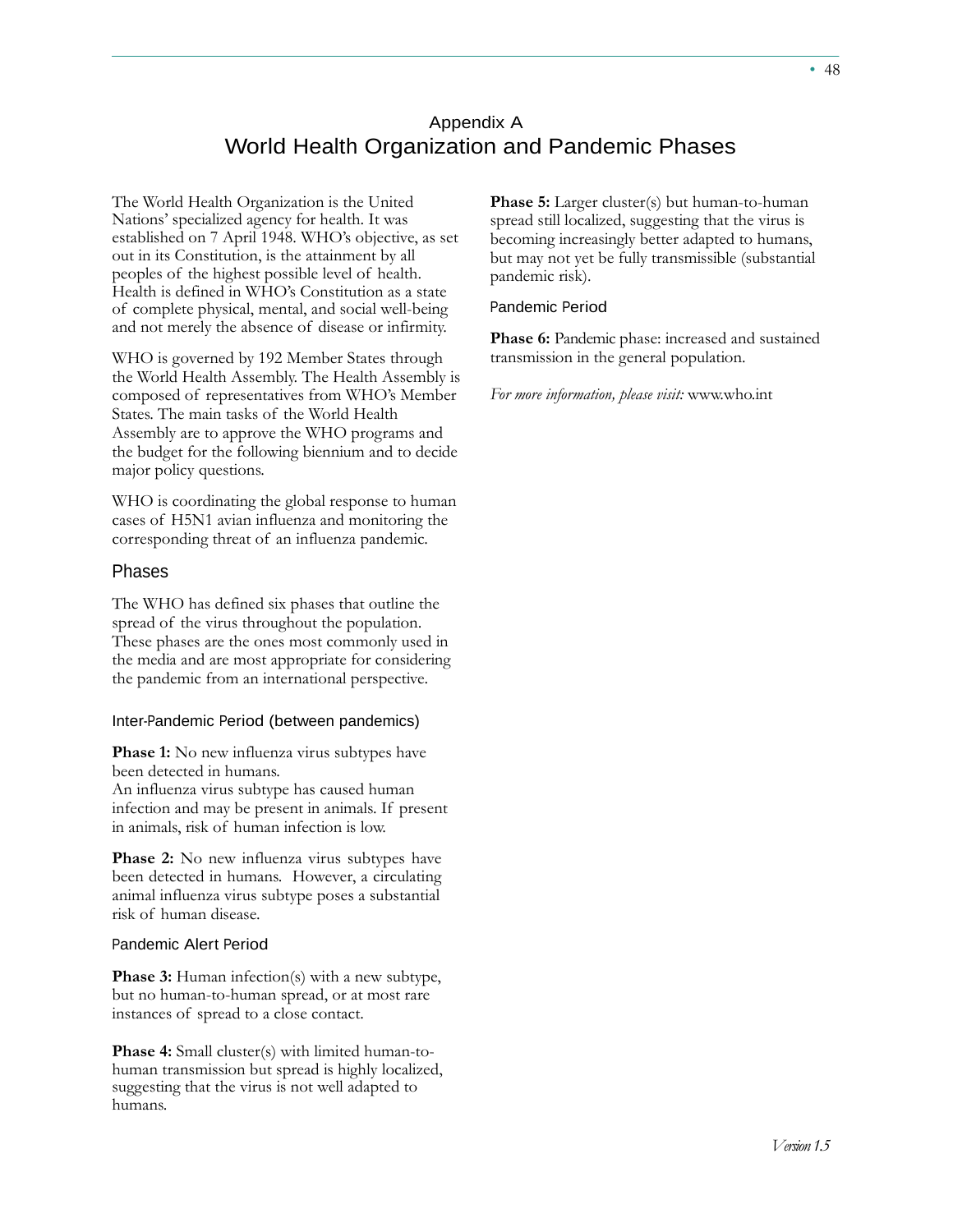# Appendix A
# World Health Organization and Pandemic Phases

The World Health Organization is the United Nations' specialized agency for health. It was established on 7 April 1948. WHO's objective, as set out in its Constitution, is the attainment by all peoples of the highest possible level of health. Health is defined in WHO's Constitution as a state of complete physical, mental, and social well-being and not merely the absence of disease or infirmity.

WHO is governed by 192 Member States through the World Health Assembly. The Health Assembly is composed of representatives from WHO's Member States. The main tasks of the World Health Assembly are to approve the WHO programs and the budget for the following biennium and to decide major policy questions.

WHO is coordinating the global response to human cases of H5N1 avian influenza and monitoring the corresponding threat of an influenza pandemic.

## Phases

The WHO has defined six phases that outline the spread of the virus throughout the population. These phases are the ones most commonly used in the media and are most appropriate for considering the pandemic from an international perspective.

### Inter-Pandemic Period (between pandemics)

**Phase 1:** No new influenza virus subtypes have been detected in humans.
An influenza virus subtype has caused human infection and may be present in animals. If present in animals, risk of human infection is low.

**Phase 2:** No new influenza virus subtypes have been detected in humans. However, a circulating animal influenza virus subtype poses a substantial risk of human disease.

### Pandemic Alert Period

**Phase 3:** Human infection(s) with a new subtype, but no human-to-human spread, or at most rare instances of spread to a close contact.

**Phase 4:** Small cluster(s) with limited human-to-human transmission but spread is highly localized, suggesting that the virus is not well adapted to humans.

**Phase 5:** Larger cluster(s) but human-to-human spread still localized, suggesting that the virus is becoming increasingly better adapted to humans, but may not yet be fully transmissible (substantial pandemic risk).

### Pandemic Period

**Phase 6:** Pandemic phase: increased and sustained transmission in the general population.

*For more information, please visit:* www.who.int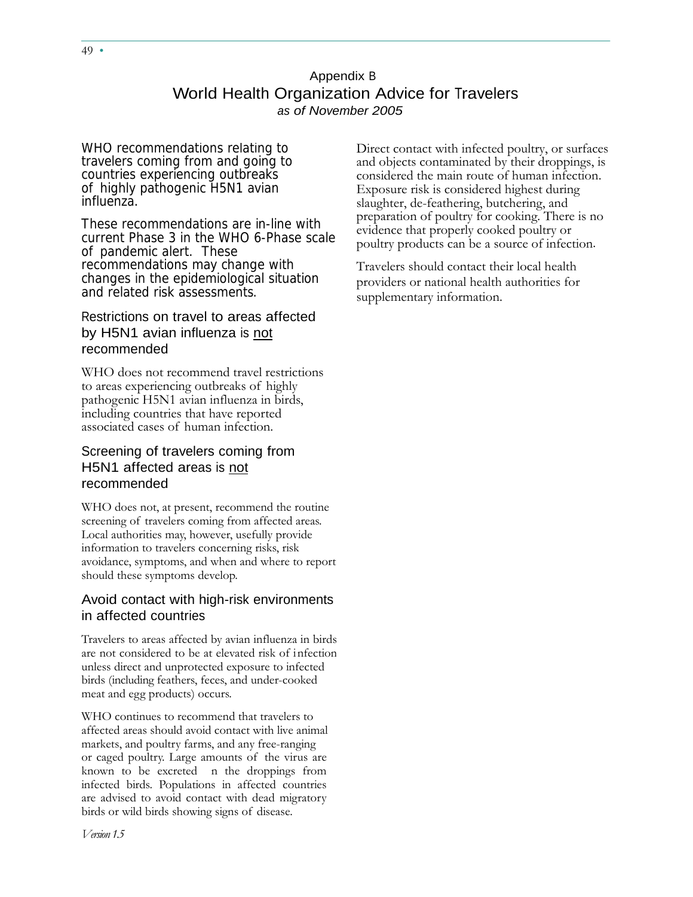# Appendix B
## World Health Organization Advice for Travelers
*as of November 2005*

WHO recommendations relating to travelers coming from and going to countries experiencing outbreaks of highly pathogenic H5N1 avian influenza.

These recommendations are in-line with current Phase 3 in the WHO 6-Phase scale of pandemic alert. These recommendations may change with changes in the epidemiological situation and related risk assessments.

### Restrictions on travel to areas affected by H5N1 avian influenza is not recommended

WHO does not recommend travel restrictions to areas experiencing outbreaks of highly pathogenic H5N1 avian influenza in birds, including countries that have reported associated cases of human infection.

### Screening of travelers coming from H5N1 affected areas is not recommended

WHO does not, at present, recommend the routine screening of travelers coming from affected areas. Local authorities may, however, usefully provide information to travelers concerning risks, risk avoidance, symptoms, and when and where to report should these symptoms develop.

### Avoid contact with high-risk environments in affected countries

Travelers to areas affected by avian influenza in birds are not considered to be at elevated risk of infection unless direct and unprotected exposure to infected birds (including feathers, feces, and under-cooked meat and egg products) occurs.

WHO continues to recommend that travelers to affected areas should avoid contact with live animal markets, and poultry farms, and any free-ranging or caged poultry. Large amounts of the virus are known to be excreted n the droppings from infected birds. Populations in affected countries are advised to avoid contact with dead migratory birds or wild birds showing signs of disease.

Direct contact with infected poultry, or surfaces and objects contaminated by their droppings, is considered the main route of human infection. Exposure risk is considered highest during slaughter, de-feathering, butchering, and preparation of poultry for cooking. There is no evidence that properly cooked poultry or poultry products can be a source of infection.

Travelers should contact their local health providers or national health authorities for supplementary information.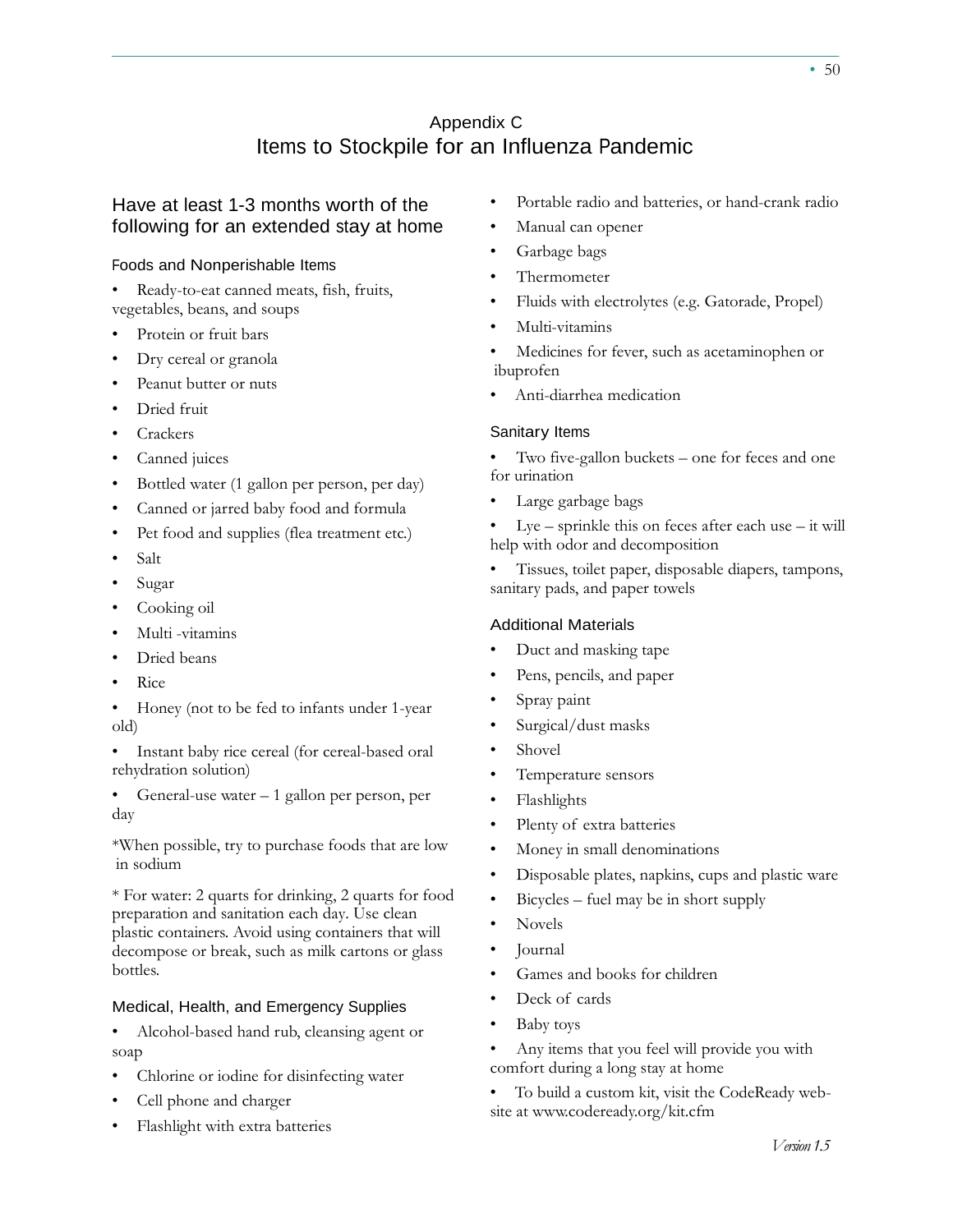# Appendix C
# Items to Stockpile for an Influenza Pandemic

## Have at least 1-3 months worth of the following for an extended stay at home

### Foods and Nonperishable Items

- Ready-to-eat canned meats, fish, fruits, vegetables, beans, and soups
- Protein or fruit bars
- Dry cereal or granola
- Peanut butter or nuts
- Dried fruit
- Crackers
- Canned juices
- Bottled water (1 gallon per person, per day)
- Canned or jarred baby food and formula
- Pet food and supplies (flea treatment etc.)
- Salt
- Sugar
- Cooking oil
- Multi -vitamins
- Dried beans
- Rice
- Honey (not to be fed to infants under 1-year old)
- Instant baby rice cereal (for cereal-based oral rehydration solution)
- General-use water – 1 gallon per person, per day

*When possible, try to purchase foods that are low in sodium

* For water: 2 quarts for drinking, 2 quarts for food preparation and sanitation each day. Use clean plastic containers. Avoid using containers that will decompose or break, such as milk cartons or glass bottles.

### Medical, Health, and Emergency Supplies

- Alcohol-based hand rub, cleansing agent or soap
- Chlorine or iodine for disinfecting water
- Cell phone and charger
- Flashlight with extra batteries
- Portable radio and batteries, or hand-crank radio
- Manual can opener
- Garbage bags
- Thermometer
- Fluids with electrolytes (e.g. Gatorade, Propel)
- Multi-vitamins
- Medicines for fever, such as acetaminophen or ibuprofen
- Anti-diarrhea medication

### Sanitary Items

- Two five-gallon buckets – one for feces and one for urination
- Large garbage bags
- Lye – sprinkle this on feces after each use – it will help with odor and decomposition
- Tissues, toilet paper, disposable diapers, tampons, sanitary pads, and paper towels

### Additional Materials

- Duct and masking tape
- Pens, pencils, and paper
- Spray paint
- Surgical/dust masks
- Shovel
- Temperature sensors
- Flashlights
- Plenty of extra batteries
- Money in small denominations
- Disposable plates, napkins, cups and plastic ware
- Bicycles – fuel may be in short supply
- Novels
- Journal
- Games and books for children
- Deck of cards
- Baby toys
- Any items that you feel will provide you with comfort during a long stay at home
- To build a custom kit, visit the CodeReady website at www.codeready.org/kit.cfm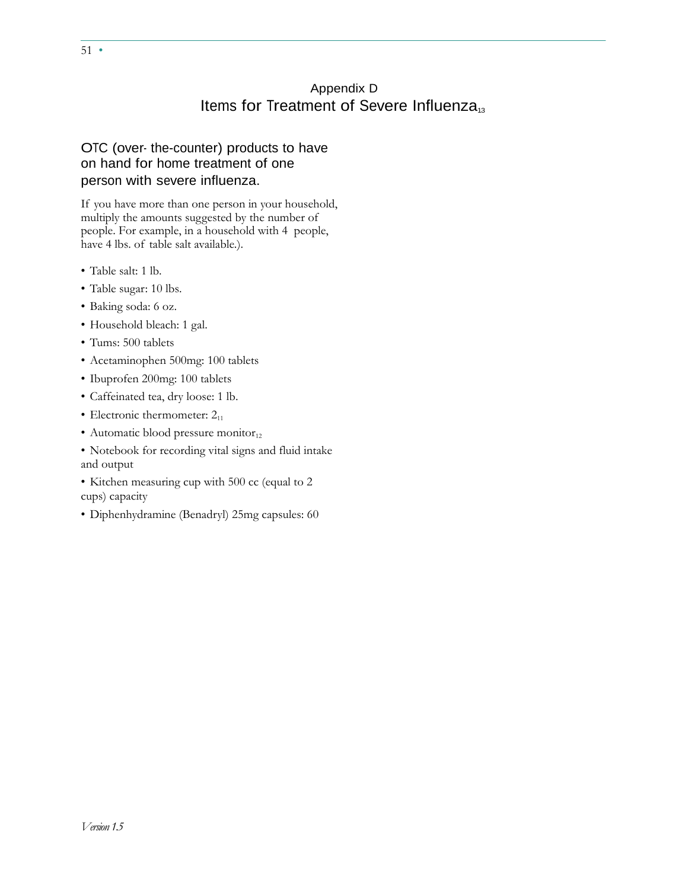# Appendix D

## Items for Treatment of Severe Influenza[13]

### OTC (over- the-counter) products to have on hand for home treatment of one person with severe influenza.

If you have more than one person in your household, multiply the amounts suggested by the number of people. For example, in a household with 4 people, have 4 lbs. of table salt available.).

- Table salt: 1 lb.
- Table sugar: 10 lbs.
- Baking soda: 6 oz.
- Household bleach: 1 gal.
- Tums: 500 tablets
- Acetaminophen 500mg: 100 tablets
- Ibuprofen 200mg: 100 tablets
- Caffeinated tea, dry loose: 1 lb.
- Electronic thermometer: 2[11]
- Automatic blood pressure monitor[12]
- Notebook for recording vital signs and fluid intake and output
- Kitchen measuring cup with 500 cc (equal to 2 cups) capacity
- Diphenhydramine (Benadryl) 25mg capsules: 60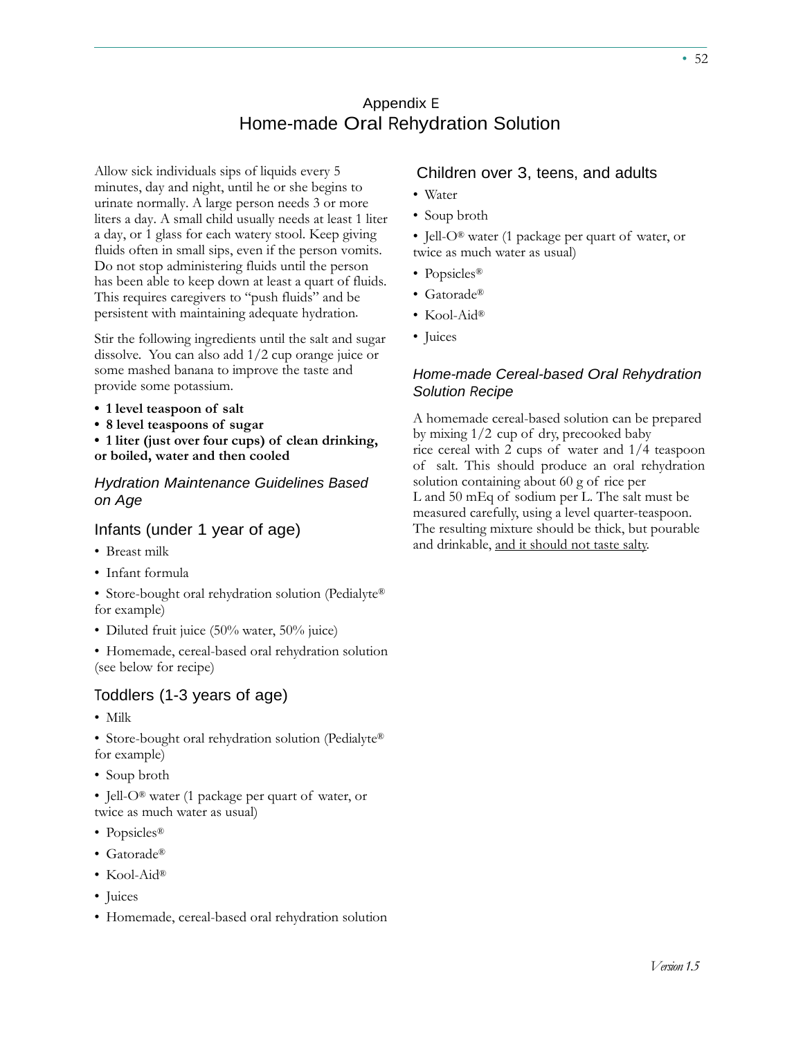## Appendix E
# Home-made Oral Rehydration Solution

Allow sick individuals sips of liquids every 5 minutes, day and night, until he or she begins to urinate normally. A large person needs 3 or more liters a day. A small child usually needs at least 1 liter a day, or 1 glass for each watery stool. Keep giving fluids often in small sips, even if the person vomits. Do not stop administering fluids until the person has been able to keep down at least a quart of fluids. This requires caregivers to "push fluids" and be persistent with maintaining adequate hydration.

Stir the following ingredients until the salt and sugar dissolve. You can also add 1/2 cup orange juice or some mashed banana to improve the taste and provide some potassium.

- **1 level teaspoon of salt**
- **8 level teaspoons of sugar**
- **1 liter (just over four cups) of clean drinking, or boiled, water and then cooled**

### *Hydration Maintenance Guidelines Based on Age*

### Infants (under 1 year of age)

- Breast milk
- Infant formula
- Store-bought oral rehydration solution (Pedialyte® for example)
- Diluted fruit juice (50% water, 50% juice)
- Homemade, cereal-based oral rehydration solution (see below for recipe)

### Toddlers (1-3 years of age)

- Milk
- Store-bought oral rehydration solution (Pedialyte® for example)
- Soup broth
- Jell-O® water (1 package per quart of water, or twice as much water as usual)
- Popsicles®
- Gatorade®
- Kool-Aid®
- Juices
- Homemade, cereal-based oral rehydration solution

### Children over 3, teens, and adults

- Water
- Soup broth
- Jell-O® water (1 package per quart of water, or twice as much water as usual)
- Popsicles®
- Gatorade®
- Kool-Aid®
- Juices

### *Home-made Cereal-based Oral Rehydration Solution Recipe*

A homemade cereal-based solution can be prepared by mixing 1/2 cup of dry, precooked baby rice cereal with 2 cups of water and 1/4 teaspoon of salt. This should produce an oral rehydration solution containing about 60 g of rice per L and 50 mEq of sodium per L. The salt must be measured carefully, using a level quarter-teaspoon. The resulting mixture should be thick, but pourable and drinkable, <u>and it should not taste salty</u>.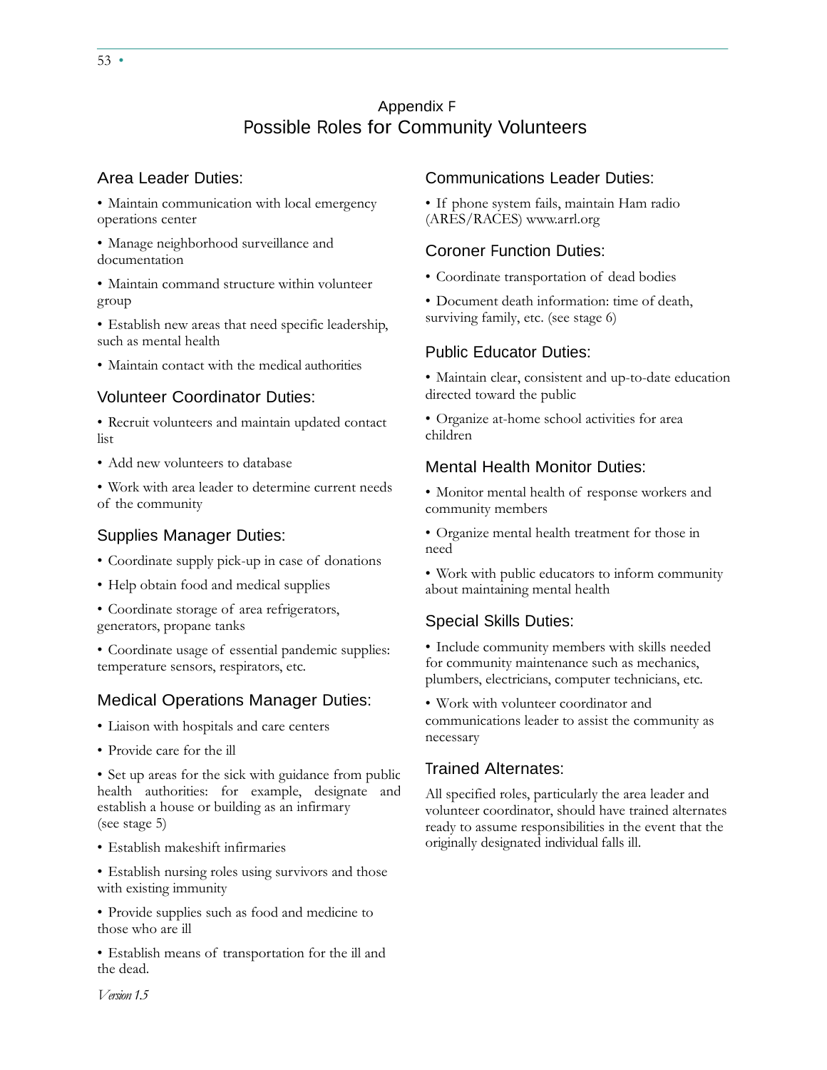# Appendix F
## Possible Roles for Community Volunteers

### Area Leader Duties:

- Maintain communication with local emergency operations center
- Manage neighborhood surveillance and documentation
- Maintain command structure within volunteer group
- Establish new areas that need specific leadership, such as mental health
- Maintain contact with the medical authorities

### Volunteer Coordinator Duties:

- Recruit volunteers and maintain updated contact list
- Add new volunteers to database
- Work with area leader to determine current needs of the community

### Supplies Manager Duties:

- Coordinate supply pick-up in case of donations
- Help obtain food and medical supplies
- Coordinate storage of area refrigerators, generators, propane tanks
- Coordinate usage of essential pandemic supplies: temperature sensors, respirators, etc.

### Medical Operations Manager Duties:

- Liaison with hospitals and care centers
- Provide care for the ill
- Set up areas for the sick with guidance from public health authorities: for example, designate and establish a house or building as an infirmary (see stage 5)
- Establish makeshift infirmaries
- Establish nursing roles using survivors and those with existing immunity
- Provide supplies such as food and medicine to those who are ill
- Establish means of transportation for the ill and the dead.

### Communications Leader Duties:

- If phone system fails, maintain Ham radio (ARES/RACES) www.arrl.org

### Coroner Function Duties:

- Coordinate transportation of dead bodies
- Document death information: time of death, surviving family, etc. (see stage 6)

### Public Educator Duties:

- Maintain clear, consistent and up-to-date education directed toward the public
- Organize at-home school activities for area children

### Mental Health Monitor Duties:

- Monitor mental health of response workers and community members
- Organize mental health treatment for those in need
- Work with public educators to inform community about maintaining mental health

### Special Skills Duties:

- Include community members with skills needed for community maintenance such as mechanics, plumbers, electricians, computer technicians, etc.
- Work with volunteer coordinator and communications leader to assist the community as necessary

### Trained Alternates:

All specified roles, particularly the area leader and volunteer coordinator, should have trained alternates ready to assume responsibilities in the event that the originally designated individual falls ill.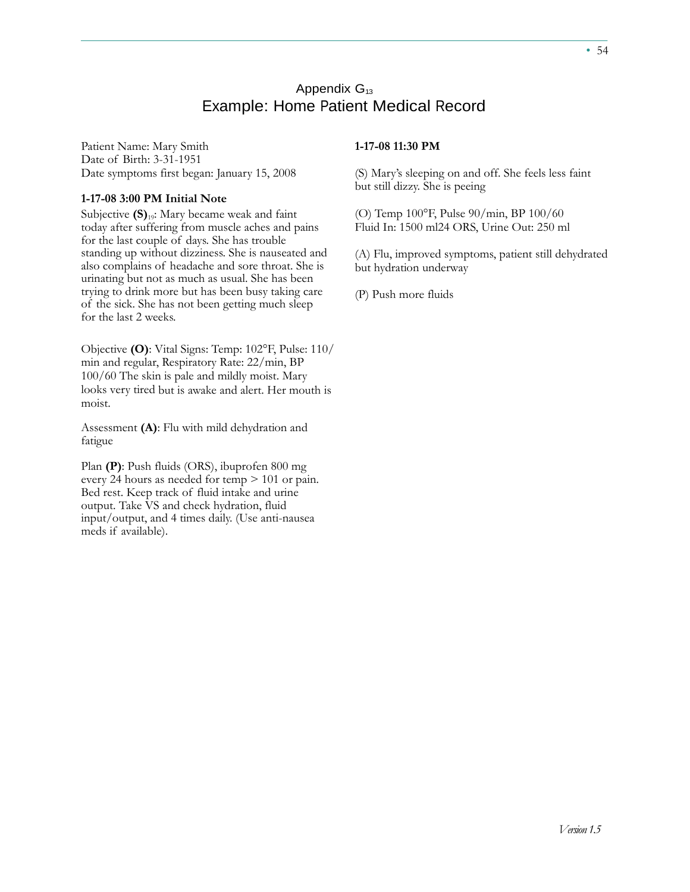# Appendix G[13]

## Example: Home Patient Medical Record

Patient Name: Mary Smith
Date of Birth: 3-31-1951
Date symptoms first began: January 15, 2008

**1-17-08 3:00 PM Initial Note**

Subjective **(S)**[19]: Mary became weak and faint today after suffering from muscle aches and pains for the last couple of days. She has trouble standing up without dizziness. She is nauseated and also complains of headache and sore throat. She is urinating but not as much as usual. She has been trying to drink more but has been busy taking care of the sick. She has not been getting much sleep for the last 2 weeks.

Objective **(O)**: Vital Signs: Temp: 102°F, Pulse: 110/min and regular, Respiratory Rate: 22/min, BP 100/60 The skin is pale and mildly moist. Mary looks very tired but is awake and alert. Her mouth is moist.

Assessment **(A)**: Flu with mild dehydration and fatigue

Plan **(P)**: Push fluids (ORS), ibuprofen 800 mg every 24 hours as needed for temp > 101 or pain. Bed rest. Keep track of fluid intake and urine output. Take VS and check hydration, fluid input/output, and 4 times daily. (Use anti-nausea meds if available).

**1-17-08 11:30 PM**

(S) Mary's sleeping on and off. She feels less faint but still dizzy. She is peeing

(O) Temp 100°F, Pulse 90/min, BP 100/60
Fluid In: 1500 ml24 ORS, Urine Out: 250 ml

(A) Flu, improved symptoms, patient still dehydrated but hydration underway

(P) Push more fluids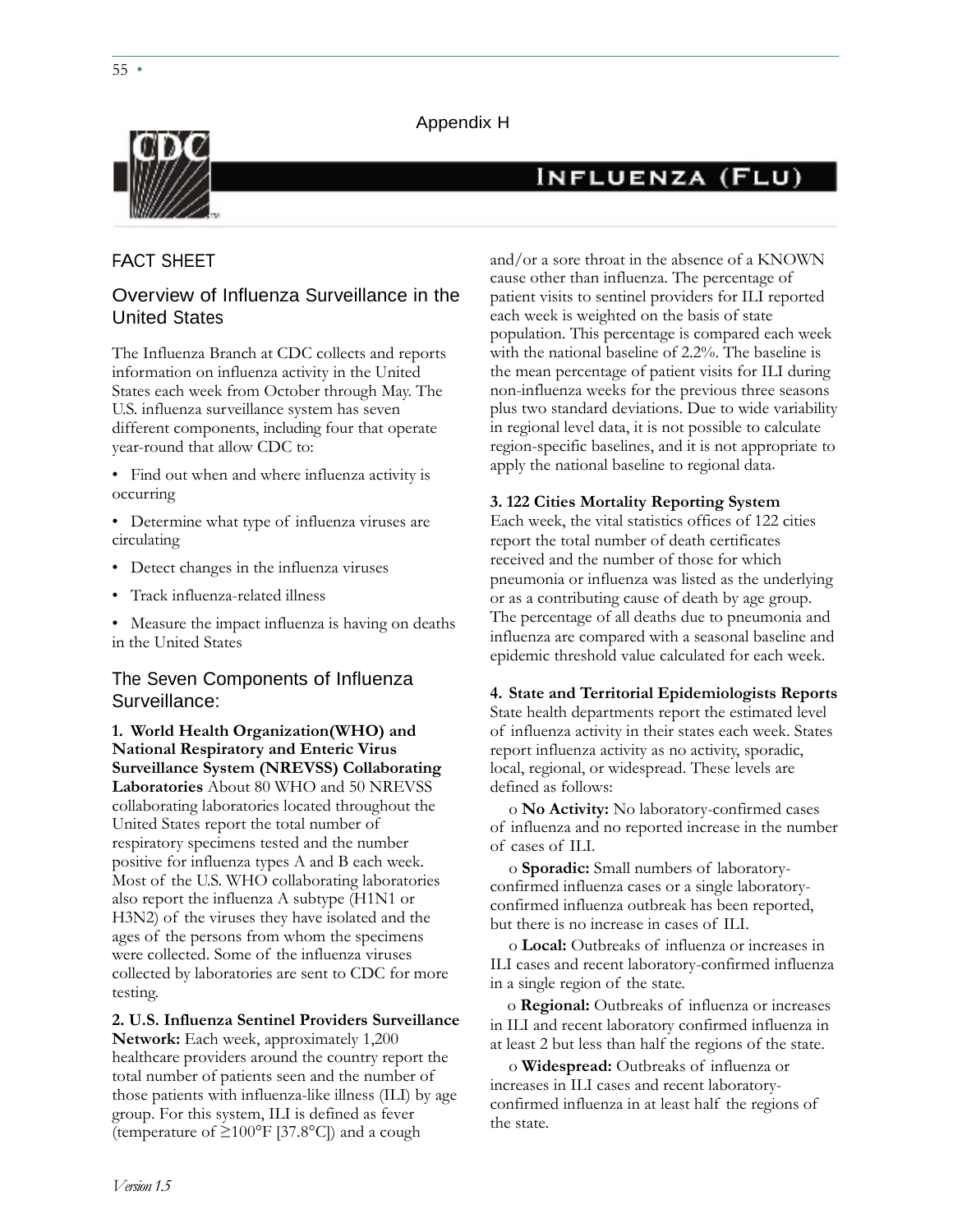Appendix H

# INFLUENZA (FLU)

FACT SHEET

## Overview of Influenza Surveillance in the United States

The Influenza Branch at CDC collects and reports information on influenza activity in the United States each week from October through May. The U.S. influenza surveillance system has seven different components, including four that operate year-round that allow CDC to:

- Find out when and where influenza activity is occurring
- Determine what type of influenza viruses are circulating
- Detect changes in the influenza viruses
- Track influenza-related illness
- Measure the impact influenza is having on deaths in the United States

## The Seven Components of Influenza Surveillance:

**1. World Health Organization(WHO) and National Respiratory and Enteric Virus Surveillance System (NREVSS) Collaborating Laboratories** About 80 WHO and 50 NREVSS collaborating laboratories located throughout the United States report the total number of respiratory specimens tested and the number positive for influenza types A and B each week. Most of the U.S. WHO collaborating laboratories also report the influenza A subtype (H1N1 or H3N2) of the viruses they have isolated and the ages of the persons from whom the specimens were collected. Some of the influenza viruses collected by laboratories are sent to CDC for more testing.

**2. U.S. Influenza Sentinel Providers Surveillance Network:** Each week, approximately 1,200 healthcare providers around the country report the total number of patients seen and the number of those patients with influenza-like illness (ILI) by age group. For this system, ILI is defined as fever (temperature of ≥100°F [37.8°C]) and a cough and/or a sore throat in the absence of a KNOWN cause other than influenza. The percentage of patient visits to sentinel providers for ILI reported each week is weighted on the basis of state population. This percentage is compared each week with the national baseline of 2.2%. The baseline is the mean percentage of patient visits for ILI during non-influenza weeks for the previous three seasons plus two standard deviations. Due to wide variability in regional level data, it is not possible to calculate region-specific baselines, and it is not appropriate to apply the national baseline to regional data.

**3. 122 Cities Mortality Reporting System**
Each week, the vital statistics offices of 122 cities report the total number of death certificates received and the number of those for which pneumonia or influenza was listed as the underlying or as a contributing cause of death by age group. The percentage of all deaths due to pneumonia and influenza are compared with a seasonal baseline and epidemic threshold value calculated for each week.

**4. State and Territorial Epidemiologists Reports**
State health departments report the estimated level of influenza activity in their states each week. States report influenza activity as no activity, sporadic, local, regional, or widespread. These levels are defined as follows:

- **No Activity:** No laboratory-confirmed cases of influenza and no reported increase in the number of cases of ILI.
- **Sporadic:** Small numbers of laboratory-confirmed influenza cases or a single laboratory-confirmed influenza outbreak has been reported, but there is no increase in cases of ILI.
- **Local:** Outbreaks of influenza or increases in ILI cases and recent laboratory-confirmed influenza in a single region of the state.
- **Regional:** Outbreaks of influenza or increases in ILI and recent laboratory confirmed influenza in at least 2 but less than half the regions of the state.
- **Widespread:** Outbreaks of influenza or increases in ILI cases and recent laboratory-confirmed influenza in at least half the regions of the state.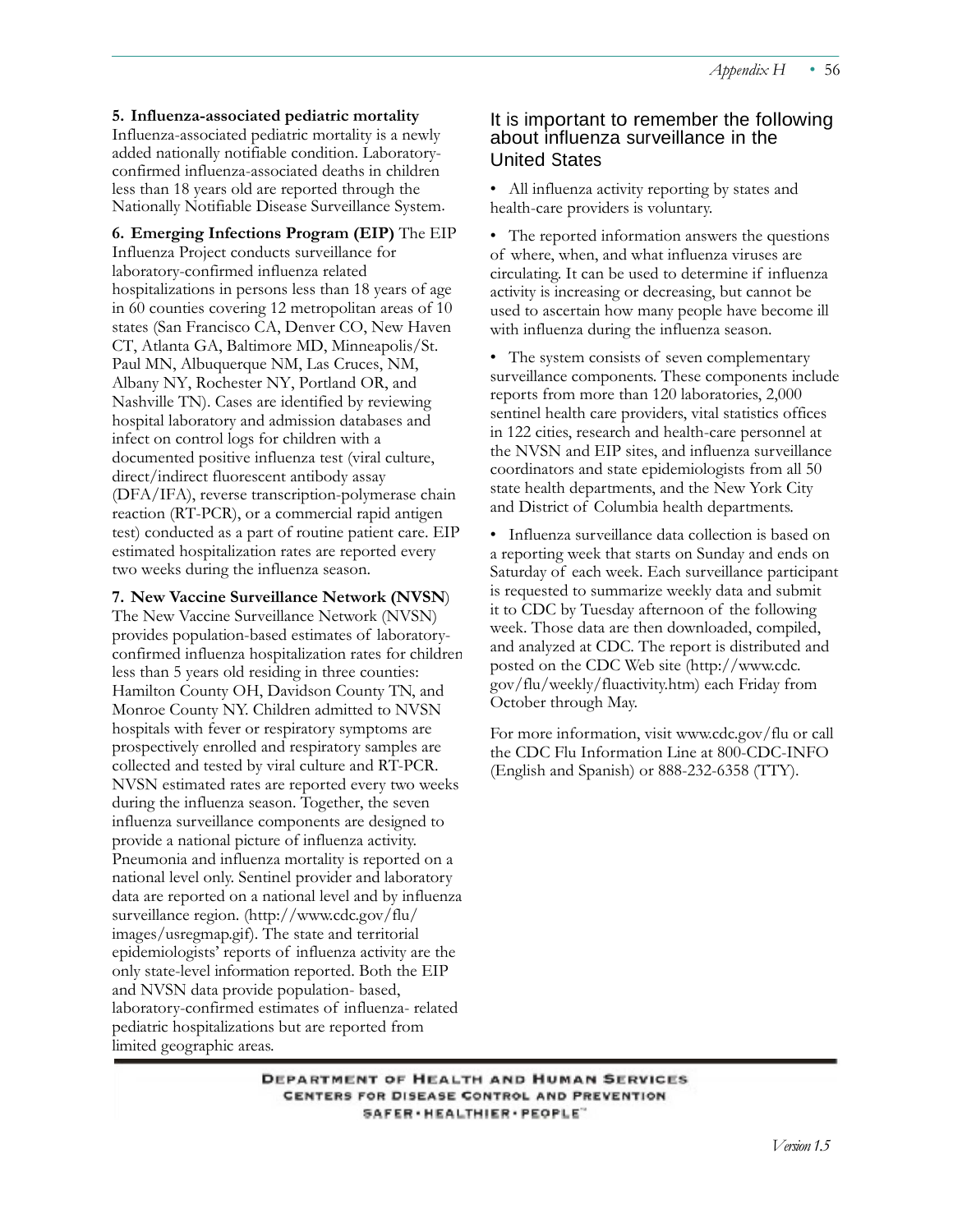**5. Influenza-associated pediatric mortality** Influenza-associated pediatric mortality is a newly added nationally notifiable condition. Laboratory-confirmed influenza-associated deaths in children less than 18 years old are reported through the Nationally Notifiable Disease Surveillance System.

**6. Emerging Infections Program (EIP)** The EIP Influenza Project conducts surveillance for laboratory-confirmed influenza related hospitalizations in persons less than 18 years of age in 60 counties covering 12 metropolitan areas of 10 states (San Francisco CA, Denver CO, New Haven CT, Atlanta GA, Baltimore MD, Minneapolis/St. Paul MN, Albuquerque NM, Las Cruces, NM, Albany NY, Rochester NY, Portland OR, and Nashville TN). Cases are identified by reviewing hospital laboratory and admission databases and infect on control logs for children with a documented positive influenza test (viral culture, direct/indirect fluorescent antibody assay (DFA/IFA), reverse transcription-polymerase chain reaction (RT-PCR), or a commercial rapid antigen test) conducted as a part of routine patient care. EIP estimated hospitalization rates are reported every two weeks during the influenza season.

**7. New Vaccine Surveillance Network (NVSN)** The New Vaccine Surveillance Network (NVSN) provides population-based estimates of laboratory-confirmed influenza hospitalization rates for children less than 5 years old residing in three counties: Hamilton County OH, Davidson County TN, and Monroe County NY. Children admitted to NVSN hospitals with fever or respiratory symptoms are prospectively enrolled and respiratory samples are collected and tested by viral culture and RT-PCR. NVSN estimated rates are reported every two weeks during the influenza season. Together, the seven influenza surveillance components are designed to provide a national picture of influenza activity. Pneumonia and influenza mortality is reported on a national level only. Sentinel provider and laboratory data are reported on a national level and by influenza surveillance region. (http://www.cdc.gov/flu/images/usregmap.gif). The state and territorial epidemiologists' reports of influenza activity are the only state-level information reported. Both the EIP and NVSN data provide population- based, laboratory-confirmed estimates of influenza- related pediatric hospitalizations but are reported from limited geographic areas.

## It is important to remember the following about influenza surveillance in the United States

- All influenza activity reporting by states and health-care providers is voluntary.
- The reported information answers the questions of where, when, and what influenza viruses are circulating. It can be used to determine if influenza activity is increasing or decreasing, but cannot be used to ascertain how many people have become ill with influenza during the influenza season.
- The system consists of seven complementary surveillance components. These components include reports from more than 120 laboratories, 2,000 sentinel health care providers, vital statistics offices in 122 cities, research and health-care personnel at the NVSN and EIP sites, and influenza surveillance coordinators and state epidemiologists from all 50 state health departments, and the New York City and District of Columbia health departments.
- Influenza surveillance data collection is based on a reporting week that starts on Sunday and ends on Saturday of each week. Each surveillance participant is requested to summarize weekly data and submit it to CDC by Tuesday afternoon of the following week. Those data are then downloaded, compiled, and analyzed at CDC. The report is distributed and posted on the CDC Web site (http://www.cdc.gov/flu/weekly/fluactivity.htm) each Friday from October through May.

For more information, visit www.cdc.gov/flu or call the CDC Flu Information Line at 800-CDC-INFO (English and Spanish) or 888-232-6358 (TTY).

DEPARTMENT OF HEALTH AND HUMAN SERVICES
CENTERS FOR DISEASE CONTROL AND PREVENTION
SAFER • HEALTHIER • PEOPLE™

*Version 1.5*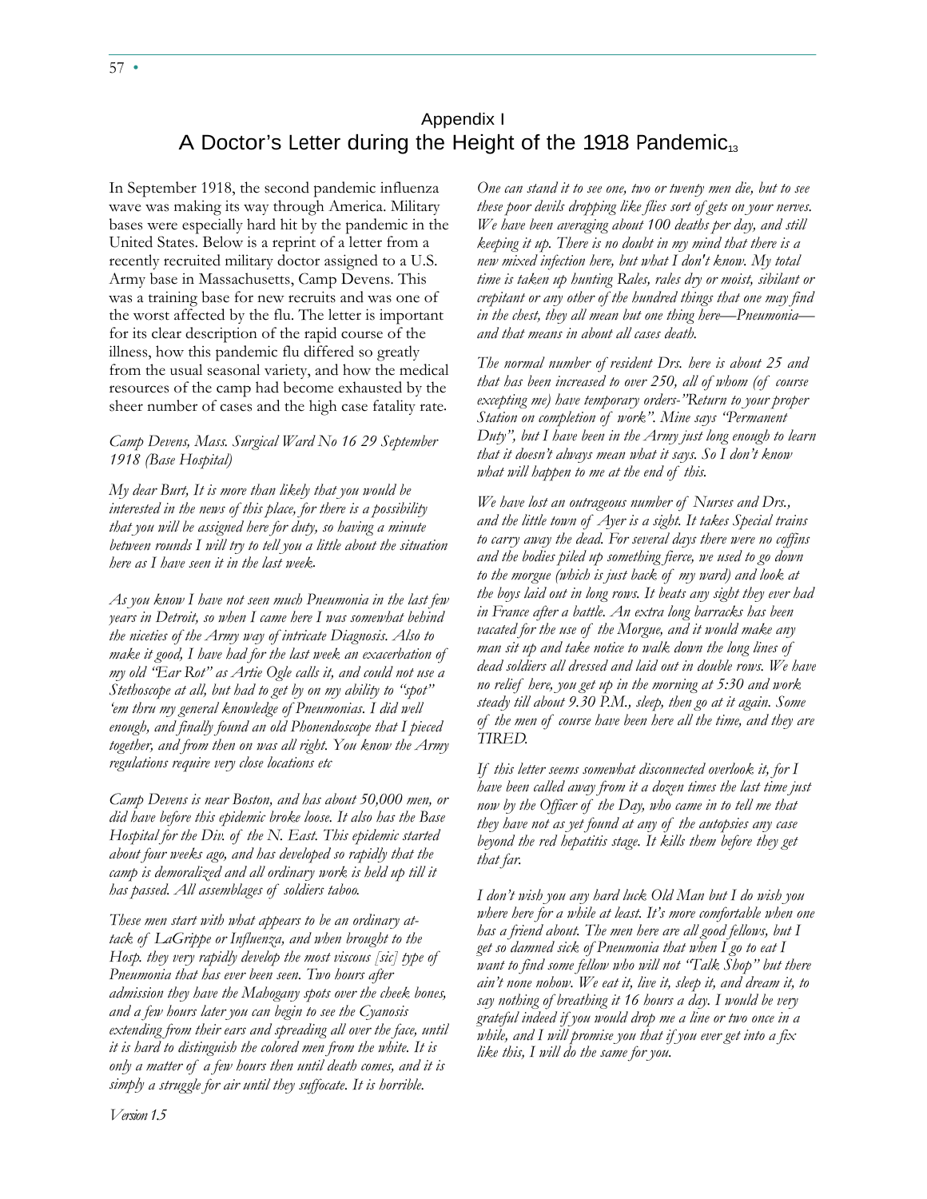## Appendix I
# A Doctor's Letter during the Height of the 1918 Pandemic[13]

In September 1918, the second pandemic influenza wave was making its way through America. Military bases were especially hard hit by the pandemic in the United States. Below is a reprint of a letter from a recently recruited military doctor assigned to a U.S. Army base in Massachusetts, Camp Devens. This was a training base for new recruits and was one of the worst affected by the flu. The letter is important for its clear description of the rapid course of the illness, how this pandemic flu differed so greatly from the usual seasonal variety, and how the medical resources of the camp had become exhausted by the sheer number of cases and the high case fatality rate.

*Camp Devens, Mass. Surgical Ward No 16 29 September 1918 (Base Hospital)*

*My dear Burt, It is more than likely that you would be interested in the news of this place, for there is a possibility that you will be assigned here for duty, so having a minute between rounds I will try to tell you a little about the situation here as I have seen it in the last week.*

*As you know I have not seen much Pneumonia in the last few years in Detroit, so when I came here I was somewhat behind the niceties of the Army way of intricate Diagnosis. Also to make it good, I have had for the last week an exacerbation of my old "Ear Rot" as Artie Ogle calls it, and could not use a Stethoscope at all, but had to get by on my ability to "spot" 'em thru my general knowledge of Pneumonias. I did well enough, and finally found an old Phonendoscope that I pieced together, and from then on was all right. You know the Army regulations require very close locations etc*

*Camp Devens is near Boston, and has about 50,000 men, or did have before this epidemic broke loose. It also has the Base Hospital for the Div. of the N. East. This epidemic started about four weeks ago, and has developed so rapidly that the camp is demoralized and all ordinary work is held up till it has passed. All assemblages of soldiers taboo.*

*These men start with what appears to be an ordinary attack of LaGrippe or Influenza, and when brought to the Hosp. they very rapidly develop the most viscous [sic] type of Pneumonia that has ever been seen. Two hours after admission they have the Mahogany spots over the cheek bones, and a few hours later you can begin to see the Cyanosis extending from their ears and spreading all over the face, until it is hard to distinguish the colored men from the white. It is only a matter of a few hours then until death comes, and it is simply a struggle for air until they suffocate. It is horrible.*

*One can stand it to see one, two or twenty men die, but to see these poor devils dropping like flies sort of gets on your nerves. We have been averaging about 100 deaths per day, and still keeping it up. There is no doubt in my mind that there is a new mixed infection here, but what I don't know. My total time is taken up hunting Rales, rales dry or moist, sibilant or crepitant or any other of the hundred things that one may find in the chest, they all mean but one thing here—Pneumonia—and that means in about all cases death.*

*The normal number of resident Drs. here is about 25 and that has been increased to over 250, all of whom (of course excepting me) have temporary orders-"Return to your proper Station on completion of work". Mine says "Permanent Duty", but I have been in the Army just long enough to learn that it doesn't always mean what it says. So I don't know what will happen to me at the end of this.*

*We have lost an outrageous number of Nurses and Drs., and the little town of Ayer is a sight. It takes Special trains to carry away the dead. For several days there were no coffins and the bodies piled up something fierce, we used to go down to the morgue (which is just back of my ward) and look at the boys laid out in long rows. It beats any sight they ever had in France after a battle. An extra long barracks has been vacated for the use of the Morgue, and it would make any man sit up and take notice to walk down the long lines of dead soldiers all dressed and laid out in double rows. We have no relief here, you get up in the morning at 5:30 and work steady till about 9.30 P.M., sleep, then go at it again. Some of the men of course have been here all the time, and they are TIRED.*

*If this letter seems somewhat disconnected overlook it, for I have been called away from it a dozen times the last time just now by the Officer of the Day, who came in to tell me that they have not as yet found at any of the autopsies any case beyond the red hepatitis stage. It kills them before they get that far.*

*I don't wish you any hard luck Old Man but I do wish you where here for a while at least. It's more comfortable when one has a friend about. The men here are all good fellows, but I get so damned sick of Pneumonia that when I go to eat I want to find some fellow who will not "Talk Shop" but there ain't none nohow. We eat it, live it, sleep it, and dream it, to say nothing of breathing it 16 hours a day. I would be very grateful indeed if you would drop me a line or two once in a while, and I will promise you that if you ever get into a fix like this, I will do the same for you.*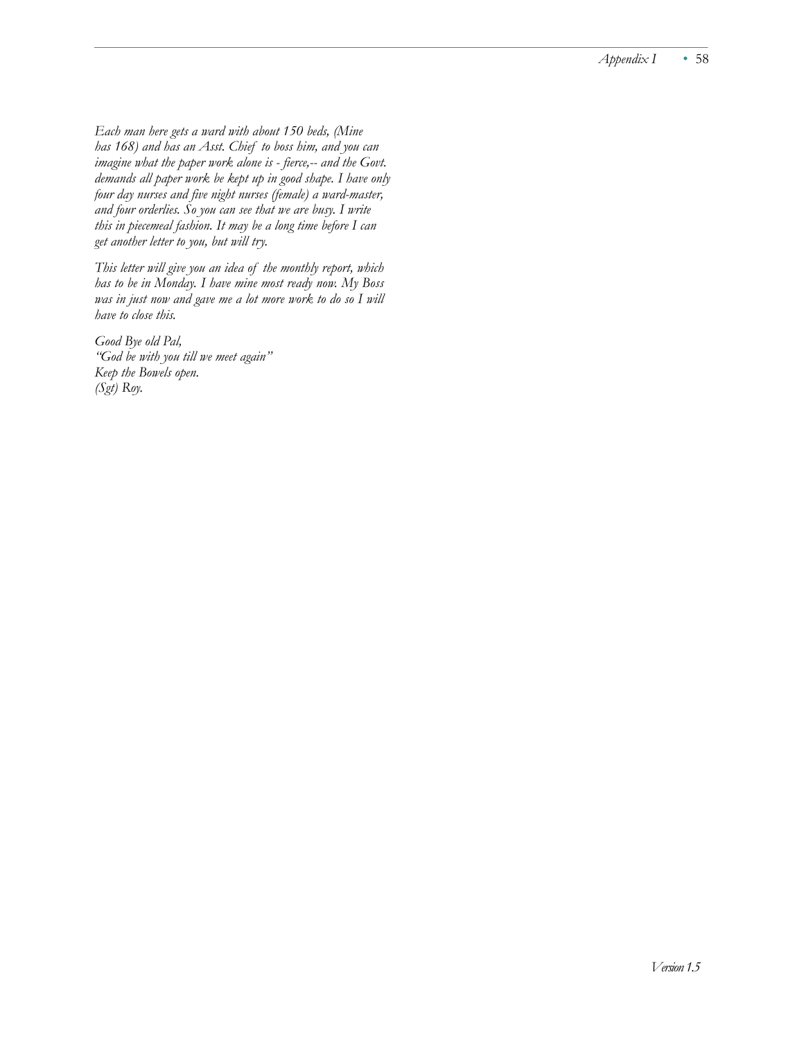*Each man here gets a ward with about 150 beds, (Mine has 168) and has an Asst. Chief to boss him, and you can imagine what the paper work alone is - fierce,-- and the Govt. demands all paper work be kept up in good shape. I have only four day nurses and five night nurses (female) a ward-master, and four orderlies. So you can see that we are busy. I write this in piecemeal fashion. It may be a long time before I can get another letter to you, but will try.*

*This letter will give you an idea of the monthly report, which has to be in Monday. I have mine most ready now. My Boss was in just now and gave me a lot more work to do so I will have to close this.*

*Good Bye old Pal,*
*"God be with you till we meet again"*
*Keep the Bowels open.*
*(Sgt) Roy.*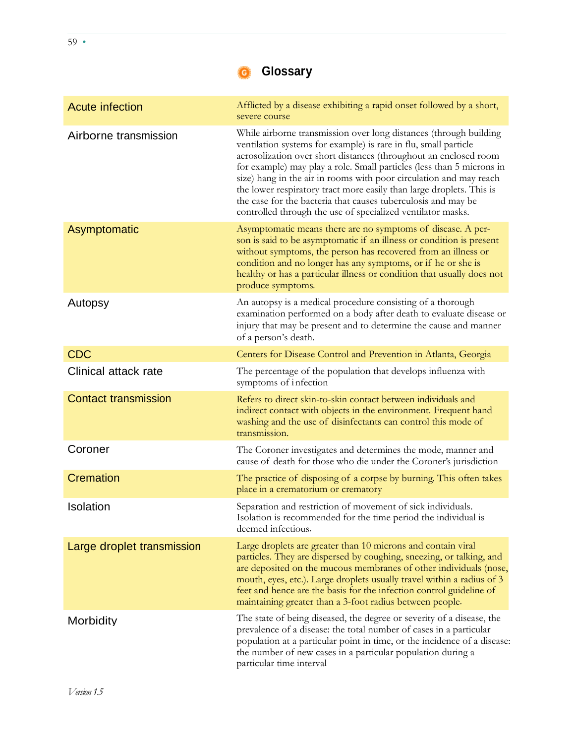# Glossary

| | |
|---|---|
| Acute infection | Afflicted by a disease exhibiting a rapid onset followed by a short, severe course |
| Airborne transmission | While airborne transmission over long distances (through building ventilation systems for example) is rare in flu, small particle aerosolization over short distances (throughout an enclosed room for example) may play a role. Small particles (less than 5 microns in size) hang in the air in rooms with poor circulation and may reach the lower respiratory tract more easily than large droplets. This is the case for the bacteria that causes tuberculosis and may be controlled through the use of specialized ventilator masks. |
| Asymptomatic | Asymptomatic means there are no symptoms of disease. A person is said to be asymptomatic if an illness or condition is present without symptoms, the person has recovered from an illness or condition and no longer has any symptoms, or if he or she is healthy or has a particular illness or condition that usually does not produce symptoms. |
| Autopsy | An autopsy is a medical procedure consisting of a thorough examination performed on a body after death to evaluate disease or injury that may be present and to determine the cause and manner of a person's death. |
| CDC | Centers for Disease Control and Prevention in Atlanta, Georgia |
| Clinical attack rate | The percentage of the population that develops influenza with symptoms of infection |
| Contact transmission | Refers to direct skin-to-skin contact between individuals and indirect contact with objects in the environment. Frequent hand washing and the use of disinfectants can control this mode of transmission. |
| Coroner | The Coroner investigates and determines the mode, manner and cause of death for those who die under the Coroner's jurisdiction |
| Cremation | The practice of disposing of a corpse by burning. This often takes place in a crematorium or crematory |
| Isolation | Separation and restriction of movement of sick individuals. Isolation is recommended for the time period the individual is deemed infectious. |
| Large droplet transmission | Large droplets are greater than 10 microns and contain viral particles. They are dispersed by coughing, sneezing, or talking, and are deposited on the mucous membranes of other individuals (nose, mouth, eyes, etc.). Large droplets usually travel within a radius of 3 feet and hence are the basis for the infection control guideline of maintaining greater than a 3-foot radius between people. |
| Morbidity | The state of being diseased, the degree or severity of a disease, the prevalence of a disease: the total number of cases in a particular population at a particular point in time, or the incidence of a disease: the number of new cases in a particular population during a particular time interval |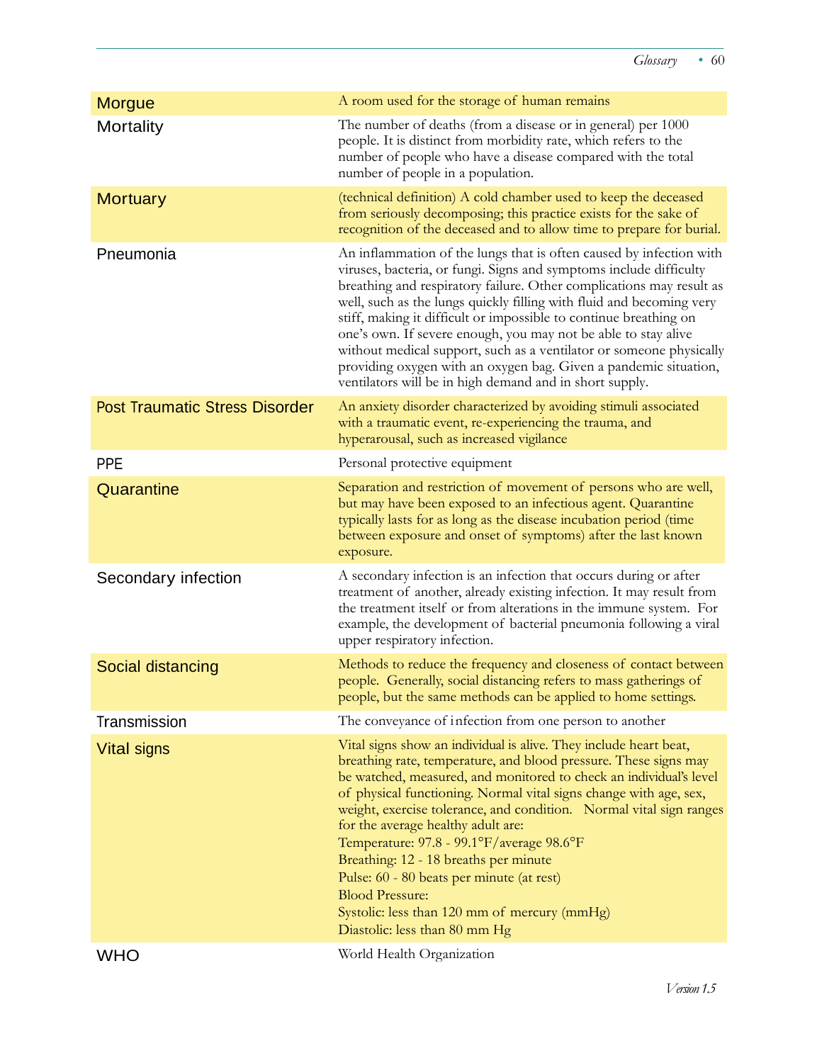| | |
|---|---|
| Morgue | A room used for the storage of human remains |
| Mortality | The number of deaths (from a disease or in general) per 1000 people. It is distinct from morbidity rate, which refers to the number of people who have a disease compared with the total number of people in a population. |
| Mortuary | (technical definition) A cold chamber used to keep the deceased from seriously decomposing; this practice exists for the sake of recognition of the deceased and to allow time to prepare for burial. |
| Pneumonia | An inflammation of the lungs that is often caused by infection with viruses, bacteria, or fungi. Signs and symptoms include difficulty breathing and respiratory failure. Other complications may result as well, such as the lungs quickly filling with fluid and becoming very stiff, making it difficult or impossible to continue breathing on one's own. If severe enough, you may not be able to stay alive without medical support, such as a ventilator or someone physically providing oxygen with an oxygen bag. Given a pandemic situation, ventilators will be in high demand and in short supply. |
| Post Traumatic Stress Disorder | An anxiety disorder characterized by avoiding stimuli associated with a traumatic event, re-experiencing the trauma, and hyperarousal, such as increased vigilance |
| PPE | Personal protective equipment |
| Quarantine | Separation and restriction of movement of persons who are well, but may have been exposed to an infectious agent. Quarantine typically lasts for as long as the disease incubation period (time between exposure and onset of symptoms) after the last known exposure. |
| Secondary infection | A secondary infection is an infection that occurs during or after treatment of another, already existing infection. It may result from the treatment itself or from alterations in the immune system. For example, the development of bacterial pneumonia following a viral upper respiratory infection. |
| Social distancing | Methods to reduce the frequency and closeness of contact between people. Generally, social distancing refers to mass gatherings of people, but the same methods can be applied to home settings. |
| Transmission | The conveyance of infection from one person to another |
| Vital signs | Vital signs show an individual is alive. They include heart beat, breathing rate, temperature, and blood pressure. These signs may be watched, measured, and monitored to check an individual's level of physical functioning. Normal vital signs change with age, sex, weight, exercise tolerance, and condition. Normal vital sign ranges for the average healthy adult are:<br>Temperature: 97.8 - 99.1°F/average 98.6°F<br>Breathing: 12 - 18 breaths per minute<br>Pulse: 60 - 80 beats per minute (at rest)<br>Blood Pressure:<br>Systolic: less than 120 mm of mercury (mmHg)<br>Diastolic: less than 80 mm Hg |
| WHO | World Health Organization |

*Version 1.5*